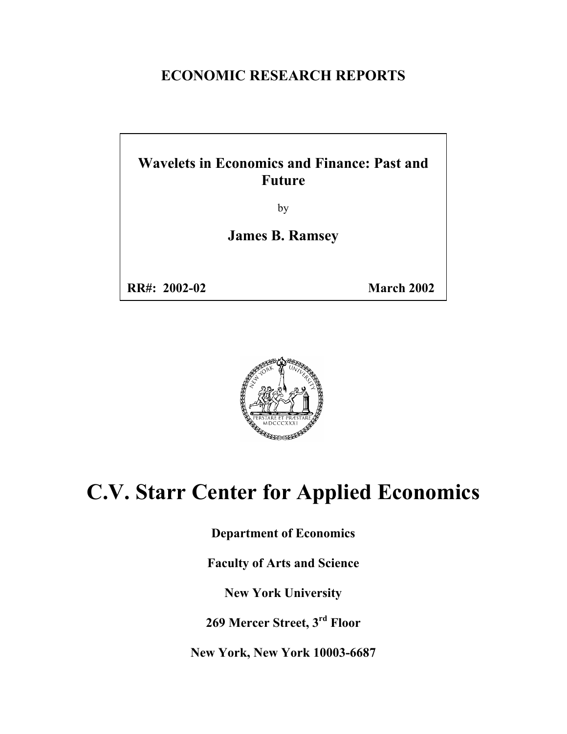**ECONOMIC RESEARCH REPORTS**

**Wavelets in Economics and Finance: Past and Future**

by

**James B. Ramsey**

**RR#: 2002-02** **March 2002**

# C.V. Starr Center for Applied Economics

**Department of Economics**

**Faculty of Arts and Science**

**New York University**

**269 Mercer Street, 3rd Floor**

**New York, New York 10003-6687**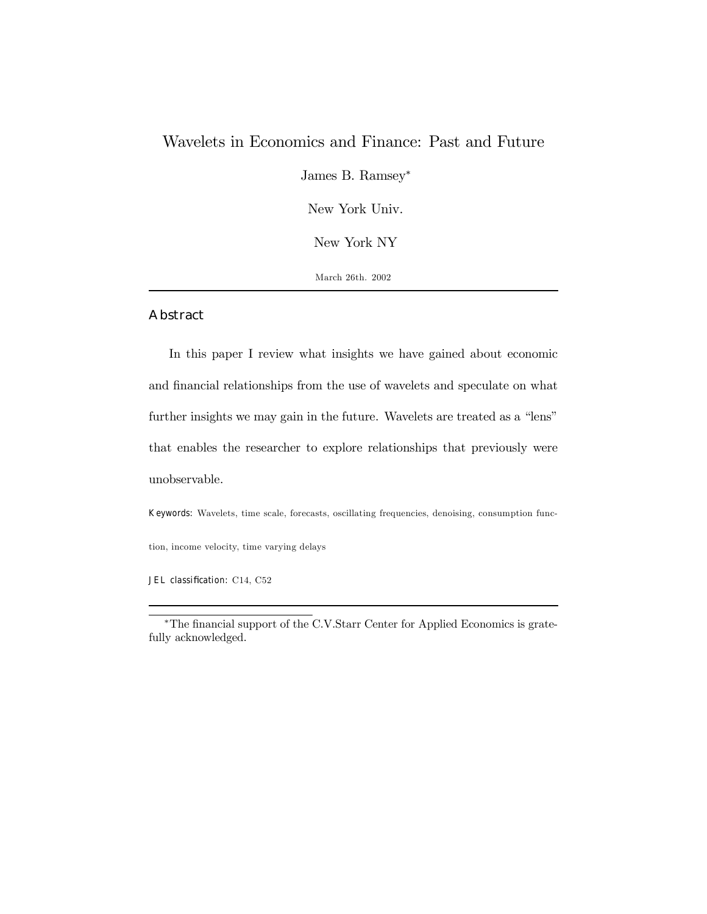# Wavelets in Economics and Finance: Past and Future

James B. Ramsey*

New York Univ.

New York NY

March 26th. 2002

---

## Abstract

In this paper I review what insights we have gained about economic and financial relationships from the use of wavelets and speculate on what further insights we may gain in the future. Wavelets are treated as a "lens" that enables the researcher to explore relationships that previously were unobservable.

**Keywords:** Wavelets, time scale, forecasts, oscillating frequencies, denoising, consumption function, income velocity, time varying delays

**JEL classification:** C14, C52

---

*The financial support of the C.V.Starr Center for Applied Economics is gratefully acknowledged.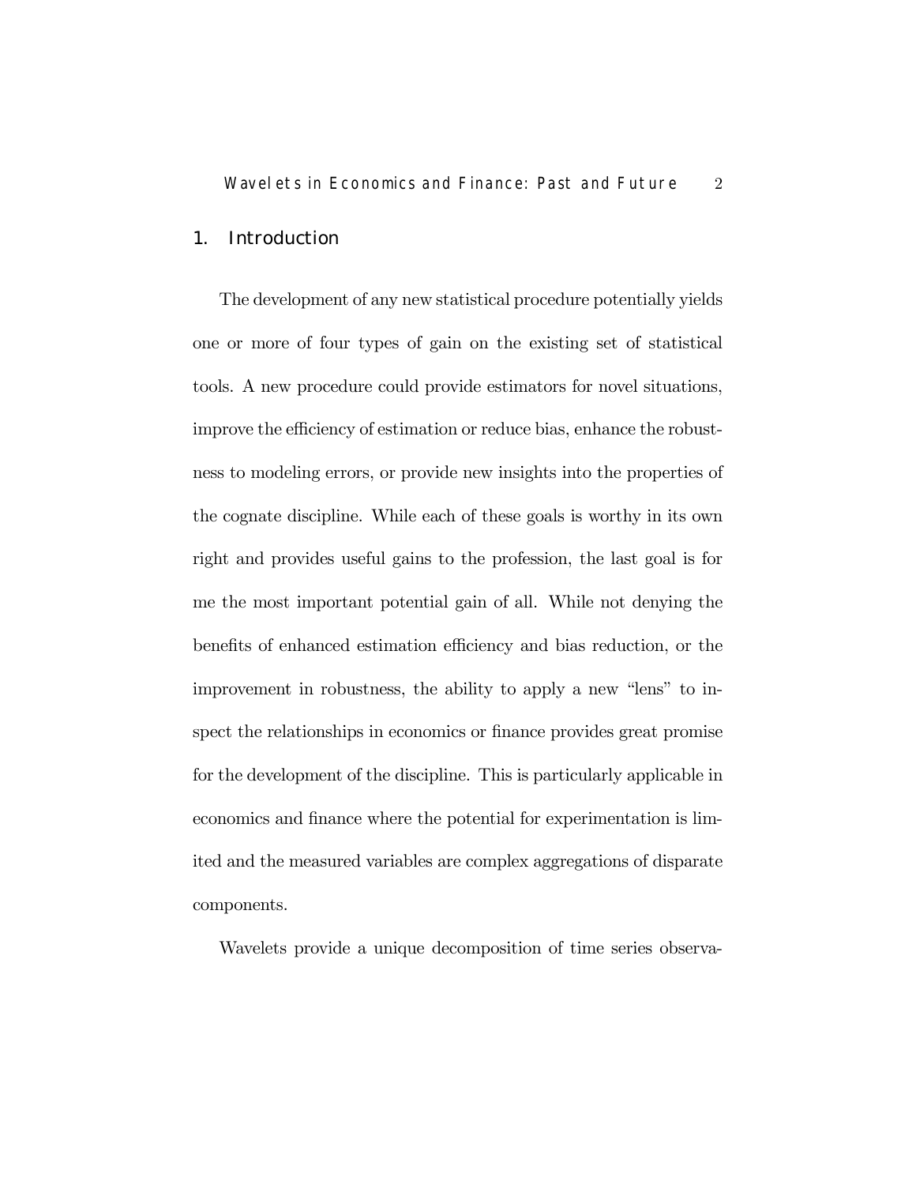## 1. Introduction

The development of any new statistical procedure potentially yields one or more of four types of gain on the existing set of statistical tools. A new procedure could provide estimators for novel situations, improve the efficiency of estimation or reduce bias, enhance the robustness to modeling errors, or provide new insights into the properties of the cognate discipline. While each of these goals is worthy in its own right and provides useful gains to the profession, the last goal is for me the most important potential gain of all. While not denying the benefits of enhanced estimation efficiency and bias reduction, or the improvement in robustness, the ability to apply a new "lens" to inspect the relationships in economics or finance provides great promise for the development of the discipline. This is particularly applicable in economics and finance where the potential for experimentation is limited and the measured variables are complex aggregations of disparate components.

Wavelets provide a unique decomposition of time series observa-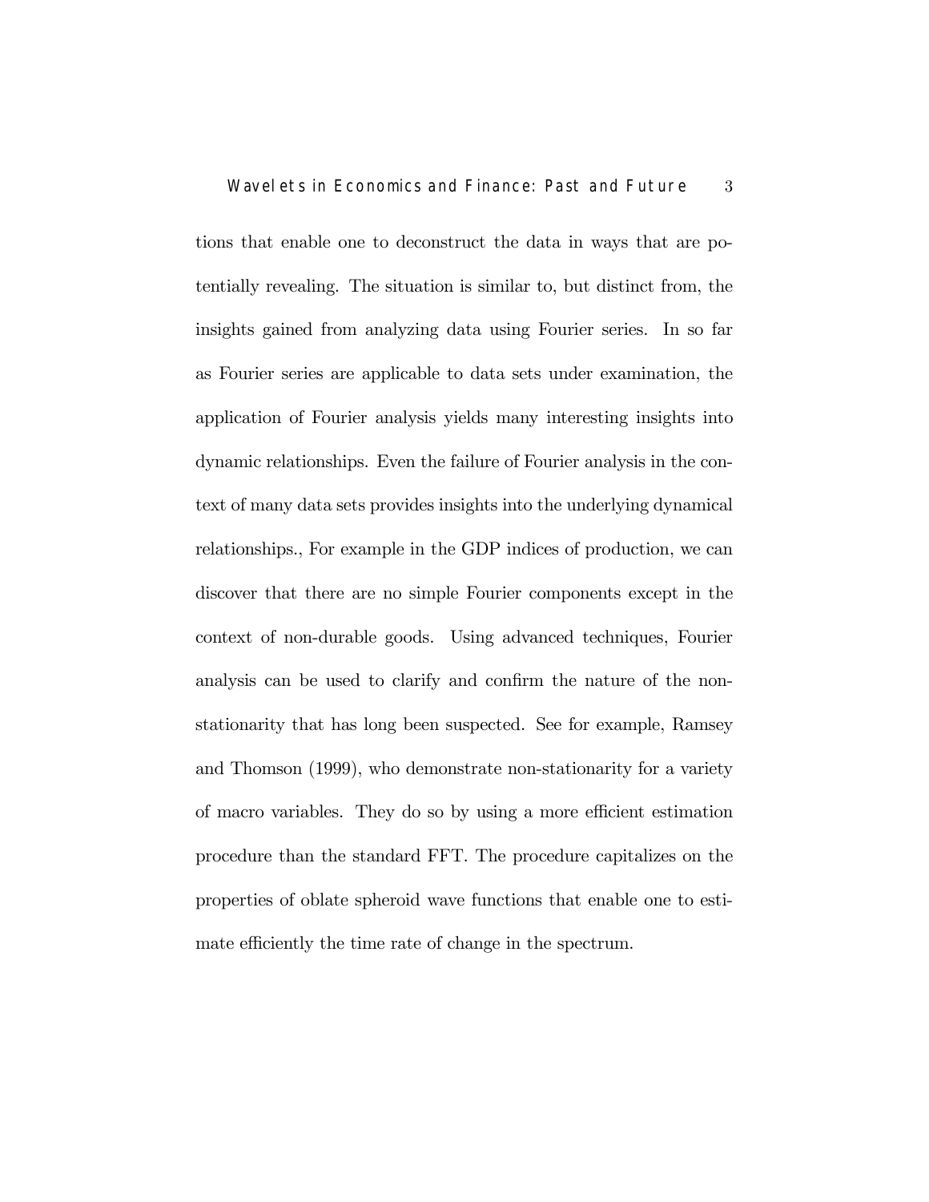tions that enable one to deconstruct the data in ways that are potentially revealing. The situation is similar to, but distinct from, the insights gained from analyzing data using Fourier series. In so far as Fourier series are applicable to data sets under examination, the application of Fourier analysis yields many interesting insights into dynamic relationships. Even the failure of Fourier analysis in the context of many data sets provides insights into the underlying dynamical relationships., For example in the GDP indices of production, we can discover that there are no simple Fourier components except in the context of non-durable goods. Using advanced techniques, Fourier analysis can be used to clarify and confirm the nature of the non-stationarity that has long been suspected. See for example, Ramsey and Thomson (1999), who demonstrate non-stationarity for a variety of macro variables. They do so by using a more efficient estimation procedure than the standard FFT. The procedure capitalizes on the properties of oblate spheroid wave functions that enable one to estimate efficiently the time rate of change in the spectrum.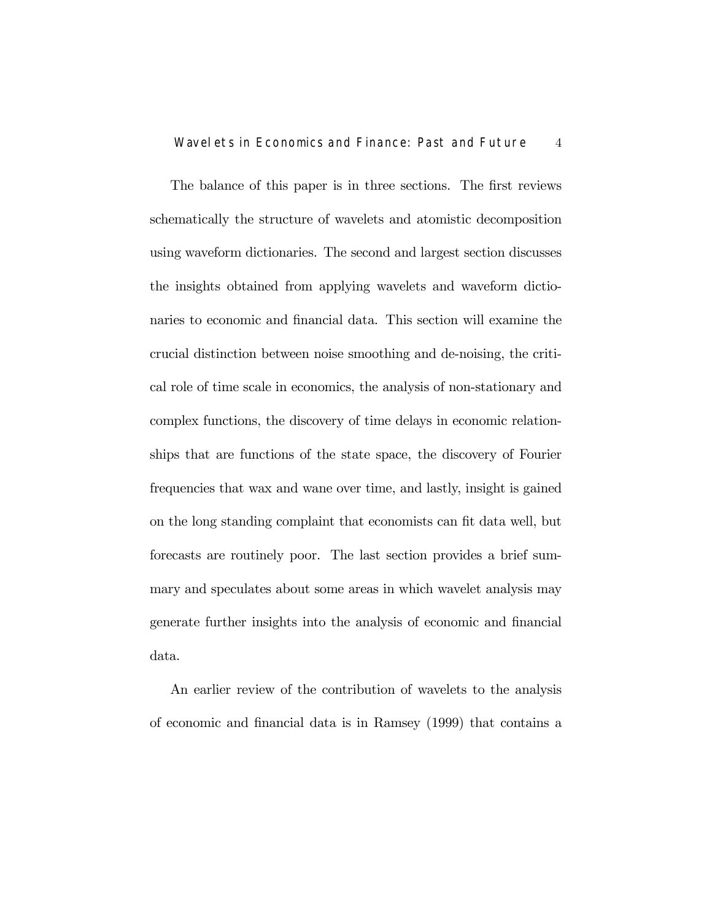The balance of this paper is in three sections. The first reviews schematically the structure of wavelets and atomistic decomposition using waveform dictionaries. The second and largest section discusses the insights obtained from applying wavelets and waveform dictionaries to economic and financial data. This section will examine the crucial distinction between noise smoothing and de-noising, the critical role of time scale in economics, the analysis of non-stationary and complex functions, the discovery of time delays in economic relationships that are functions of the state space, the discovery of Fourier frequencies that wax and wane over time, and lastly, insight is gained on the long standing complaint that economists can fit data well, but forecasts are routinely poor. The last section provides a brief summary and speculates about some areas in which wavelet analysis may generate further insights into the analysis of economic and financial data.

An earlier review of the contribution of wavelets to the analysis of economic and financial data is in Ramsey (1999) that contains a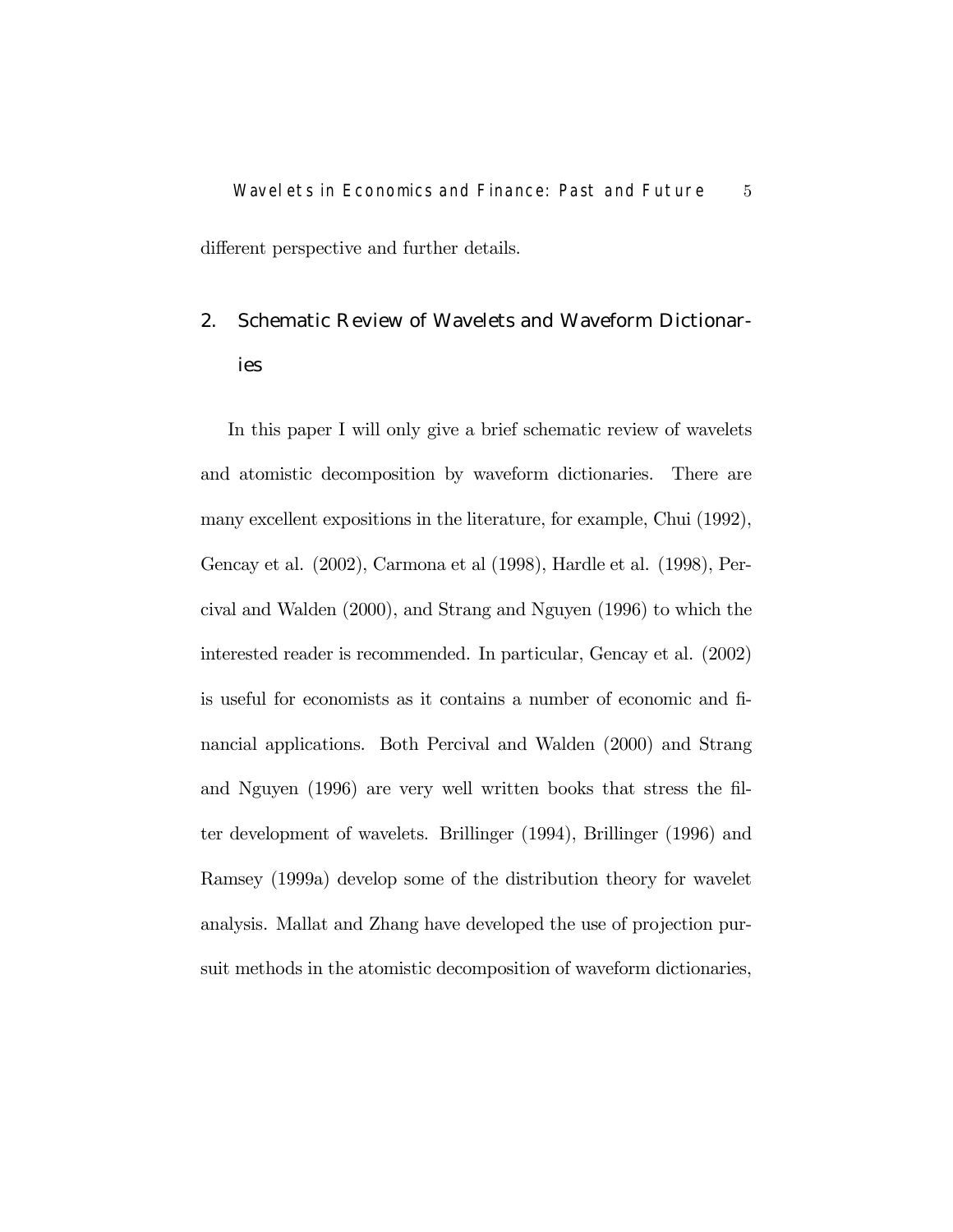different perspective and further details.

## 2. Schematic Review of Wavelets and Waveform Dictionaries

In this paper I will only give a brief schematic review of wavelets and atomistic decomposition by waveform dictionaries. There are many excellent expositions in the literature, for example, Chui (1992), Gencay et al. (2002), Carmona et al (1998), Hardle et al. (1998), Percival and Walden (2000), and Strang and Nguyen (1996) to which the interested reader is recommended. In particular, Gencay et al. (2002) is useful for economists as it contains a number of economic and financial applications. Both Percival and Walden (2000) and Strang and Nguyen (1996) are very well written books that stress the filter development of wavelets. Brillinger (1994), Brillinger (1996) and Ramsey (1999a) develop some of the distribution theory for wavelet analysis. Mallat and Zhang have developed the use of projection pursuit methods in the atomistic decomposition of waveform dictionaries,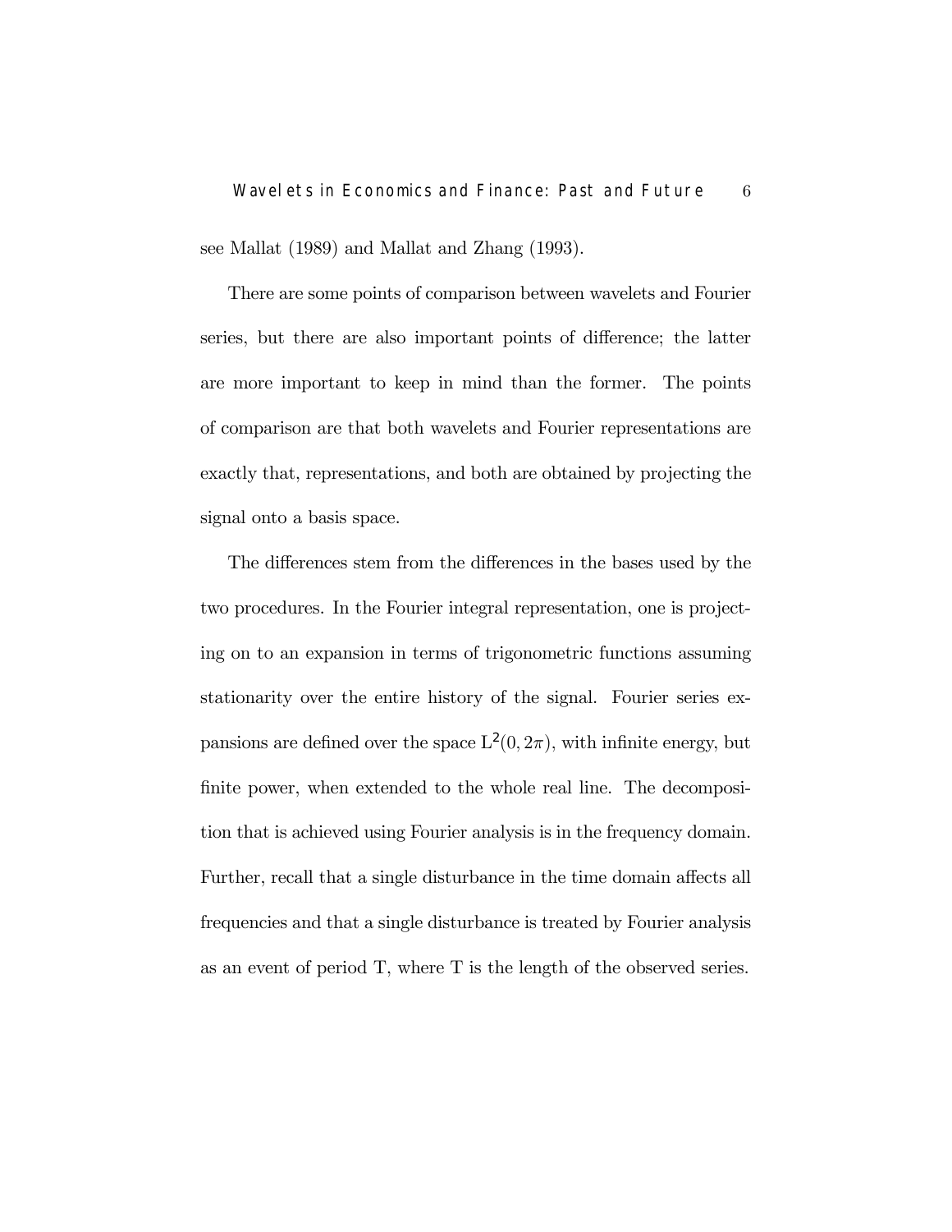see Mallat (1989) and Mallat and Zhang (1993).

There are some points of comparison between wavelets and Fourier series, but there are also important points of difference; the latter are more important to keep in mind than the former. The points of comparison are that both wavelets and Fourier representations are exactly that, representations, and both are obtained by projecting the signal onto a basis space.

The differences stem from the differences in the bases used by the two procedures. In the Fourier integral representation, one is projecting on to an expansion in terms of trigonometric functions assuming stationarity over the entire history of the signal. Fourier series expansions are defined over the space $L^2(0, 2\pi)$, with infinite energy, but finite power, when extended to the whole real line. The decomposition that is achieved using Fourier analysis is in the frequency domain. Further, recall that a single disturbance in the time domain affects all frequencies and that a single disturbance is treated by Fourier analysis as an event of period T, where T is the length of the observed series.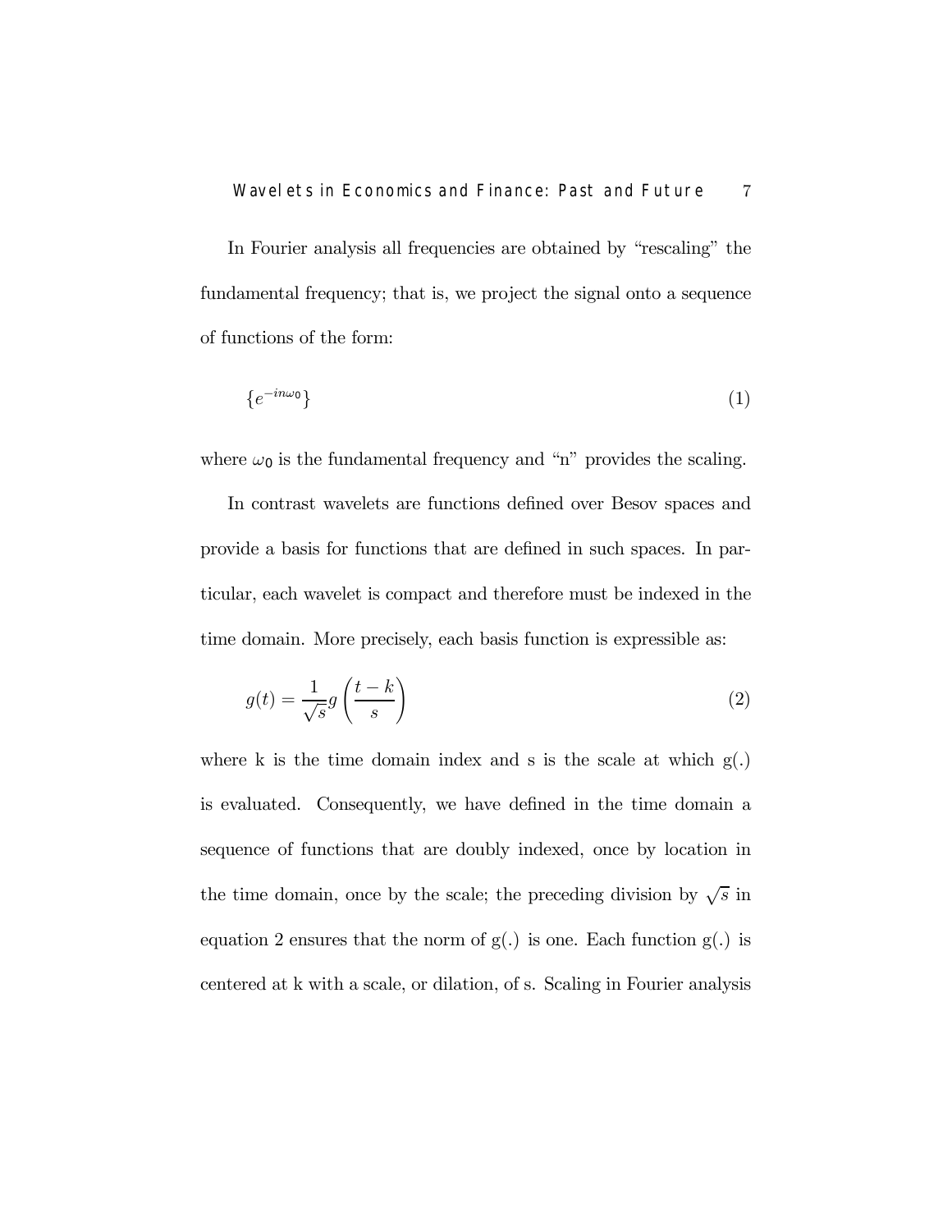In Fourier analysis all frequencies are obtained by "rescaling" the fundamental frequency; that is, we project the signal onto a sequence of functions of the form:

$$\{e^{-in\omega_0}\} \tag{1}$$

where $\omega_0$ is the fundamental frequency and "n" provides the scaling.

In contrast wavelets are functions defined over Besov spaces and provide a basis for functions that are defined in such spaces. In particular, each wavelet is compact and therefore must be indexed in the time domain. More precisely, each basis function is expressible as:

$$g(t) = \frac{1}{\sqrt{s}} g\left(\frac{t-k}{s}\right) \tag{2}$$

where k is the time domain index and s is the scale at which g(.) is evaluated. Consequently, we have defined in the time domain a sequence of functions that are doubly indexed, once by location in the time domain, once by the scale; the preceding division by $\sqrt{s}$ in equation 2 ensures that the norm of g(.) is one. Each function g(.) is centered at k with a scale, or dilation, of s. Scaling in Fourier analysis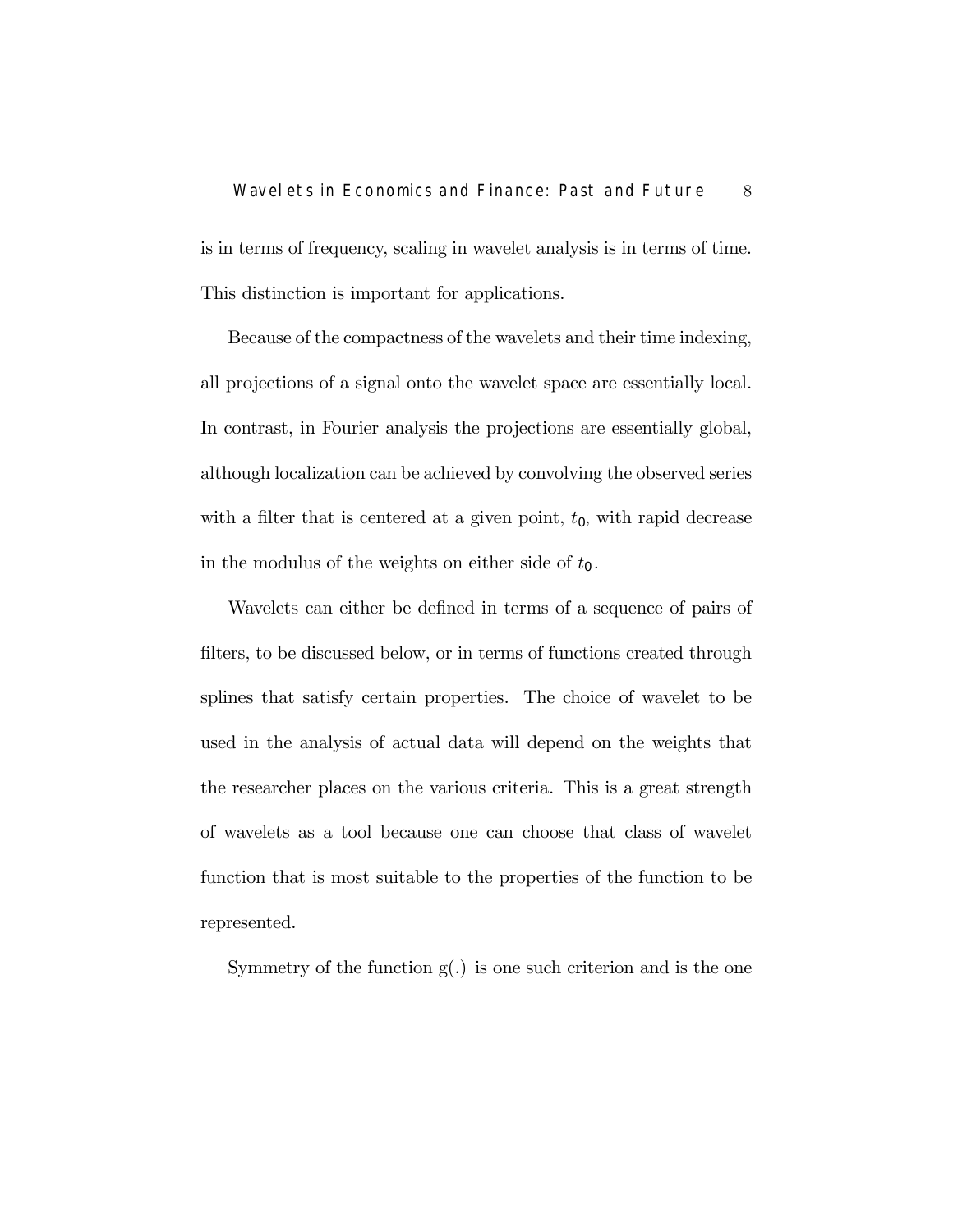is in terms of frequency, scaling in wavelet analysis is in terms of time. This distinction is important for applications.

Because of the compactness of the wavelets and their time indexing, all projections of a signal onto the wavelet space are essentially local. In contrast, in Fourier analysis the projections are essentially global, although localization can be achieved by convolving the observed series with a filter that is centered at a given point, $t_0$, with rapid decrease in the modulus of the weights on either side of $t_0$.

Wavelets can either be defined in terms of a sequence of pairs of filters, to be discussed below, or in terms of functions created through splines that satisfy certain properties. The choice of wavelet to be used in the analysis of actual data will depend on the weights that the researcher places on the various criteria. This is a great strength of wavelets as a tool because one can choose that class of wavelet function that is most suitable to the properties of the function to be represented.

Symmetry of the function g(.) is one such criterion and is the one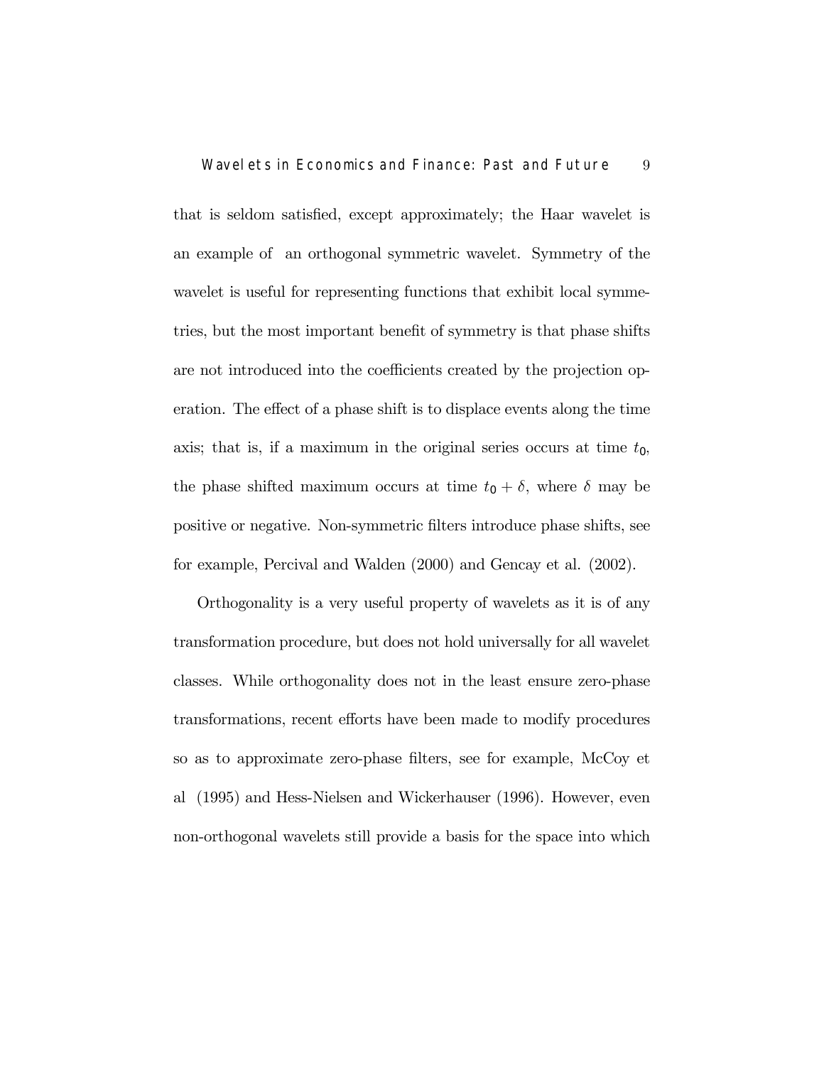that is seldom satisfied, except approximately; the Haar wavelet is an example of an orthogonal symmetric wavelet. Symmetry of the wavelet is useful for representing functions that exhibit local symmetries, but the most important benefit of symmetry is that phase shifts are not introduced into the coefficients created by the projection operation. The effect of a phase shift is to displace events along the time axis; that is, if a maximum in the original series occurs at time $t_0$, the phase shifted maximum occurs at time $t_0 + \delta$, where $\delta$ may be positive or negative. Non-symmetric filters introduce phase shifts, see for example, Percival and Walden (2000) and Gencay et al. (2002).

Orthogonality is a very useful property of wavelets as it is of any transformation procedure, but does not hold universally for all wavelet classes. While orthogonality does not in the least ensure zero-phase transformations, recent efforts have been made to modify procedures so as to approximate zero-phase filters, see for example, McCoy et al (1995) and Hess-Nielsen and Wickerhauser (1996). However, even non-orthogonal wavelets still provide a basis for the space into which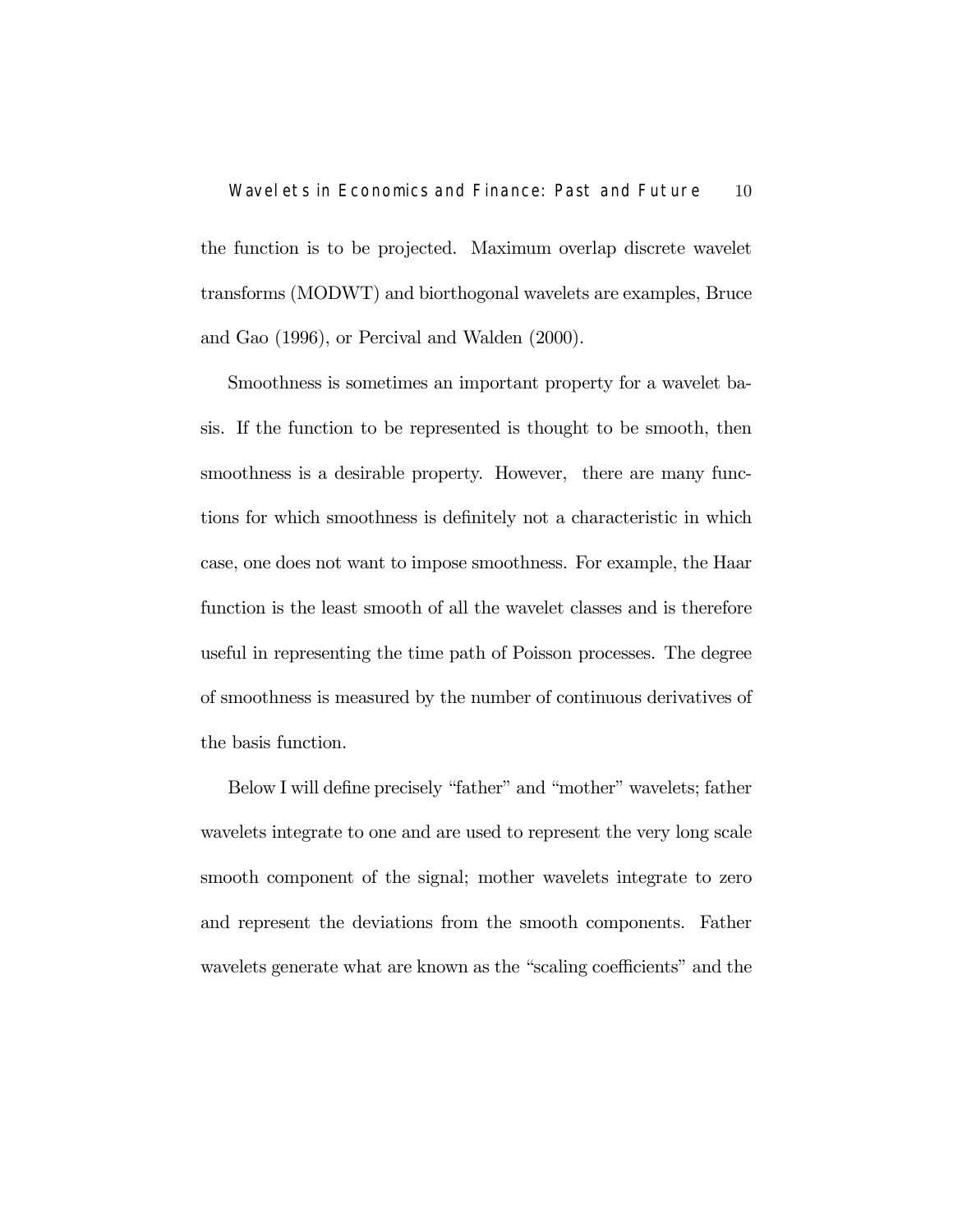the function is to be projected. Maximum overlap discrete wavelet transforms (MODWT) and biorthogonal wavelets are examples, Bruce and Gao (1996), or Percival and Walden (2000).

Smoothness is sometimes an important property for a wavelet basis. If the function to be represented is thought to be smooth, then smoothness is a desirable property. However, there are many functions for which smoothness is definitely not a characteristic in which case, one does not want to impose smoothness. For example, the Haar function is the least smooth of all the wavelet classes and is therefore useful in representing the time path of Poisson processes. The degree of smoothness is measured by the number of continuous derivatives of the basis function.

Below I will define precisely "father" and "mother" wavelets; father wavelets integrate to one and are used to represent the very long scale smooth component of the signal; mother wavelets integrate to zero and represent the deviations from the smooth components. Father wavelets generate what are known as the "scaling coefficients" and the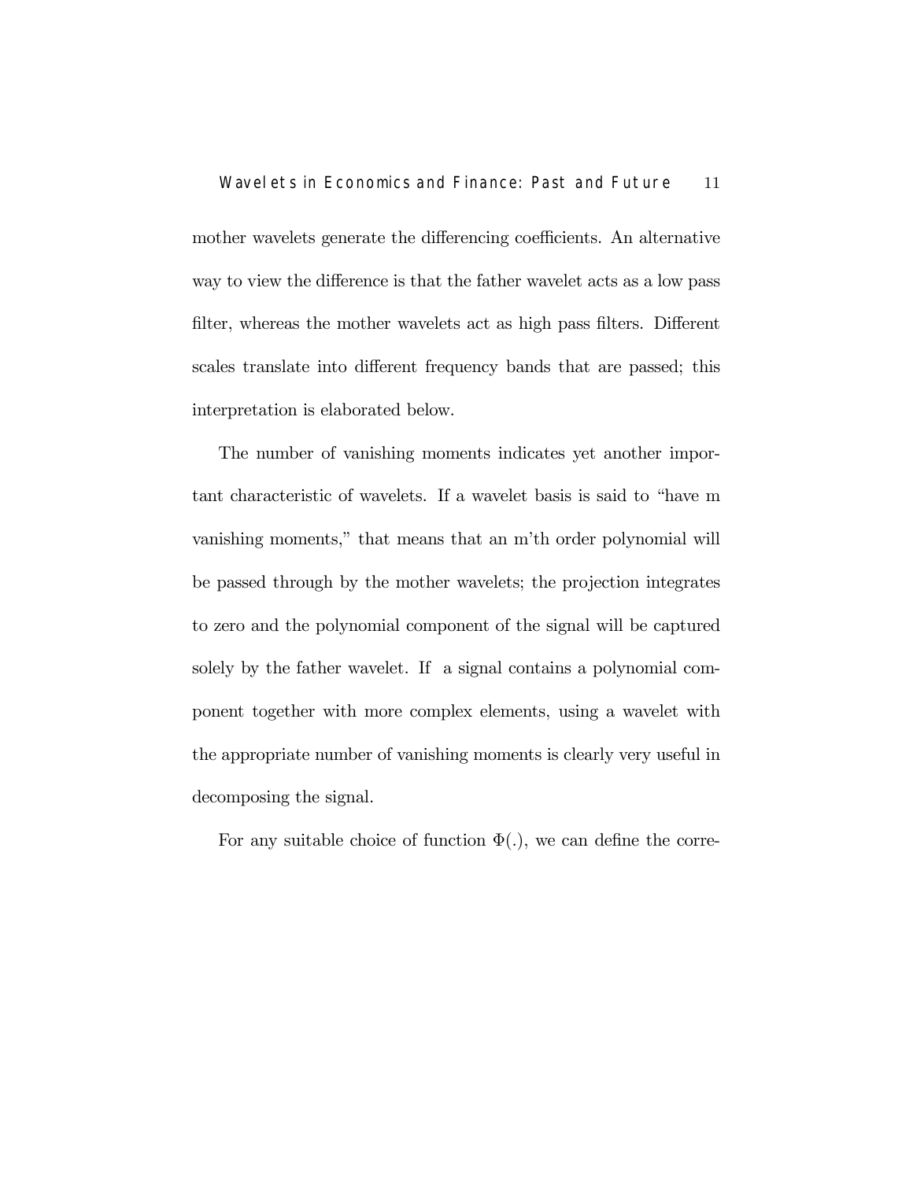mother wavelets generate the differencing coefficients. An alternative way to view the difference is that the father wavelet acts as a low pass filter, whereas the mother wavelets act as high pass filters. Different scales translate into different frequency bands that are passed; this interpretation is elaborated below.

The number of vanishing moments indicates yet another important characteristic of wavelets. If a wavelet basis is said to "have m vanishing moments," that means that an m'th order polynomial will be passed through by the mother wavelets; the projection integrates to zero and the polynomial component of the signal will be captured solely by the father wavelet. If a signal contains a polynomial component together with more complex elements, using a wavelet with the appropriate number of vanishing moments is clearly very useful in decomposing the signal.

For any suitable choice of function $\Phi(.)$, we can define the corre-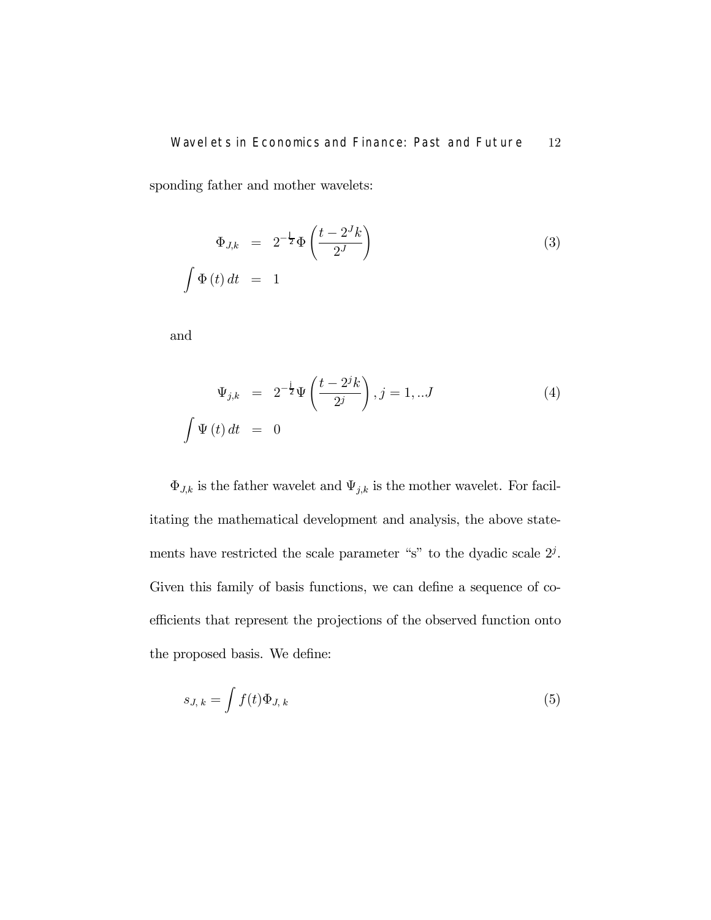sponding father and mother wavelets:

$$
\begin{aligned}
\Phi_{J,k} &= 2^{-\frac{j}{2}}\Phi\left(\frac{t-2^{J}k}{2^{J}}\right) \\
\int \Phi\left(t\right)dt &= 1
\end{aligned}
\tag{3}
$$

and

$$
\begin{aligned}
\Psi_{j,k} &= 2^{-\frac{j}{2}}\Psi\left(\frac{t-2^{j}k}{2^{j}}\right), j=1,..J \\
\int \Psi\left(t\right)dt &= 0
\end{aligned}
\tag{4}
$$

$\Phi_{J,k}$ is the father wavelet and $\Psi_{j,k}$ is the mother wavelet. For facilitating the mathematical development and analysis, the above statements have restricted the scale parameter "s" to the dyadic scale $2^{j}$. Given this family of basis functions, we can define a sequence of coefficients that represent the projections of the observed function onto the proposed basis. We define:

$$
s_{J,\,k} = \int f(t)\Phi_{J,\,k} \tag{5}
$$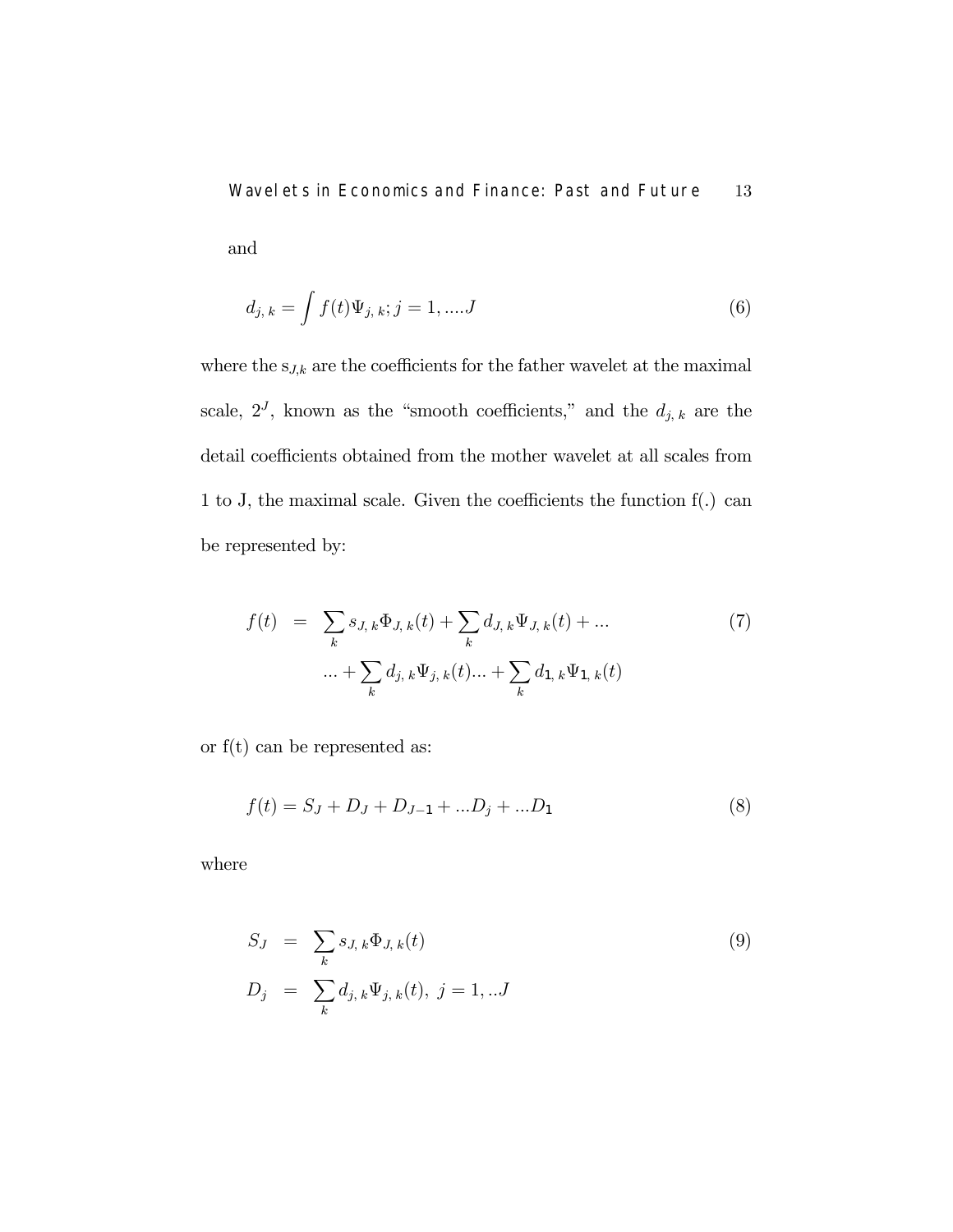and

$$d_{j,\,k} = \int f(t)\Psi_{j,\,k}; j = 1, ....J \tag{6}$$

where the $s_{J,k}$ are the coefficients for the father wavelet at the maximal scale, $2^J$, known as the "smooth coefficients," and the $d_{j,\,k}$ are the detail coefficients obtained from the mother wavelet at all scales from 1 to J, the maximal scale. Given the coefficients the function f(.) can be represented by:

$$\begin{aligned} f(t) &= \sum_k s_{J,\,k}\Phi_{J,\,k}(t) + \sum_k d_{J,\,k}\Psi_{J,\,k}(t) + ... \\ &\quad ... + \sum_k d_{j,\,k}\Psi_{j,\,k}(t) ... + \sum_k d_{1,\,k}\Psi_{1,\,k}(t) \end{aligned} \tag{7}$$

or f(t) can be represented as:

$$f(t) = S_J + D_J + D_{J-1} + ...D_j + ...D_1 \tag{8}$$

where

$$\begin{aligned} S_J &= \sum_k s_{J,\,k}\Phi_{J,\,k}(t) \\ D_j &= \sum_k d_{j,\,k}\Psi_{j,\,k}(t),\ j = 1, ..J \end{aligned} \tag{9}$$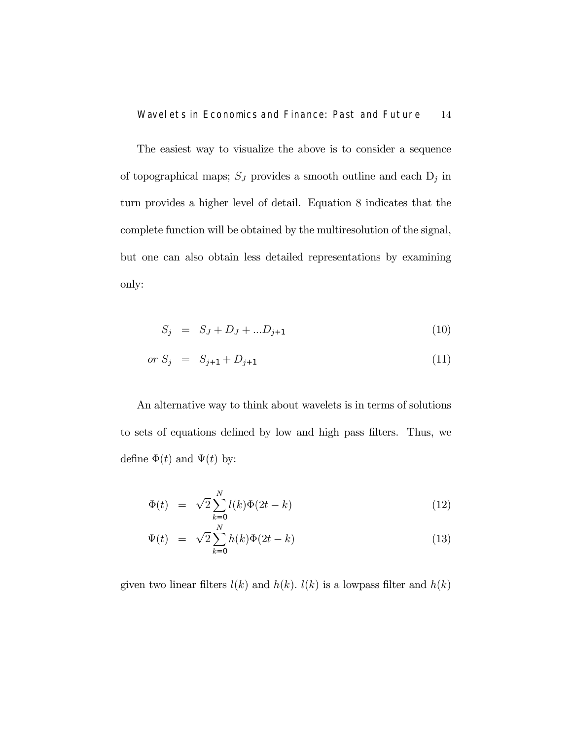The easiest way to visualize the above is to consider a sequence of topographical maps; $S_J$ provides a smooth outline and each $D_j$ in turn provides a higher level of detail. Equation 8 indicates that the complete function will be obtained by the multiresolution of the signal, but one can also obtain less detailed representations by examining only:

$$
\begin{aligned}
S_j &= S_J + D_J + ...D_{j+1} \quad (10)\\
or\ S_j &= S_{j+1} + D_{j+1} \quad (11)
\end{aligned}
$$

An alternative way to think about wavelets is in terms of solutions to sets of equations defined by low and high pass filters. Thus, we define $\Phi(t)$ and $\Psi(t)$ by:

$$
\begin{aligned}
\Phi(t) &= \sqrt{2}\sum_{k=0}^{N} l(k)\Phi(2t-k) \quad (12)\\
\Psi(t) &= \sqrt{2}\sum_{k=0}^{N} h(k)\Phi(2t-k) \quad (13)
\end{aligned}
$$

given two linear filters $l(k)$ and $h(k)$. $l(k)$ is a lowpass filter and $h(k)$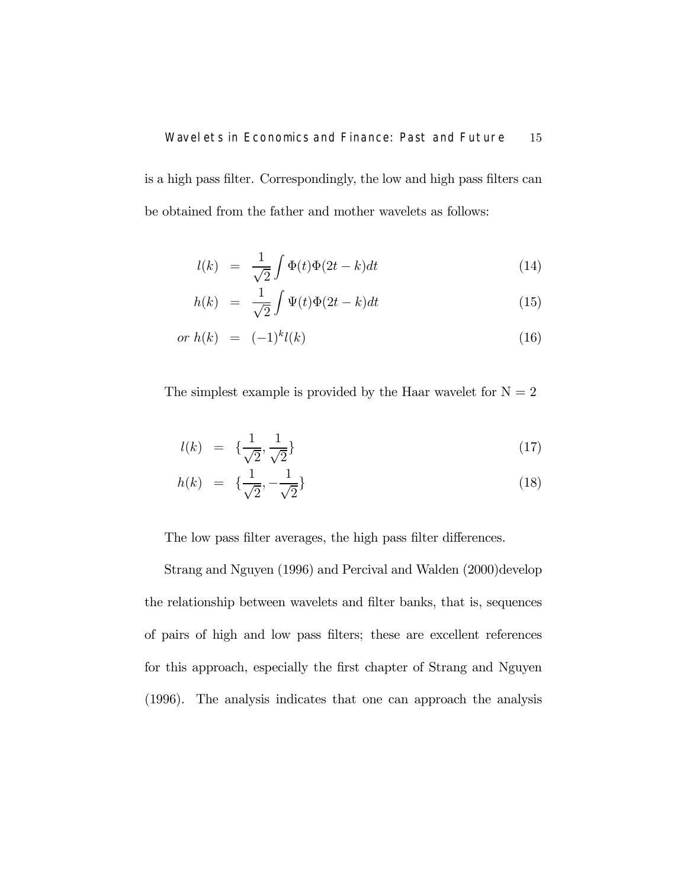is a high pass filter. Correspondingly, the low and high pass filters can be obtained from the father and mother wavelets as follows:

$$l(k) = \frac{1}{\sqrt{2}} \int \Phi(t)\Phi(2t-k)dt \tag{14}$$

$$h(k) = \frac{1}{\sqrt{2}} \int \Psi(t)\Phi(2t-k)dt \tag{15}$$

$$or \; h(k) = (-1)^k l(k) \tag{16}$$

The simplest example is provided by the Haar wavelet for N = 2

$$l(k) = \{\frac{1}{\sqrt{2}}, \frac{1}{\sqrt{2}}\} \tag{17}$$

$$h(k) = \{\frac{1}{\sqrt{2}}, -\frac{1}{\sqrt{2}}\} \tag{18}$$

The low pass filter averages, the high pass filter differences.

Strang and Nguyen (1996) and Percival and Walden (2000)develop the relationship between wavelets and filter banks, that is, sequences of pairs of high and low pass filters; these are excellent references for this approach, especially the first chapter of Strang and Nguyen (1996). The analysis indicates that one can approach the analysis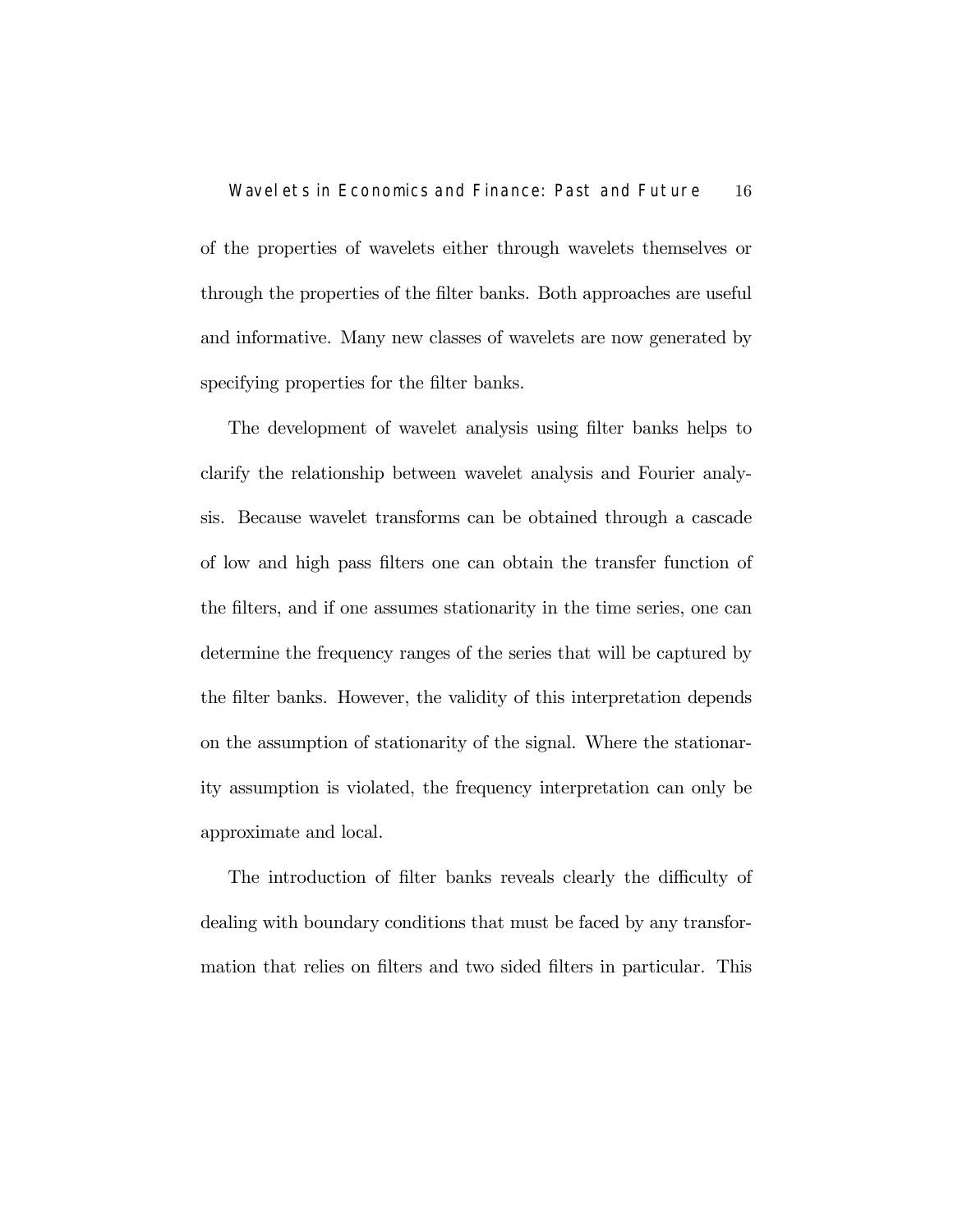of the properties of wavelets either through wavelets themselves or through the properties of the filter banks. Both approaches are useful and informative. Many new classes of wavelets are now generated by specifying properties for the filter banks.

The development of wavelet analysis using filter banks helps to clarify the relationship between wavelet analysis and Fourier analysis. Because wavelet transforms can be obtained through a cascade of low and high pass filters one can obtain the transfer function of the filters, and if one assumes stationarity in the time series, one can determine the frequency ranges of the series that will be captured by the filter banks. However, the validity of this interpretation depends on the assumption of stationarity of the signal. Where the stationarity assumption is violated, the frequency interpretation can only be approximate and local.

The introduction of filter banks reveals clearly the difficulty of dealing with boundary conditions that must be faced by any transformation that relies on filters and two sided filters in particular. This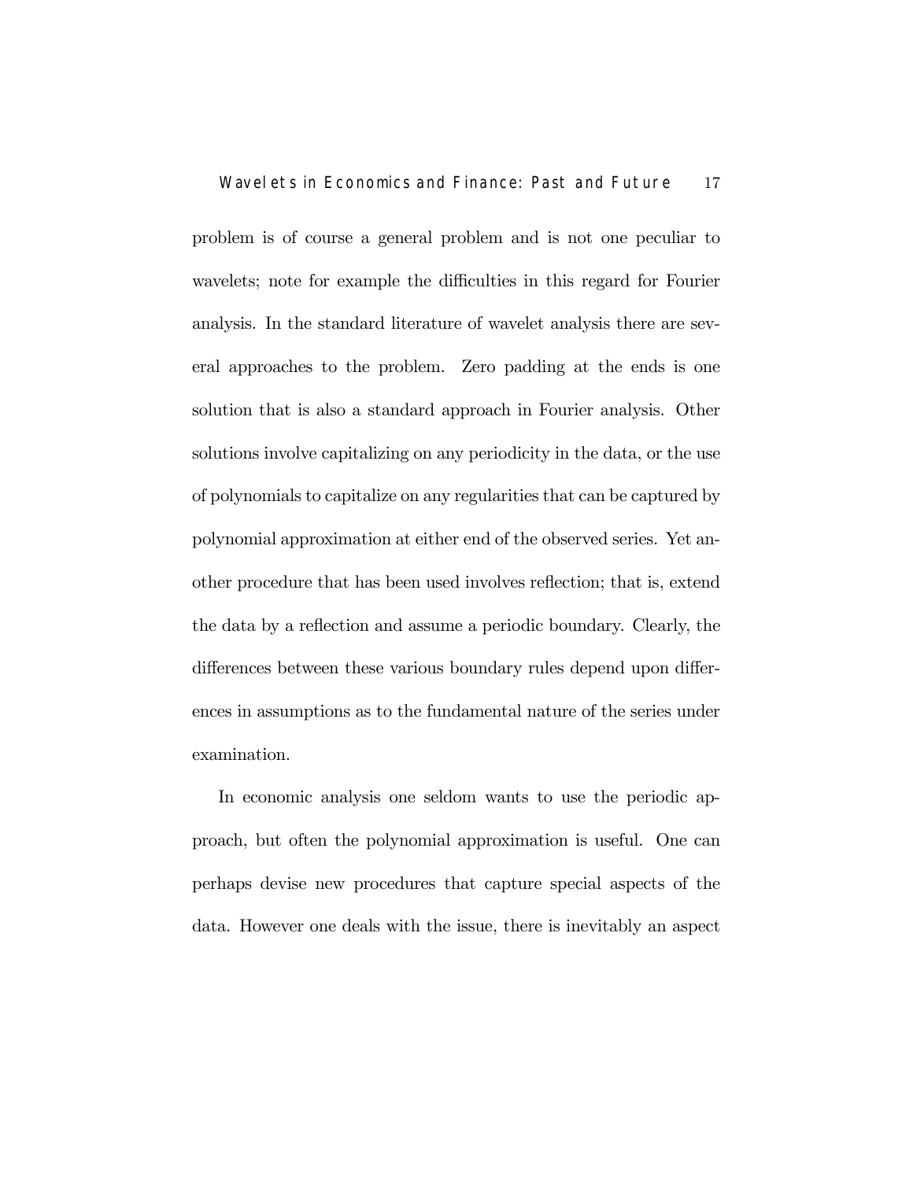problem is of course a general problem and is not one peculiar to wavelets; note for example the difficulties in this regard for Fourier analysis. In the standard literature of wavelet analysis there are several approaches to the problem. Zero padding at the ends is one solution that is also a standard approach in Fourier analysis. Other solutions involve capitalizing on any periodicity in the data, or the use of polynomials to capitalize on any regularities that can be captured by polynomial approximation at either end of the observed series. Yet another procedure that has been used involves reflection; that is, extend the data by a reflection and assume a periodic boundary. Clearly, the differences between these various boundary rules depend upon differences in assumptions as to the fundamental nature of the series under examination.

In economic analysis one seldom wants to use the periodic approach, but often the polynomial approximation is useful. One can perhaps devise new procedures that capture special aspects of the data. However one deals with the issue, there is inevitably an aspect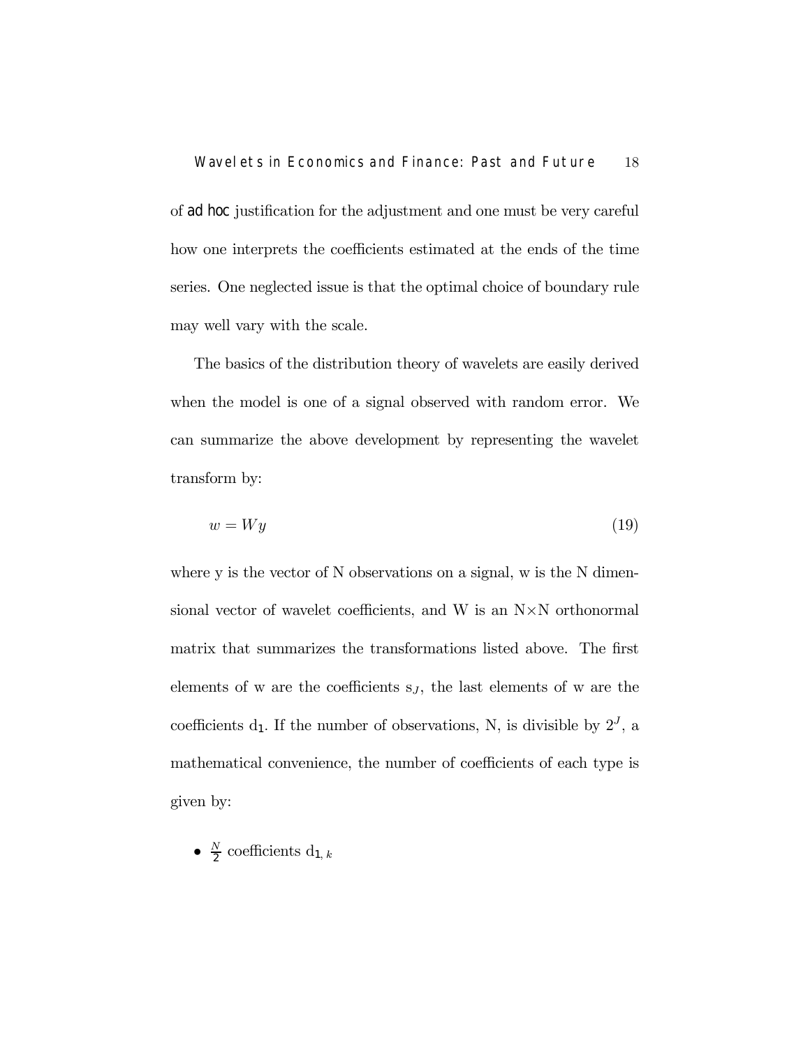of *ad hoc* justification for the adjustment and one must be very careful how one interprets the coefficients estimated at the ends of the time series. One neglected issue is that the optimal choice of boundary rule may well vary with the scale.

The basics of the distribution theory of wavelets are easily derived when the model is one of a signal observed with random error. We can summarize the above development by representing the wavelet transform by:

$$w = Wy \tag{19}$$

where y is the vector of N observations on a signal, w is the N dimensional vector of wavelet coefficients, and W is an N×N orthonormal matrix that summarizes the transformations listed above. The first elements of w are the coefficients $s_J$, the last elements of w are the coefficients $d_1$. If the number of observations, N, is divisible by $2^J$, a mathematical convenience, the number of coefficients of each type is given by:

- $\frac{N}{2}$ coefficients $d_{1,k}$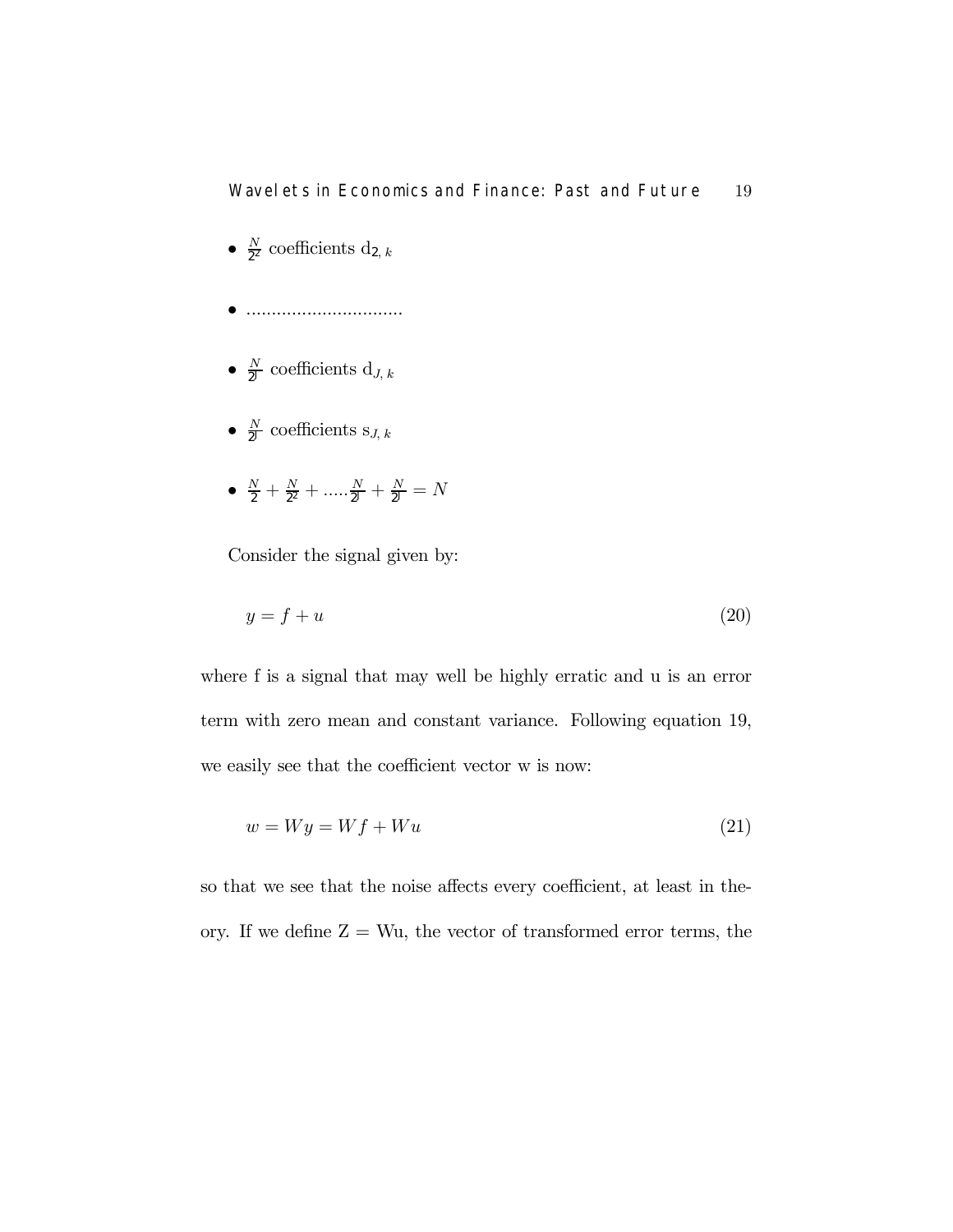- $\frac{N}{2^2}$ coefficients $d_{2,k}$
- ...............................
- $\frac{N}{2^J}$ coefficients $d_{J,k}$
- $\frac{N}{2^J}$ coefficients $s_{J,k}$
- $\frac{N}{2} + \frac{N}{2^2} + .....\frac{N}{2^J} + \frac{N}{2^J} = N$

Consider the signal given by:

$$y = f + u \tag{20}$$

where f is a signal that may well be highly erratic and u is an error term with zero mean and constant variance. Following equation 19, we easily see that the coefficient vector w is now:

$$w = Wy = Wf + Wu \tag{21}$$

so that we see that the noise affects every coefficient, at least in theory. If we define Z = Wu, the vector of transformed error terms, the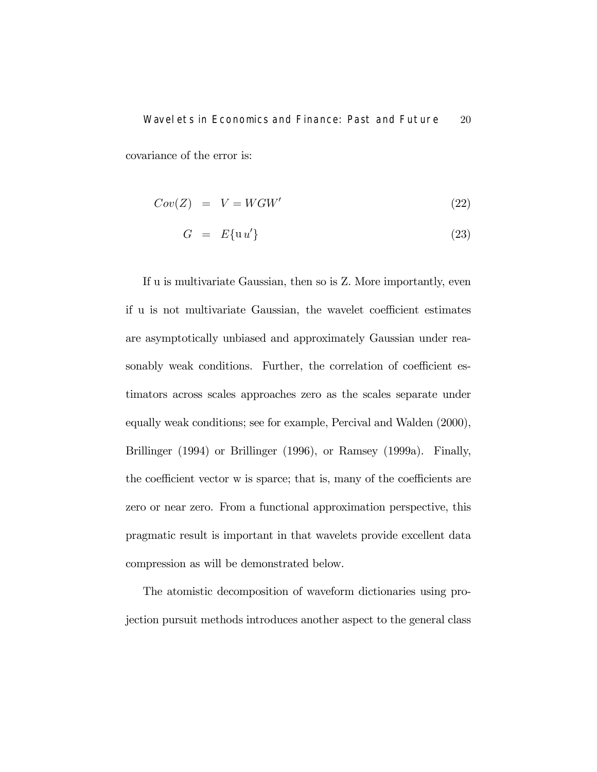covariance of the error is:

$$
\begin{aligned}
Cov(Z) &= V = WGW' &(22)\\
G &= E\{\mathrm{u}\,u'\} &(23)
\end{aligned}
$$

If u is multivariate Gaussian, then so is Z. More importantly, even if u is not multivariate Gaussian, the wavelet coefficient estimates are asymptotically unbiased and approximately Gaussian under reasonably weak conditions. Further, the correlation of coefficient estimators across scales approaches zero as the scales separate under equally weak conditions; see for example, Percival and Walden (2000), Brillinger (1994) or Brillinger (1996), or Ramsey (1999a). Finally, the coefficient vector w is sparce; that is, many of the coefficients are zero or near zero. From a functional approximation perspective, this pragmatic result is important in that wavelets provide excellent data compression as will be demonstrated below.

The atomistic decomposition of waveform dictionaries using projection pursuit methods introduces another aspect to the general class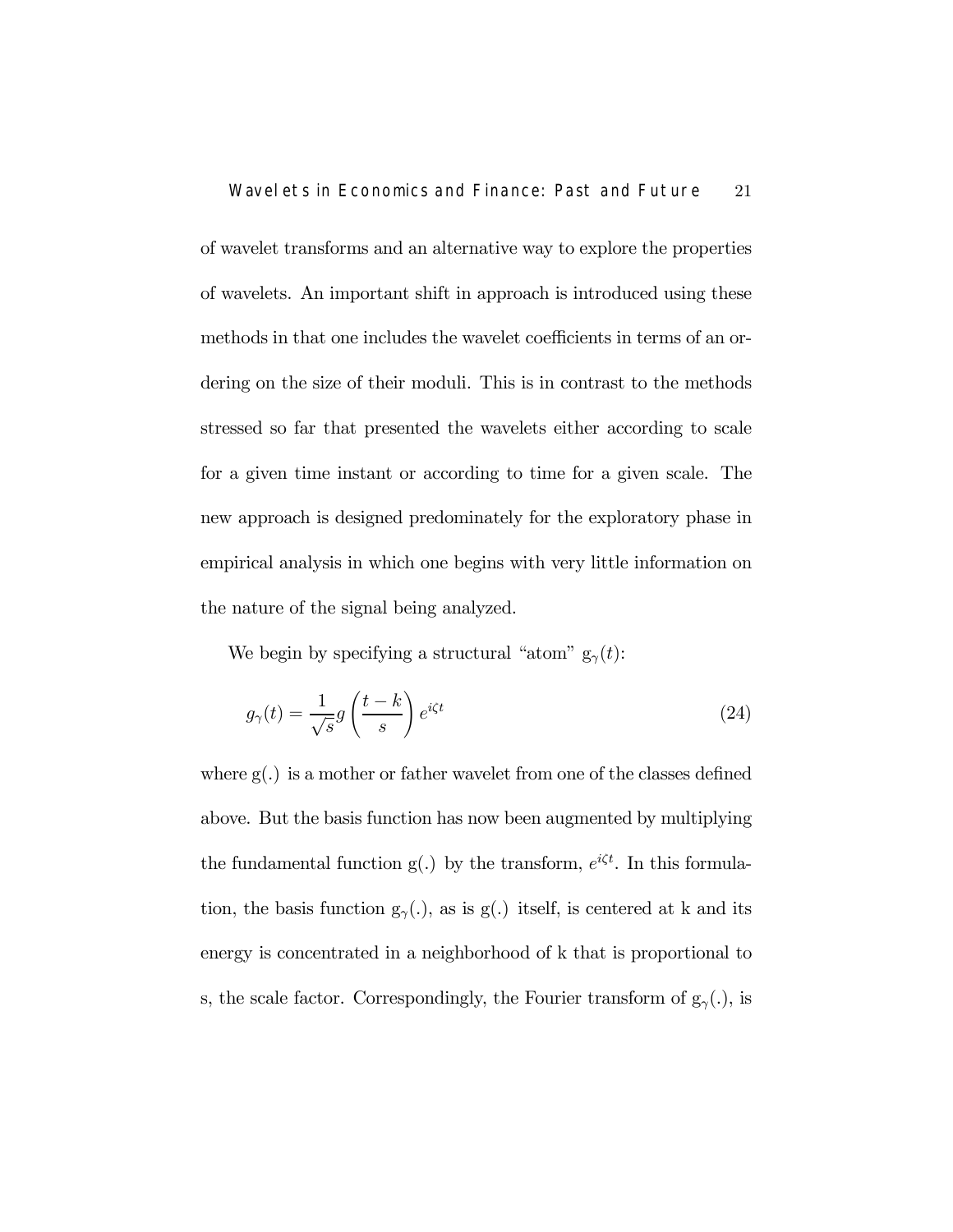of wavelet transforms and an alternative way to explore the properties of wavelets. An important shift in approach is introduced using these methods in that one includes the wavelet coefficients in terms of an ordering on the size of their moduli. This is in contrast to the methods stressed so far that presented the wavelets either according to scale for a given time instant or according to time for a given scale. The new approach is designed predominately for the exploratory phase in empirical analysis in which one begins with very little information on the nature of the signal being analyzed.

We begin by specifying a structural "atom" $g_\gamma(t)$:

$$g_\gamma(t) = \frac{1}{\sqrt{s}} g\left(\frac{t-k}{s}\right) e^{i\zeta t} \tag{24}$$

where $g(.)$ is a mother or father wavelet from one of the classes defined above. But the basis function has now been augmented by multiplying the fundamental function $g(.)$ by the transform, $e^{i\zeta t}$. In this formulation, the basis function $g_\gamma(.)$, as is $g(.)$ itself, is centered at k and its energy is concentrated in a neighborhood of k that is proportional to s, the scale factor. Correspondingly, the Fourier transform of $g_\gamma(.)$, is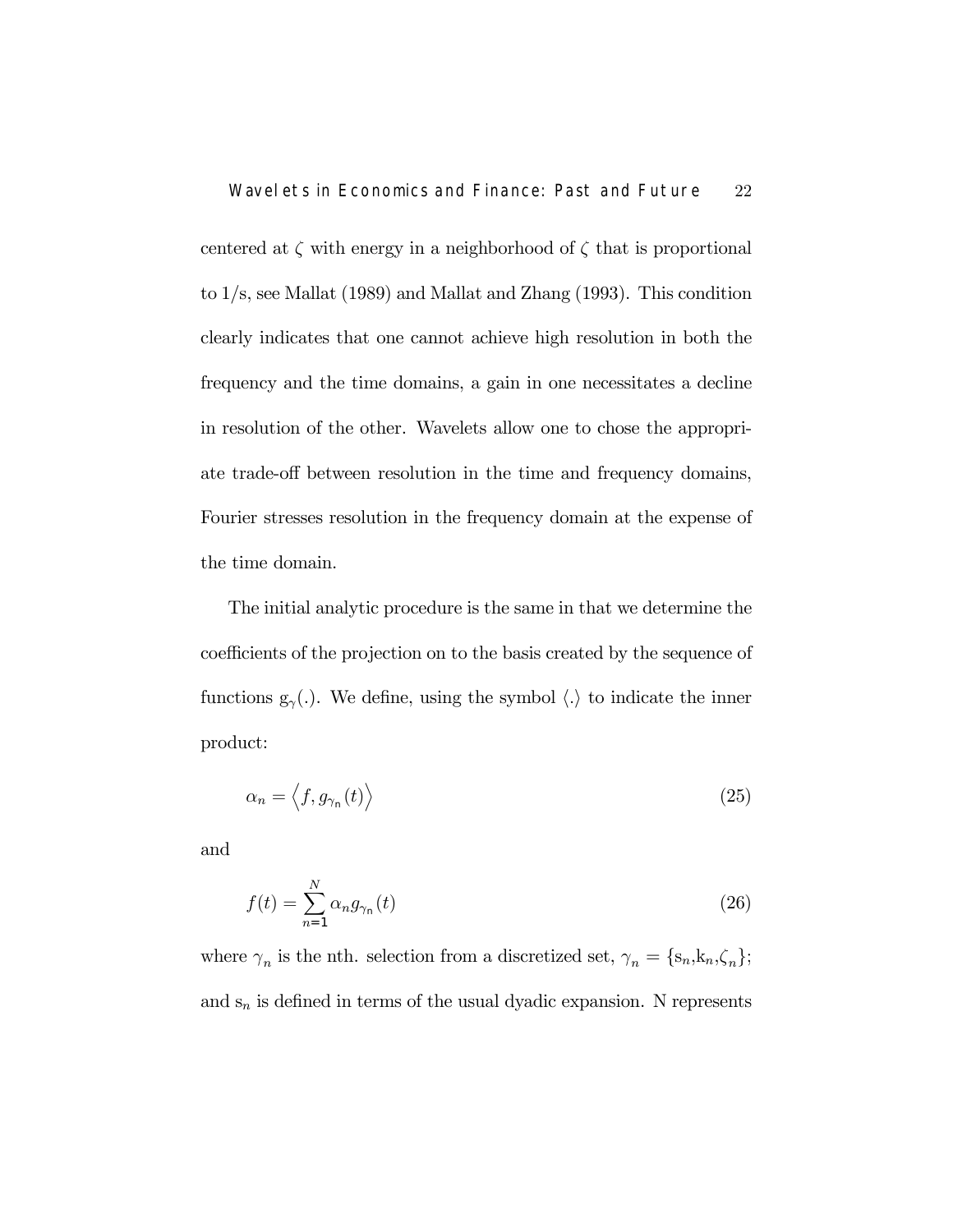centered at $\zeta$ with energy in a neighborhood of $\zeta$ that is proportional to $1/s$, see Mallat (1989) and Mallat and Zhang (1993). This condition clearly indicates that one cannot achieve high resolution in both the frequency and the time domains, a gain in one necessitates a decline in resolution of the other. Wavelets allow one to chose the appropriate trade-off between resolution in the time and frequency domains, Fourier stresses resolution in the frequency domain at the expense of the time domain.

The initial analytic procedure is the same in that we determine the coefficients of the projection on to the basis created by the sequence of functions $g_\gamma(.)$. We define, using the symbol $\langle . \rangle$ to indicate the inner product:

$$\alpha_n = \left\langle f, g_{\gamma_n}(t) \right\rangle \tag{25}$$

and

$$f(t) = \sum_{n=1}^{N} \alpha_n g_{\gamma_n}(t) \tag{26}$$

where $\gamma_n$ is the nth. selection from a discretized set, $\gamma_n = \{s_n, k_n, \zeta_n\}$; and $s_n$ is defined in terms of the usual dyadic expansion. N represents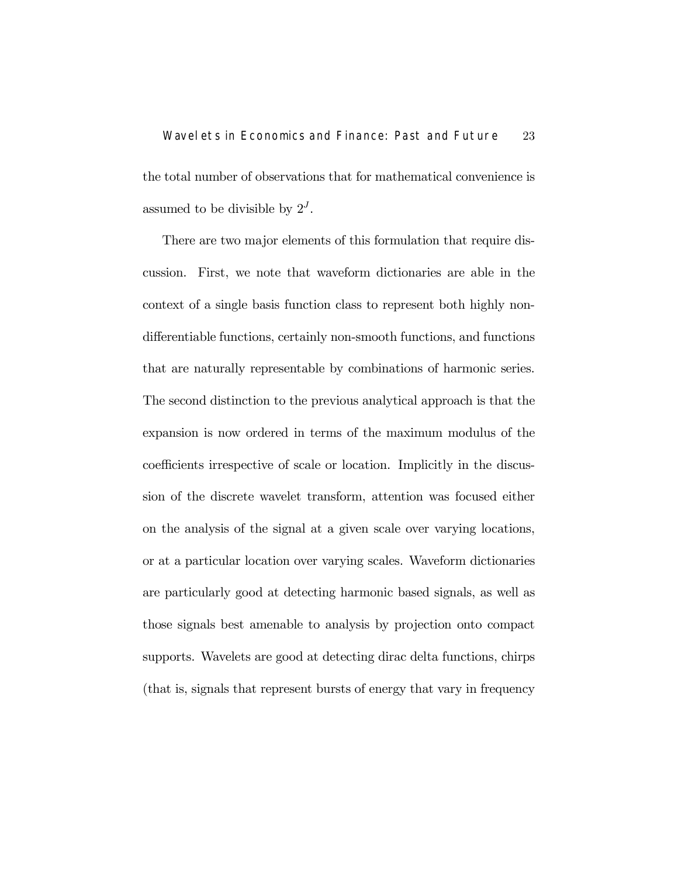the total number of observations that for mathematical convenience is assumed to be divisible by $2^J$.

There are two major elements of this formulation that require discussion. First, we note that waveform dictionaries are able in the context of a single basis function class to represent both highly non-differentiable functions, certainly non-smooth functions, and functions that are naturally representable by combinations of harmonic series. The second distinction to the previous analytical approach is that the expansion is now ordered in terms of the maximum modulus of the coefficients irrespective of scale or location. Implicitly in the discussion of the discrete wavelet transform, attention was focused either on the analysis of the signal at a given scale over varying locations, or at a particular location over varying scales. Waveform dictionaries are particularly good at detecting harmonic based signals, as well as those signals best amenable to analysis by projection onto compact supports. Wavelets are good at detecting dirac delta functions, chirps (that is, signals that represent bursts of energy that vary in frequency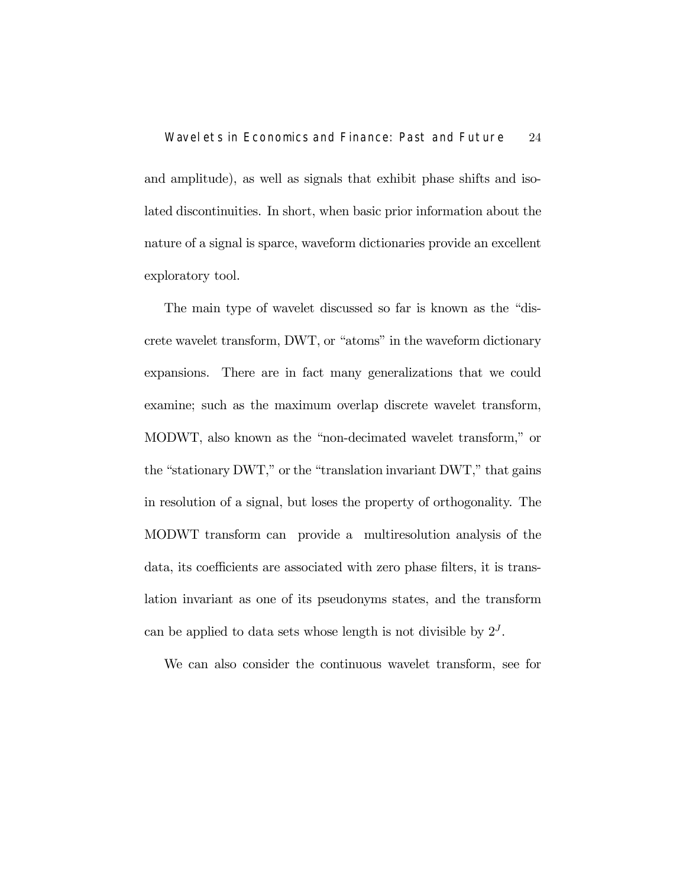and amplitude), as well as signals that exhibit phase shifts and isolated discontinuities. In short, when basic prior information about the nature of a signal is sparce, waveform dictionaries provide an excellent exploratory tool.

The main type of wavelet discussed so far is known as the "discrete wavelet transform, DWT, or "atoms" in the waveform dictionary expansions. There are in fact many generalizations that we could examine; such as the maximum overlap discrete wavelet transform, MODWT, also known as the "non-decimated wavelet transform," or the "stationary DWT," or the "translation invariant DWT," that gains in resolution of a signal, but loses the property of orthogonality. The MODWT transform can provide a multiresolution analysis of the data, its coefficients are associated with zero phase filters, it is translation invariant as one of its pseudonyms states, and the transform can be applied to data sets whose length is not divisible by $2^J$.

We can also consider the continuous wavelet transform, see for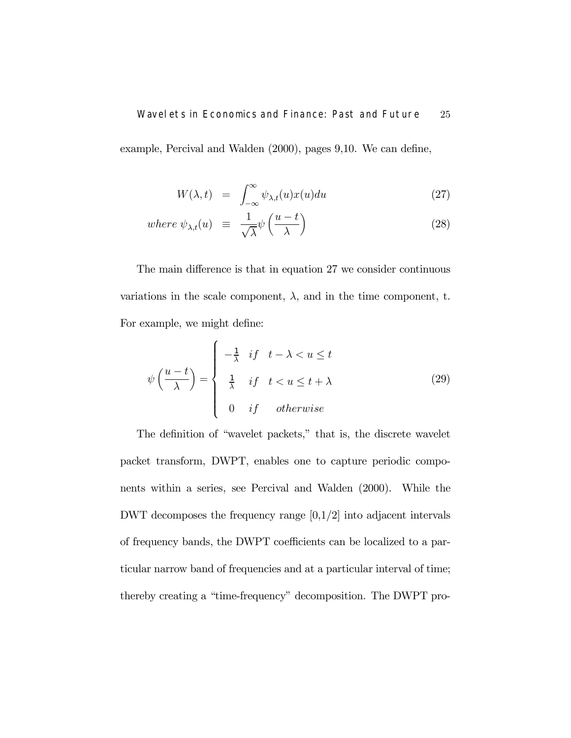example, Percival and Walden (2000), pages 9,10. We can define,

$$
\begin{aligned}
W(\lambda, t) &= \int_{-\infty}^{\infty} \psi_{\lambda,t}(u) x(u) du &(27)\\
where\ \psi_{\lambda,t}(u) &\equiv \frac{1}{\sqrt{\lambda}} \psi\left(\frac{u-t}{\lambda}\right) &(28)
\end{aligned}
$$

The main difference is that in equation 27 we consider continuous variations in the scale component, $\lambda$, and in the time component, t. For example, we might define:

$$
\psi\left(\frac{u-t}{\lambda}\right) = \begin{cases} -\frac{1}{\lambda} & if \quad t-\lambda < u \leq t \\ \frac{1}{\lambda} & if \quad t < u \leq t+\lambda \\ 0 & if \quad otherwise \end{cases} \tag{29}
$$

The definition of "wavelet packets," that is, the discrete wavelet packet transform, DWPT, enables one to capture periodic components within a series, see Percival and Walden (2000). While the DWT decomposes the frequency range [0,1/2] into adjacent intervals of frequency bands, the DWPT coefficients can be localized to a particular narrow band of frequencies and at a particular interval of time; thereby creating a "time-frequency" decomposition. The DWPT pro-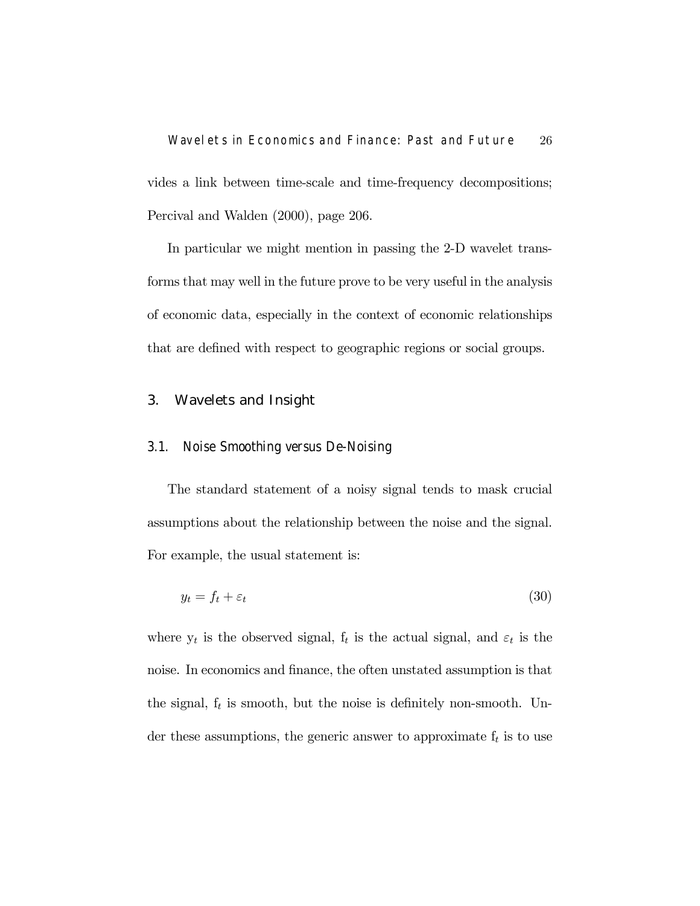vides a link between time-scale and time-frequency decompositions; Percival and Walden (2000), page 206.

In particular we might mention in passing the 2-D wavelet transforms that may well in the future prove to be very useful in the analysis of economic data, especially in the context of economic relationships that are defined with respect to geographic regions or social groups.

## 3. Wavelets and Insight

### 3.1. Noise Smoothing versus De-Noising

The standard statement of a noisy signal tends to mask crucial assumptions about the relationship between the noise and the signal. For example, the usual statement is:

$$y_t = f_t + \varepsilon_t \tag{30}$$

where $y_t$ is the observed signal, $f_t$ is the actual signal, and $\varepsilon_t$ is the noise. In economics and finance, the often unstated assumption is that the signal, $f_t$ is smooth, but the noise is definitely non-smooth. Under these assumptions, the generic answer to approximate $f_t$ is to use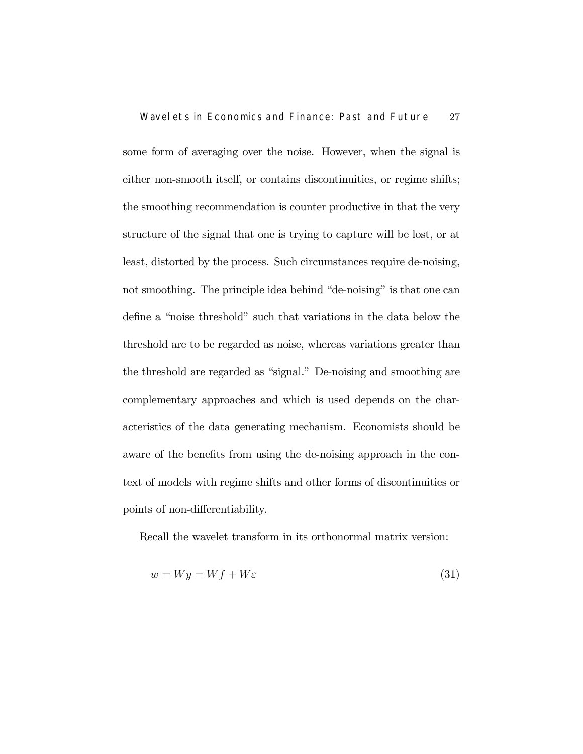some form of averaging over the noise. However, when the signal is either non-smooth itself, or contains discontinuities, or regime shifts; the smoothing recommendation is counter productive in that the very structure of the signal that one is trying to capture will be lost, or at least, distorted by the process. Such circumstances require de-noising, not smoothing. The principle idea behind "de-noising" is that one can define a "noise threshold" such that variations in the data below the threshold are to be regarded as noise, whereas variations greater than the threshold are regarded as "signal." De-noising and smoothing are complementary approaches and which is used depends on the characteristics of the data generating mechanism. Economists should be aware of the benefits from using the de-noising approach in the context of models with regime shifts and other forms of discontinuities or points of non-differentiability.

Recall the wavelet transform in its orthonormal matrix version:

$$w = Wy = Wf + W\varepsilon \tag{31}$$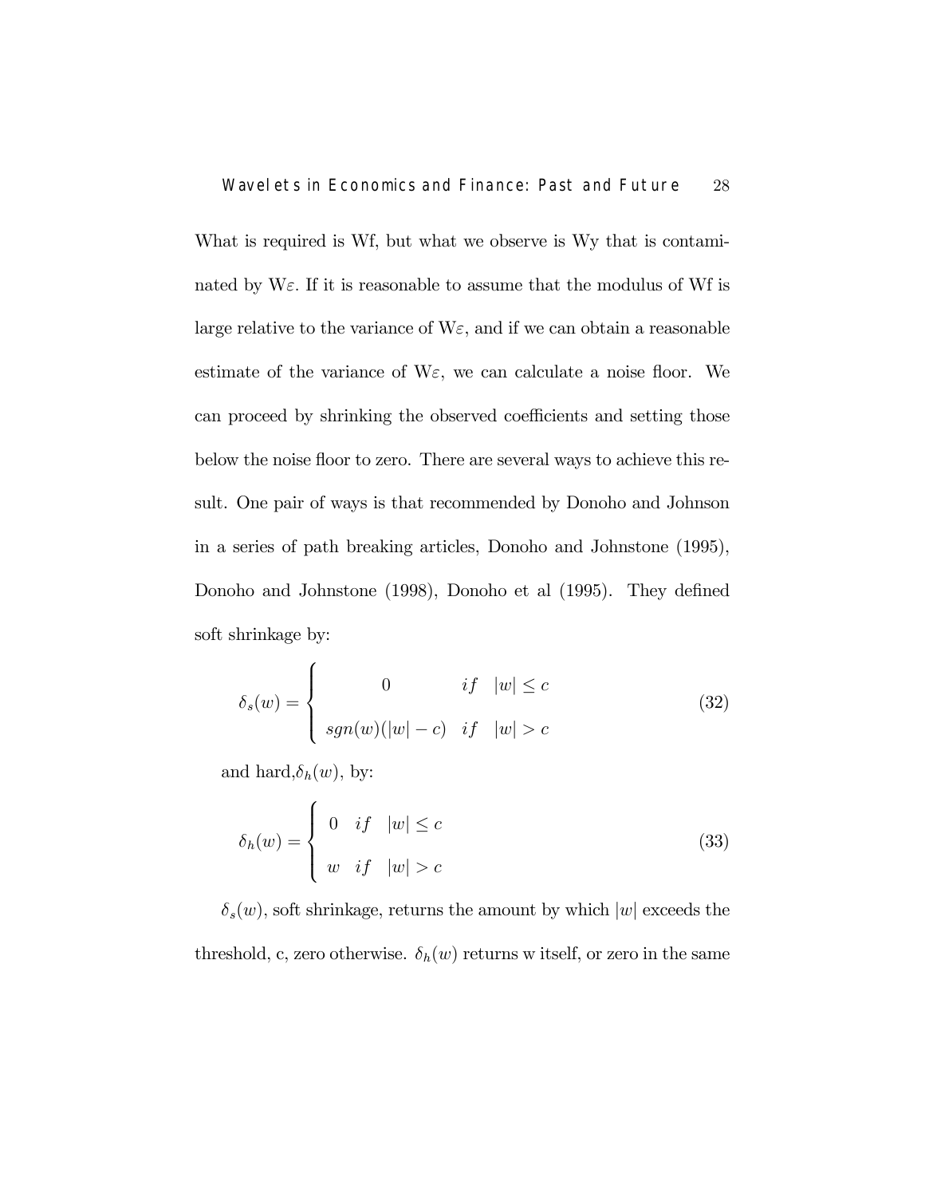What is required is Wf, but what we observe is Wy that is contaminated by W$\varepsilon$. If it is reasonable to assume that the modulus of Wf is large relative to the variance of W$\varepsilon$, and if we can obtain a reasonable estimate of the variance of W$\varepsilon$, we can calculate a noise floor. We can proceed by shrinking the observed coefficients and setting those below the noise floor to zero. There are several ways to achieve this result. One pair of ways is that recommended by Donoho and Johnson in a series of path breaking articles, Donoho and Johnstone (1995), Donoho and Johnstone (1998), Donoho et al (1995). They defined soft shrinkage by:

$$\delta_s(w) = \begin{cases} 0 & if \quad |w| \leq c \\ sgn(w)(|w| - c) & if \quad |w| > c \end{cases} \tag{32}$$

and hard,$\delta_h(w)$, by:

$$\delta_h(w) = \begin{cases} 0 & if \quad |w| \leq c \\ w & if \quad |w| > c \end{cases} \tag{33}$$

$\delta_s(w)$, soft shrinkage, returns the amount by which $|w|$ exceeds the threshold, c, zero otherwise. $\delta_h(w)$ returns w itself, or zero in the same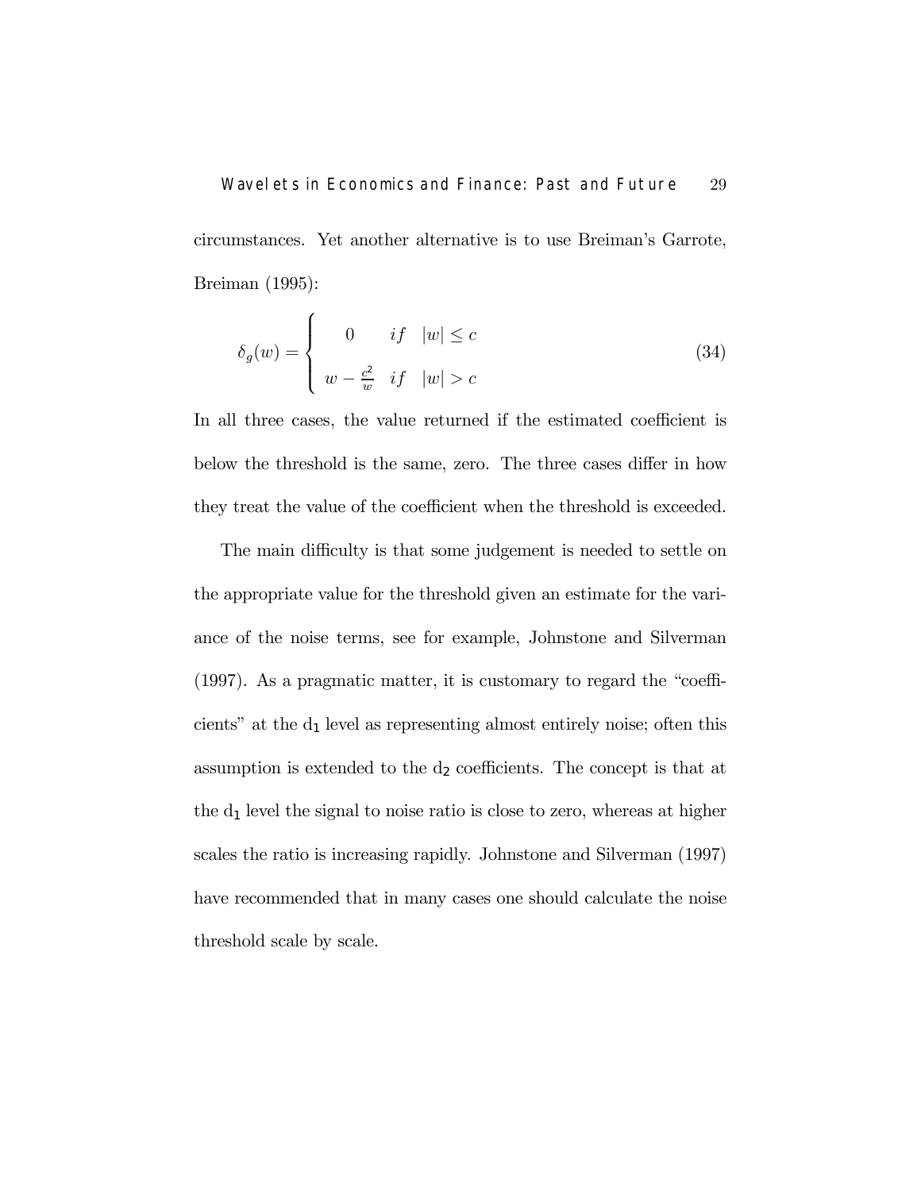circumstances. Yet another alternative is to use Breiman's Garrote, Breiman (1995):

$$
\delta_g(w) = \begin{cases} 0 & if \quad |w| \leq c \\ w - \frac{c^2}{w} & if \quad |w| > c \end{cases} \tag{34}
$$

In all three cases, the value returned if the estimated coefficient is below the threshold is the same, zero. The three cases differ in how they treat the value of the coefficient when the threshold is exceeded.

The main difficulty is that some judgement is needed to settle on the appropriate value for the threshold given an estimate for the variance of the noise terms, see for example, Johnstone and Silverman (1997). As a pragmatic matter, it is customary to regard the "coefficients" at the $d_1$ level as representing almost entirely noise; often this assumption is extended to the $d_2$ coefficients. The concept is that at the $d_1$ level the signal to noise ratio is close to zero, whereas at higher scales the ratio is increasing rapidly. Johnstone and Silverman (1997) have recommended that in many cases one should calculate the noise threshold scale by scale.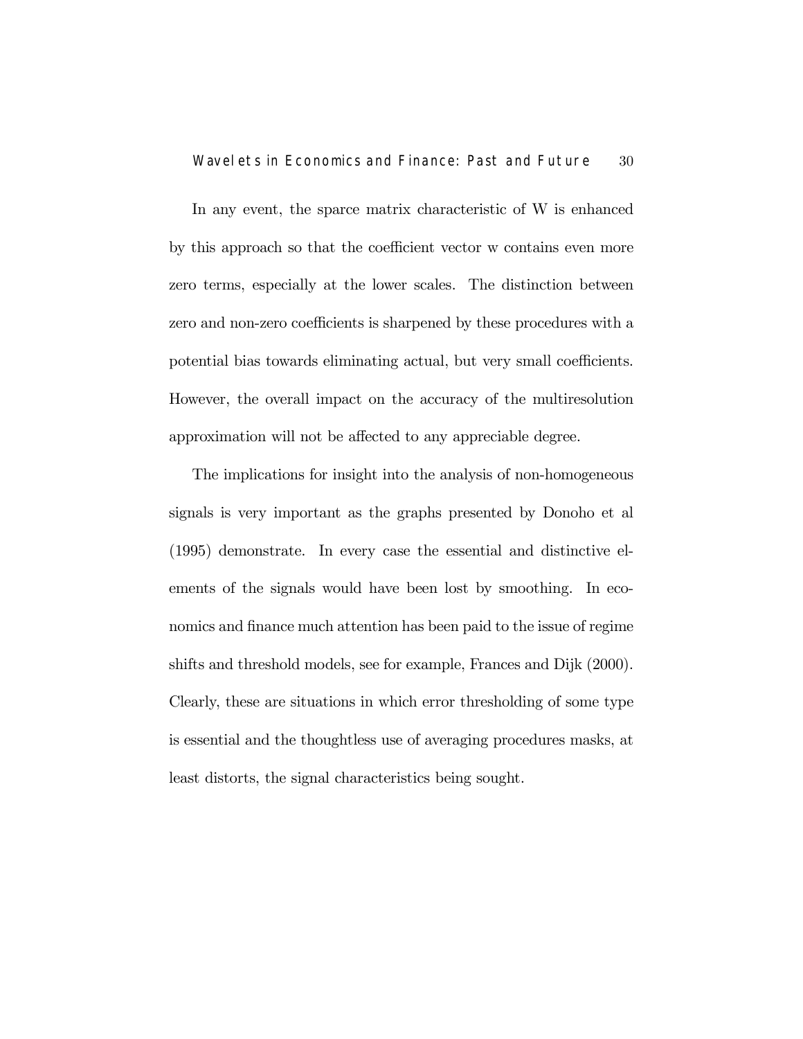In any event, the sparce matrix characteristic of W is enhanced by this approach so that the coefficient vector w contains even more zero terms, especially at the lower scales. The distinction between zero and non-zero coefficients is sharpened by these procedures with a potential bias towards eliminating actual, but very small coefficients. However, the overall impact on the accuracy of the multiresolution approximation will not be affected to any appreciable degree.

The implications for insight into the analysis of non-homogeneous signals is very important as the graphs presented by Donoho et al (1995) demonstrate. In every case the essential and distinctive elements of the signals would have been lost by smoothing. In economics and finance much attention has been paid to the issue of regime shifts and threshold models, see for example, Frances and Dijk (2000). Clearly, these are situations in which error thresholding of some type is essential and the thoughtless use of averaging procedures masks, at least distorts, the signal characteristics being sought.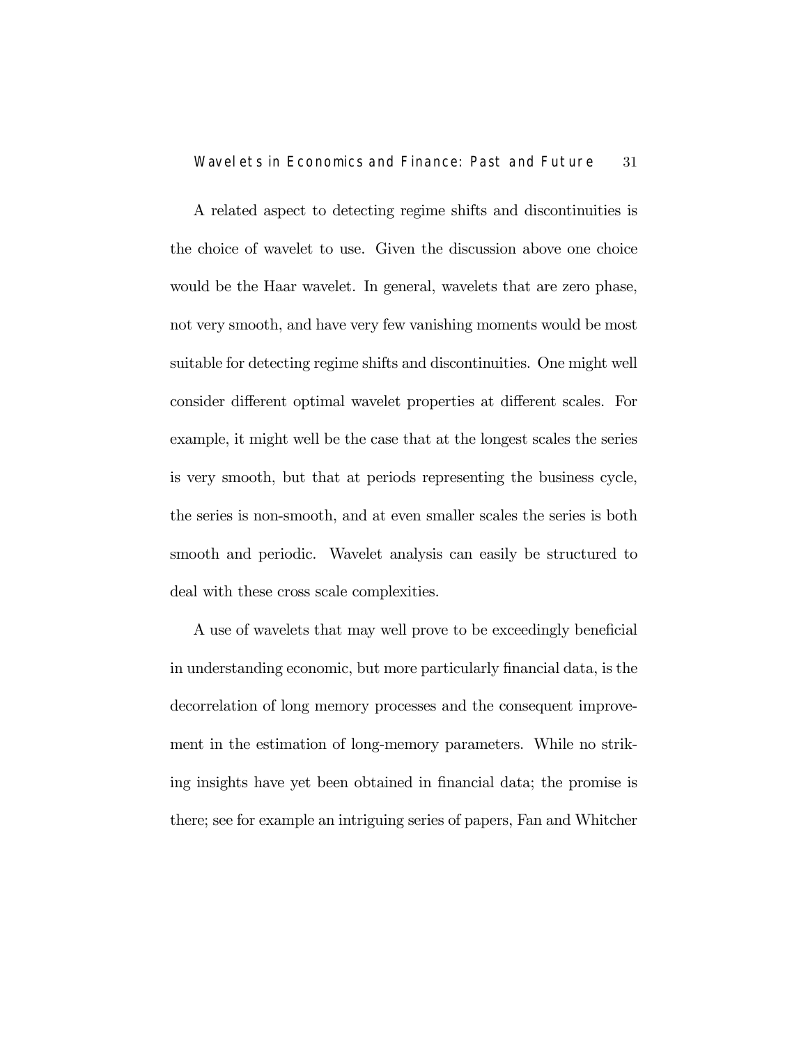A related aspect to detecting regime shifts and discontinuities is the choice of wavelet to use. Given the discussion above one choice would be the Haar wavelet. In general, wavelets that are zero phase, not very smooth, and have very few vanishing moments would be most suitable for detecting regime shifts and discontinuities. One might well consider different optimal wavelet properties at different scales. For example, it might well be the case that at the longest scales the series is very smooth, but that at periods representing the business cycle, the series is non-smooth, and at even smaller scales the series is both smooth and periodic. Wavelet analysis can easily be structured to deal with these cross scale complexities.

A use of wavelets that may well prove to be exceedingly beneficial in understanding economic, but more particularly financial data, is the decorrelation of long memory processes and the consequent improvement in the estimation of long-memory parameters. While no striking insights have yet been obtained in financial data; the promise is there; see for example an intriguing series of papers, Fan and Whitcher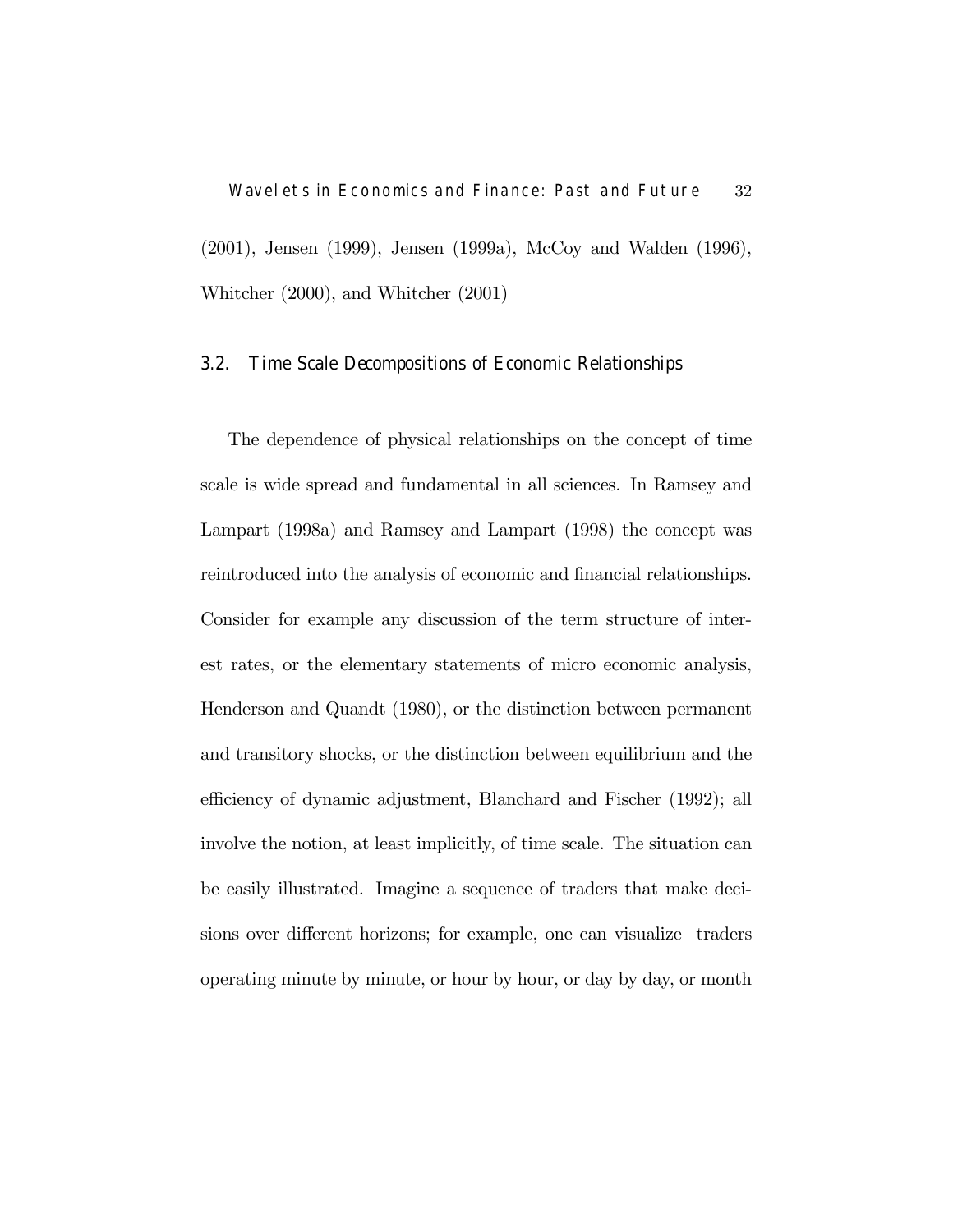(2001), Jensen (1999), Jensen (1999a), McCoy and Walden (1996), Whitcher (2000), and Whitcher (2001)

### 3.2. Time Scale Decompositions of Economic Relationships

The dependence of physical relationships on the concept of time scale is wide spread and fundamental in all sciences. In Ramsey and Lampart (1998a) and Ramsey and Lampart (1998) the concept was reintroduced into the analysis of economic and financial relationships. Consider for example any discussion of the term structure of interest rates, or the elementary statements of micro economic analysis, Henderson and Quandt (1980), or the distinction between permanent and transitory shocks, or the distinction between equilibrium and the efficiency of dynamic adjustment, Blanchard and Fischer (1992); all involve the notion, at least implicitly, of time scale. The situation can be easily illustrated. Imagine a sequence of traders that make decisions over different horizons; for example, one can visualize traders operating minute by minute, or hour by hour, or day by day, or month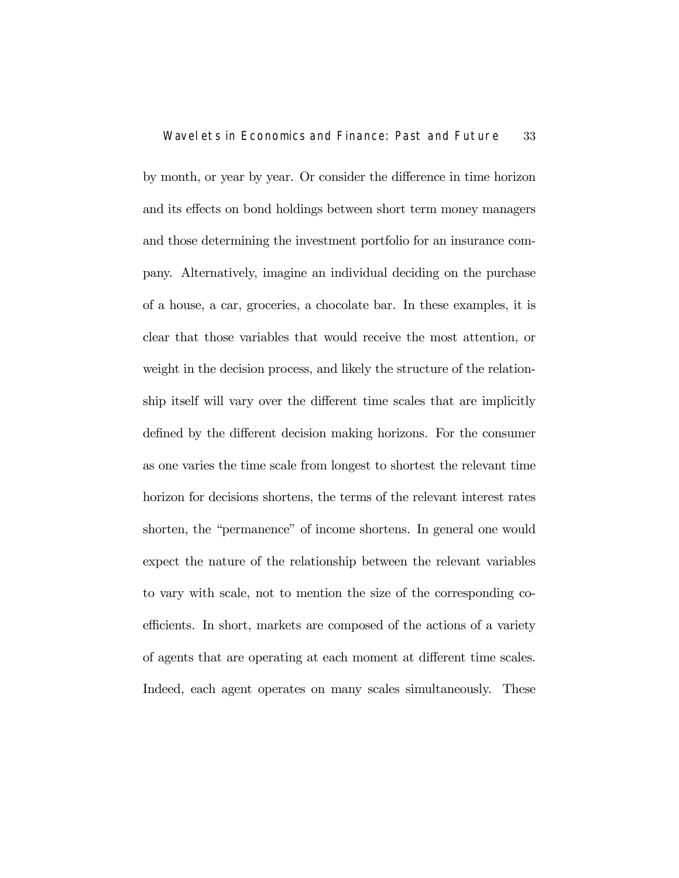by month, or year by year. Or consider the difference in time horizon and its effects on bond holdings between short term money managers and those determining the investment portfolio for an insurance company. Alternatively, imagine an individual deciding on the purchase of a house, a car, groceries, a chocolate bar. In these examples, it is clear that those variables that would receive the most attention, or weight in the decision process, and likely the structure of the relationship itself will vary over the different time scales that are implicitly defined by the different decision making horizons. For the consumer as one varies the time scale from longest to shortest the relevant time horizon for decisions shortens, the terms of the relevant interest rates shorten, the "permanence" of income shortens. In general one would expect the nature of the relationship between the relevant variables to vary with scale, not to mention the size of the corresponding coefficients. In short, markets are composed of the actions of a variety of agents that are operating at each moment at different time scales. Indeed, each agent operates on many scales simultaneously. These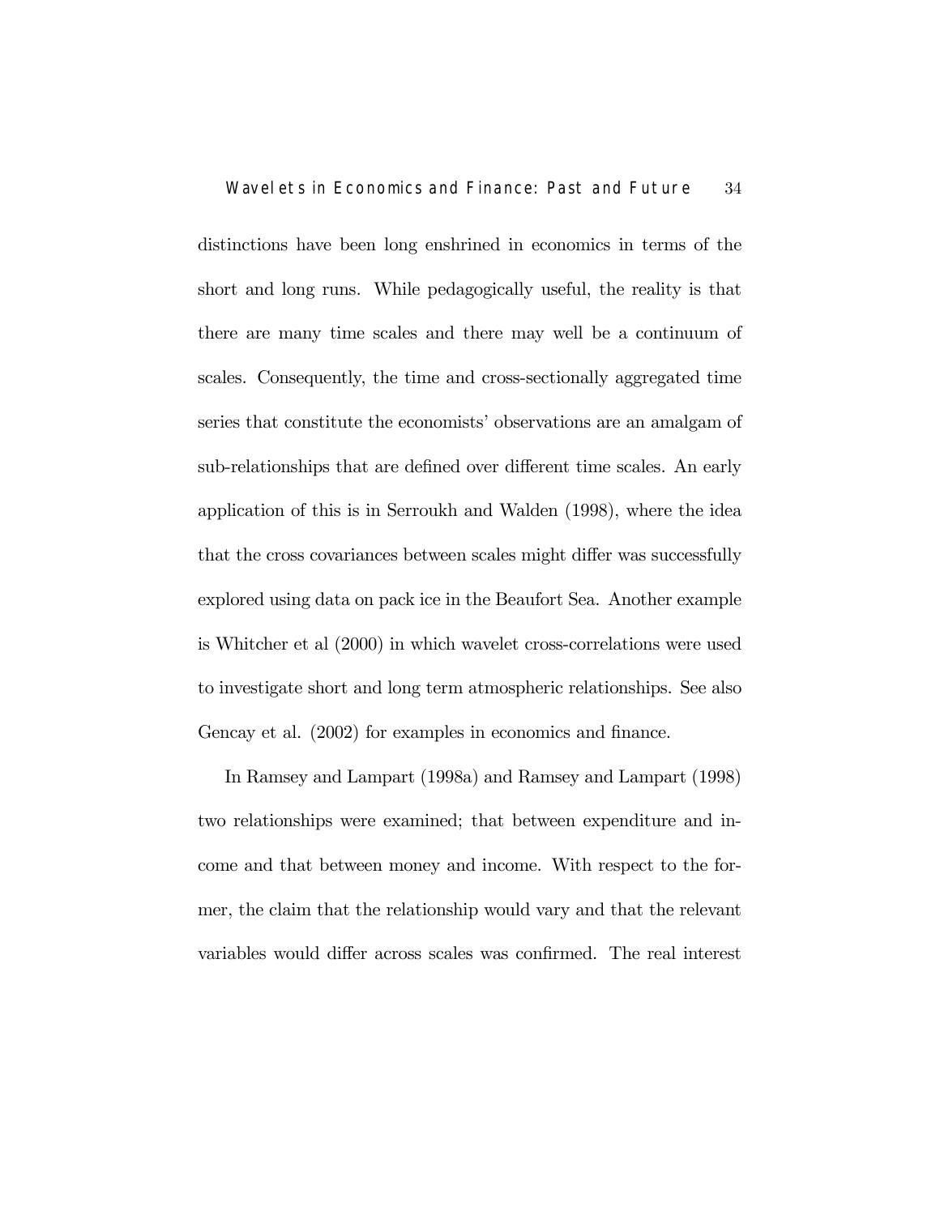distinctions have been long enshrined in economics in terms of the short and long runs. While pedagogically useful, the reality is that there are many time scales and there may well be a continuum of scales. Consequently, the time and cross-sectionally aggregated time series that constitute the economists' observations are an amalgam of sub-relationships that are defined over different time scales. An early application of this is in Serroukh and Walden (1998), where the idea that the cross covariances between scales might differ was successfully explored using data on pack ice in the Beaufort Sea. Another example is Whitcher et al (2000) in which wavelet cross-correlations were used to investigate short and long term atmospheric relationships. See also Gencay et al. (2002) for examples in economics and finance.

In Ramsey and Lampart (1998a) and Ramsey and Lampart (1998) two relationships were examined; that between expenditure and income and that between money and income. With respect to the former, the claim that the relationship would vary and that the relevant variables would differ across scales was confirmed. The real interest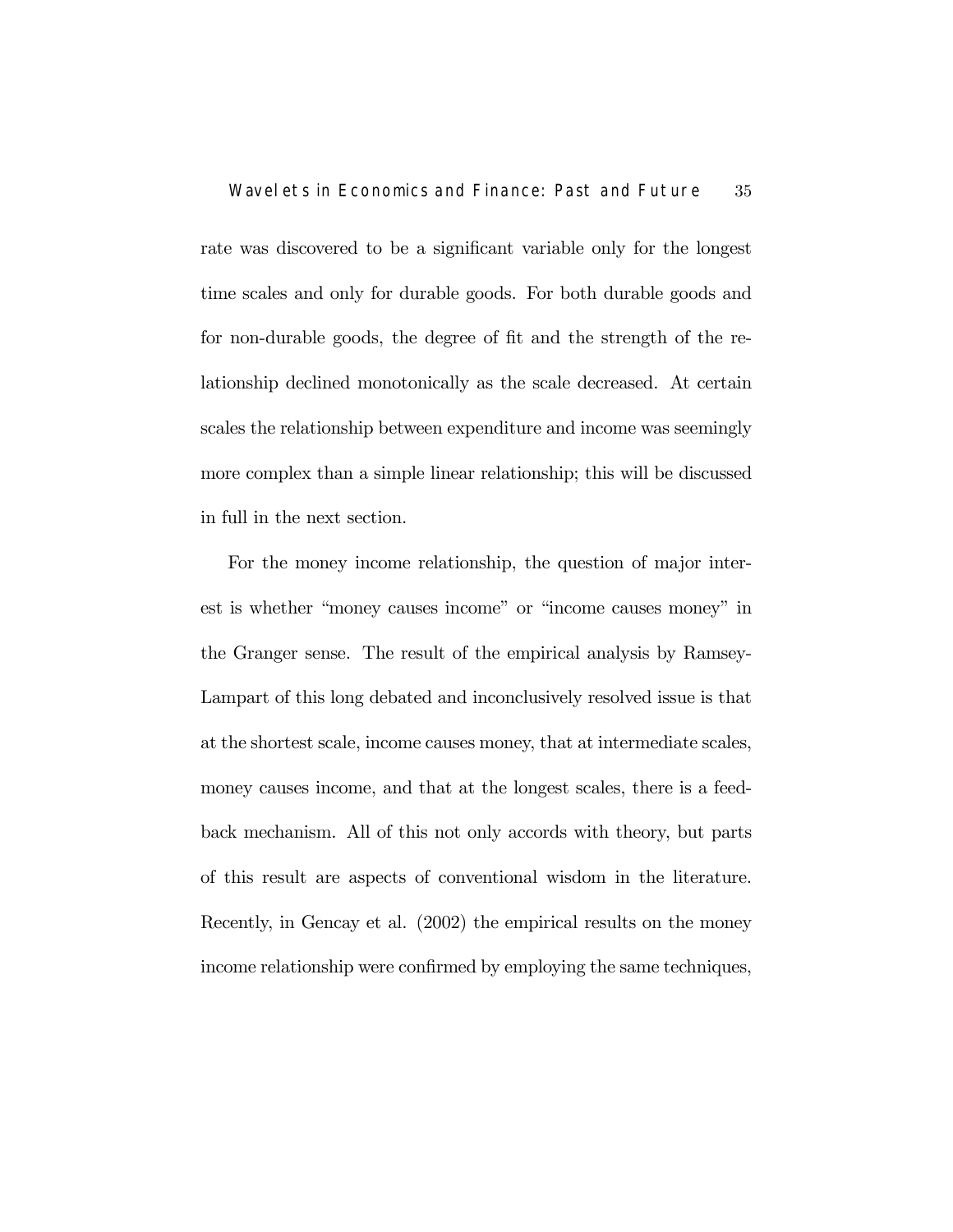rate was discovered to be a significant variable only for the longest time scales and only for durable goods. For both durable goods and for non-durable goods, the degree of fit and the strength of the relationship declined monotonically as the scale decreased. At certain scales the relationship between expenditure and income was seemingly more complex than a simple linear relationship; this will be discussed in full in the next section.

For the money income relationship, the question of major interest is whether "money causes income" or "income causes money" in the Granger sense. The result of the empirical analysis by Ramsey-Lampart of this long debated and inconclusively resolved issue is that at the shortest scale, income causes money, that at intermediate scales, money causes income, and that at the longest scales, there is a feedback mechanism. All of this not only accords with theory, but parts of this result are aspects of conventional wisdom in the literature. Recently, in Gencay et al. (2002) the empirical results on the money income relationship were confirmed by employing the same techniques,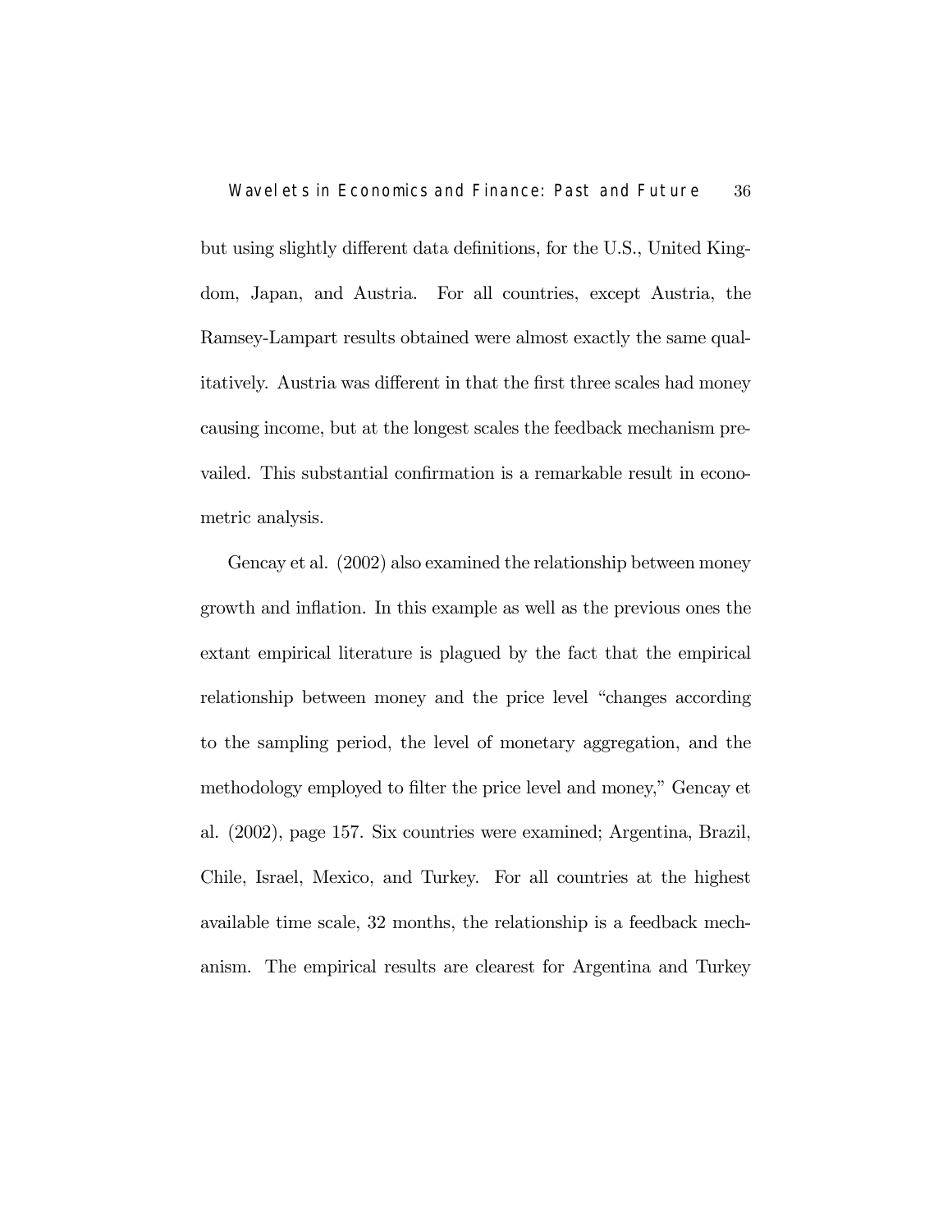but using slightly different data definitions, for the U.S., United Kingdom, Japan, and Austria. For all countries, except Austria, the Ramsey-Lampart results obtained were almost exactly the same qualitatively. Austria was different in that the first three scales had money causing income, but at the longest scales the feedback mechanism prevailed. This substantial confirmation is a remarkable result in econometric analysis.

Gencay et al. (2002) also examined the relationship between money growth and inflation. In this example as well as the previous ones the extant empirical literature is plagued by the fact that the empirical relationship between money and the price level "changes according to the sampling period, the level of monetary aggregation, and the methodology employed to filter the price level and money," Gencay et al. (2002), page 157. Six countries were examined; Argentina, Brazil, Chile, Israel, Mexico, and Turkey. For all countries at the highest available time scale, 32 months, the relationship is a feedback mechanism. The empirical results are clearest for Argentina and Turkey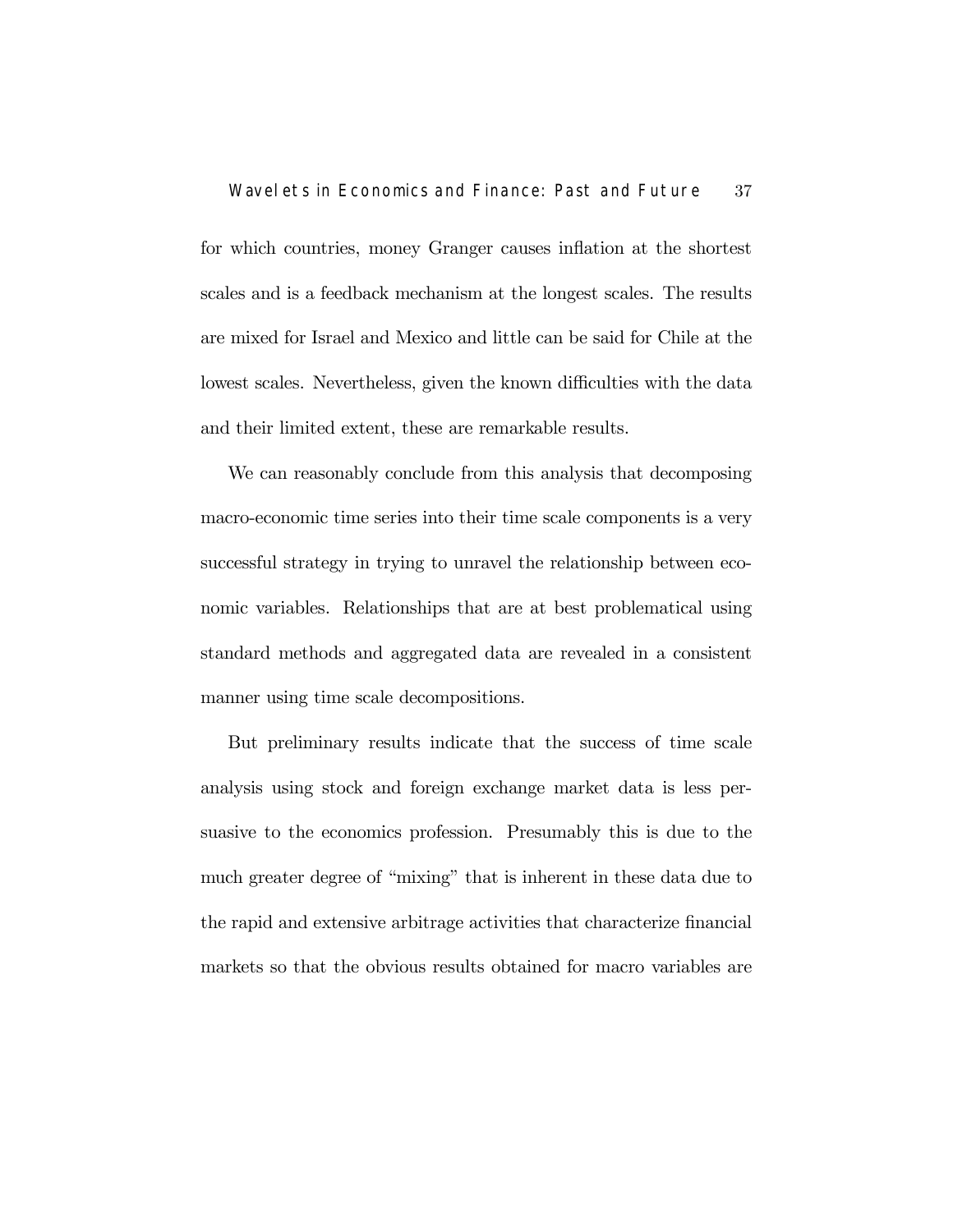for which countries, money Granger causes inflation at the shortest scales and is a feedback mechanism at the longest scales. The results are mixed for Israel and Mexico and little can be said for Chile at the lowest scales. Nevertheless, given the known difficulties with the data and their limited extent, these are remarkable results.

We can reasonably conclude from this analysis that decomposing macro-economic time series into their time scale components is a very successful strategy in trying to unravel the relationship between economic variables. Relationships that are at best problematical using standard methods and aggregated data are revealed in a consistent manner using time scale decompositions.

But preliminary results indicate that the success of time scale analysis using stock and foreign exchange market data is less persuasive to the economics profession. Presumably this is due to the much greater degree of "mixing" that is inherent in these data due to the rapid and extensive arbitrage activities that characterize financial markets so that the obvious results obtained for macro variables are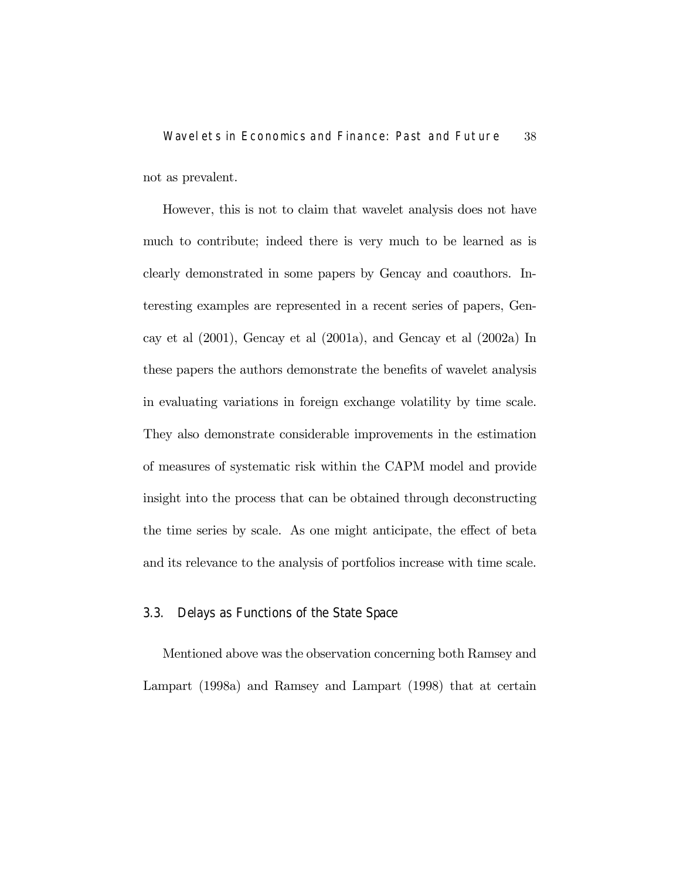not as prevalent.

However, this is not to claim that wavelet analysis does not have much to contribute; indeed there is very much to be learned as is clearly demonstrated in some papers by Gencay and coauthors. Interesting examples are represented in a recent series of papers, Gencay et al (2001), Gencay et al (2001a), and Gencay et al (2002a) In these papers the authors demonstrate the benefits of wavelet analysis in evaluating variations in foreign exchange volatility by time scale. They also demonstrate considerable improvements in the estimation of measures of systematic risk within the CAPM model and provide insight into the process that can be obtained through deconstructing the time series by scale. As one might anticipate, the effect of beta and its relevance to the analysis of portfolios increase with time scale.

### 3.3. Delays as Functions of the State Space

Mentioned above was the observation concerning both Ramsey and Lampart (1998a) and Ramsey and Lampart (1998) that at certain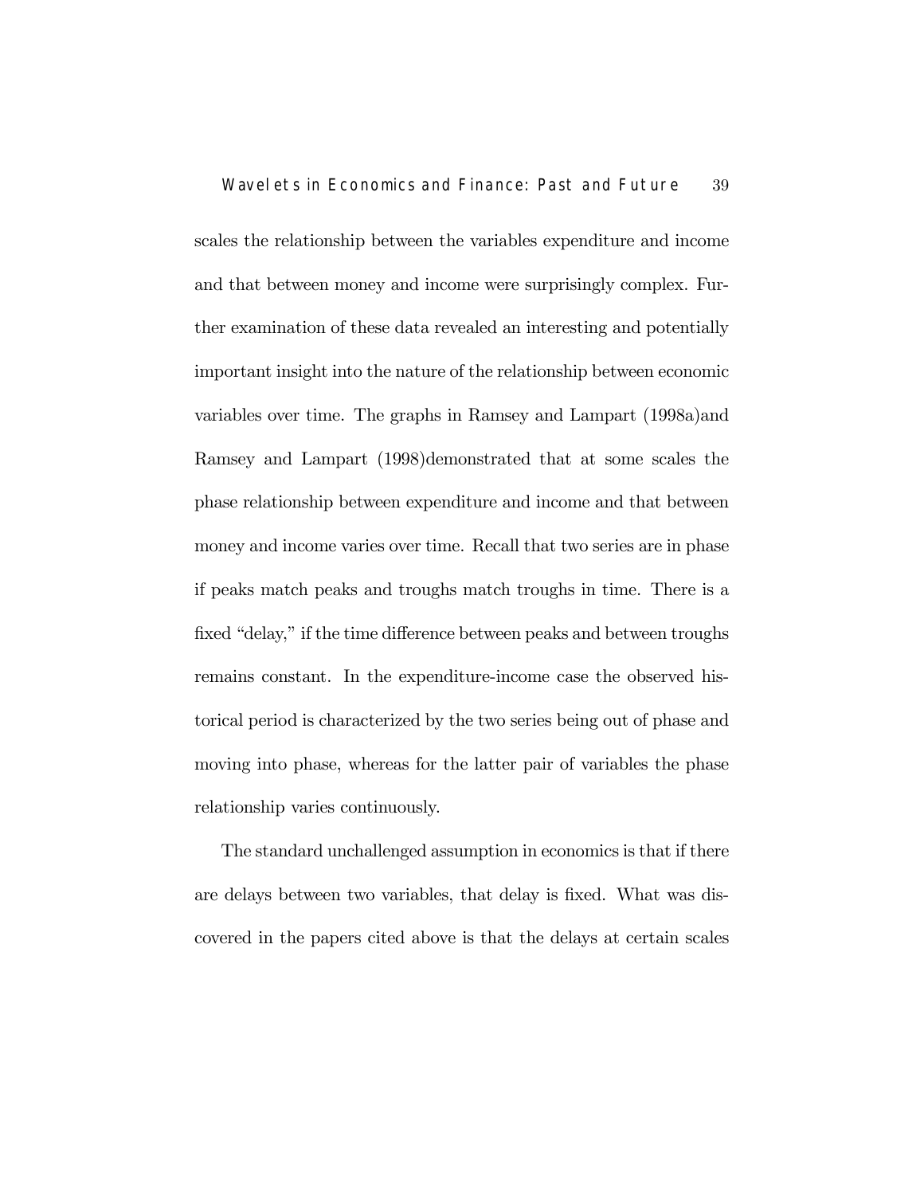scales the relationship between the variables expenditure and income and that between money and income were surprisingly complex. Further examination of these data revealed an interesting and potentially important insight into the nature of the relationship between economic variables over time. The graphs in Ramsey and Lampart (1998a)and Ramsey and Lampart (1998)demonstrated that at some scales the phase relationship between expenditure and income and that between money and income varies over time. Recall that two series are in phase if peaks match peaks and troughs match troughs in time. There is a fixed "delay," if the time difference between peaks and between troughs remains constant. In the expenditure-income case the observed historical period is characterized by the two series being out of phase and moving into phase, whereas for the latter pair of variables the phase relationship varies continuously.

The standard unchallenged assumption in economics is that if there are delays between two variables, that delay is fixed. What was discovered in the papers cited above is that the delays at certain scales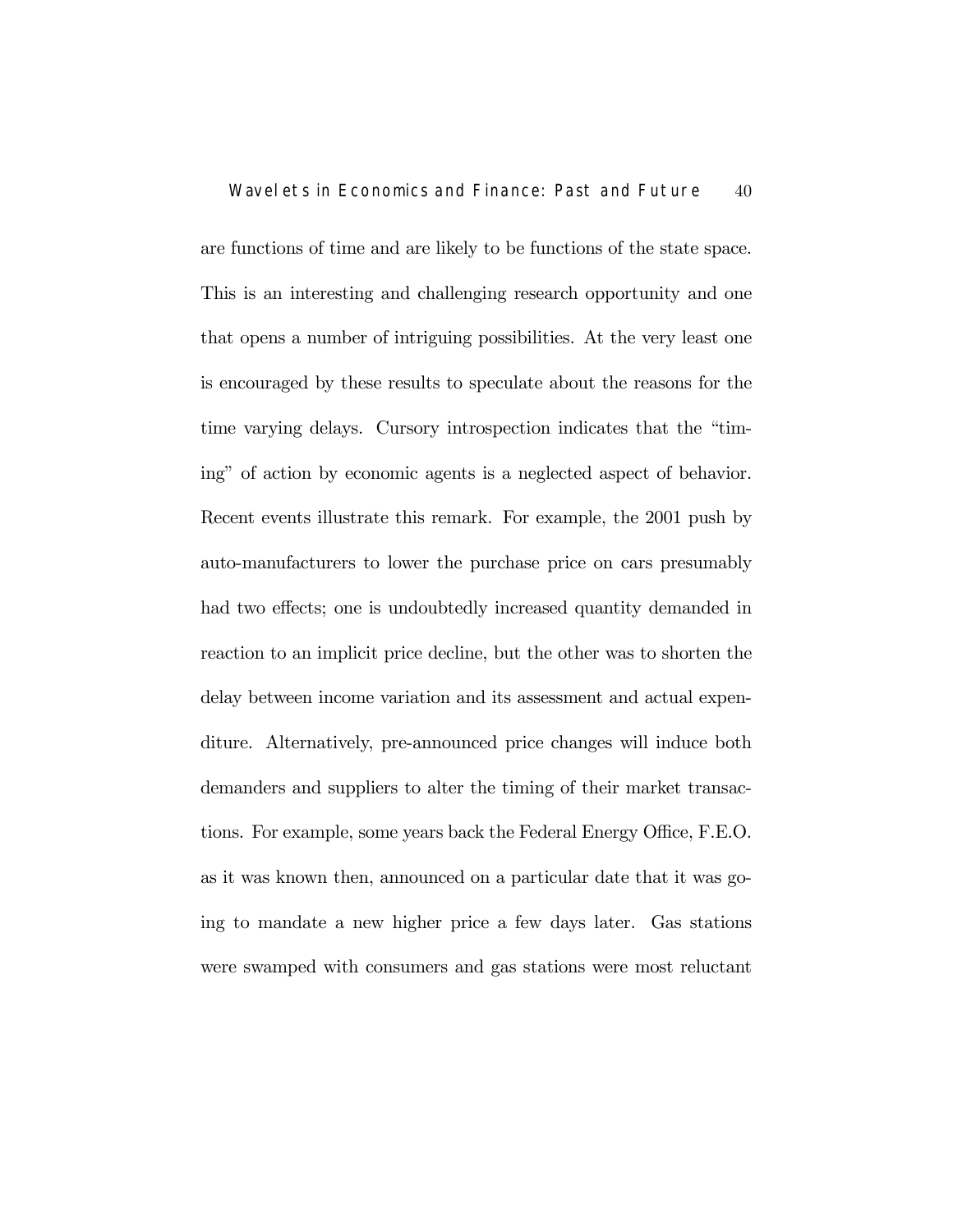are functions of time and are likely to be functions of the state space. This is an interesting and challenging research opportunity and one that opens a number of intriguing possibilities. At the very least one is encouraged by these results to speculate about the reasons for the time varying delays. Cursory introspection indicates that the "timing" of action by economic agents is a neglected aspect of behavior. Recent events illustrate this remark. For example, the 2001 push by auto-manufacturers to lower the purchase price on cars presumably had two effects; one is undoubtedly increased quantity demanded in reaction to an implicit price decline, but the other was to shorten the delay between income variation and its assessment and actual expenditure. Alternatively, pre-announced price changes will induce both demanders and suppliers to alter the timing of their market transactions. For example, some years back the Federal Energy Office, F.E.O. as it was known then, announced on a particular date that it was going to mandate a new higher price a few days later. Gas stations were swamped with consumers and gas stations were most reluctant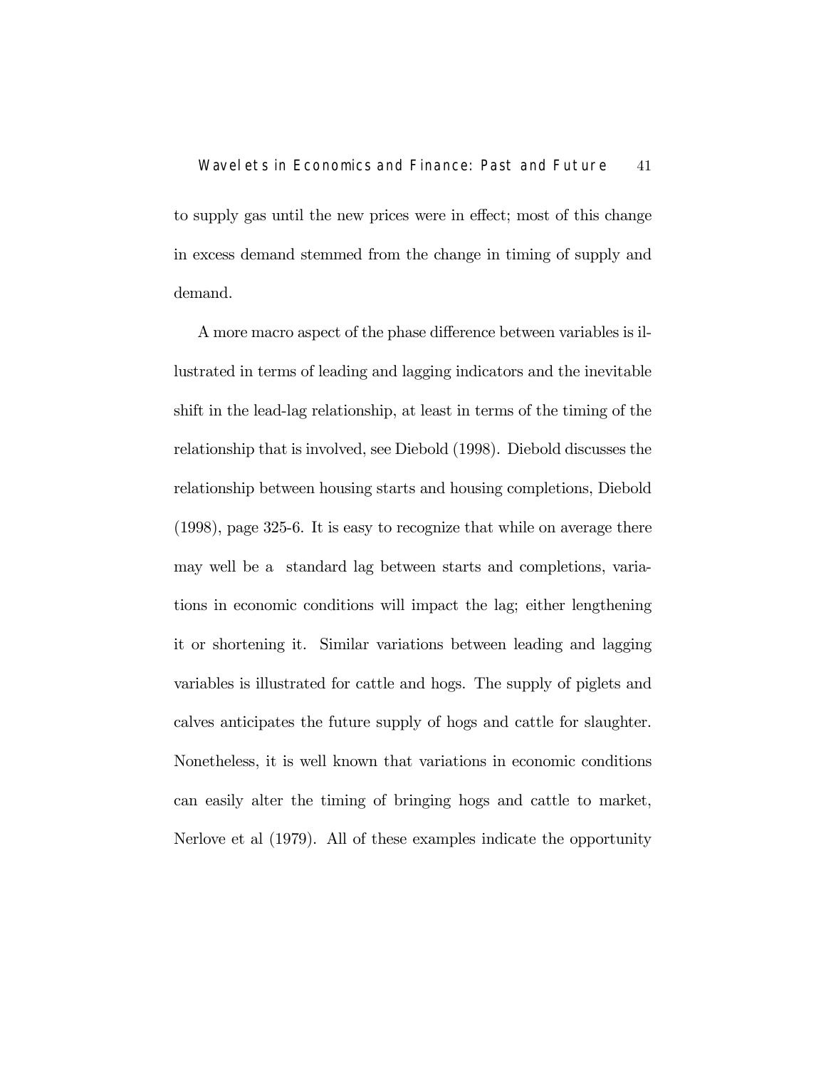to supply gas until the new prices were in effect; most of this change in excess demand stemmed from the change in timing of supply and demand.

A more macro aspect of the phase difference between variables is illustrated in terms of leading and lagging indicators and the inevitable shift in the lead-lag relationship, at least in terms of the timing of the relationship that is involved, see Diebold (1998). Diebold discusses the relationship between housing starts and housing completions, Diebold (1998), page 325-6. It is easy to recognize that while on average there may well be a standard lag between starts and completions, variations in economic conditions will impact the lag; either lengthening it or shortening it. Similar variations between leading and lagging variables is illustrated for cattle and hogs. The supply of piglets and calves anticipates the future supply of hogs and cattle for slaughter. Nonetheless, it is well known that variations in economic conditions can easily alter the timing of bringing hogs and cattle to market, Nerlove et al (1979). All of these examples indicate the opportunity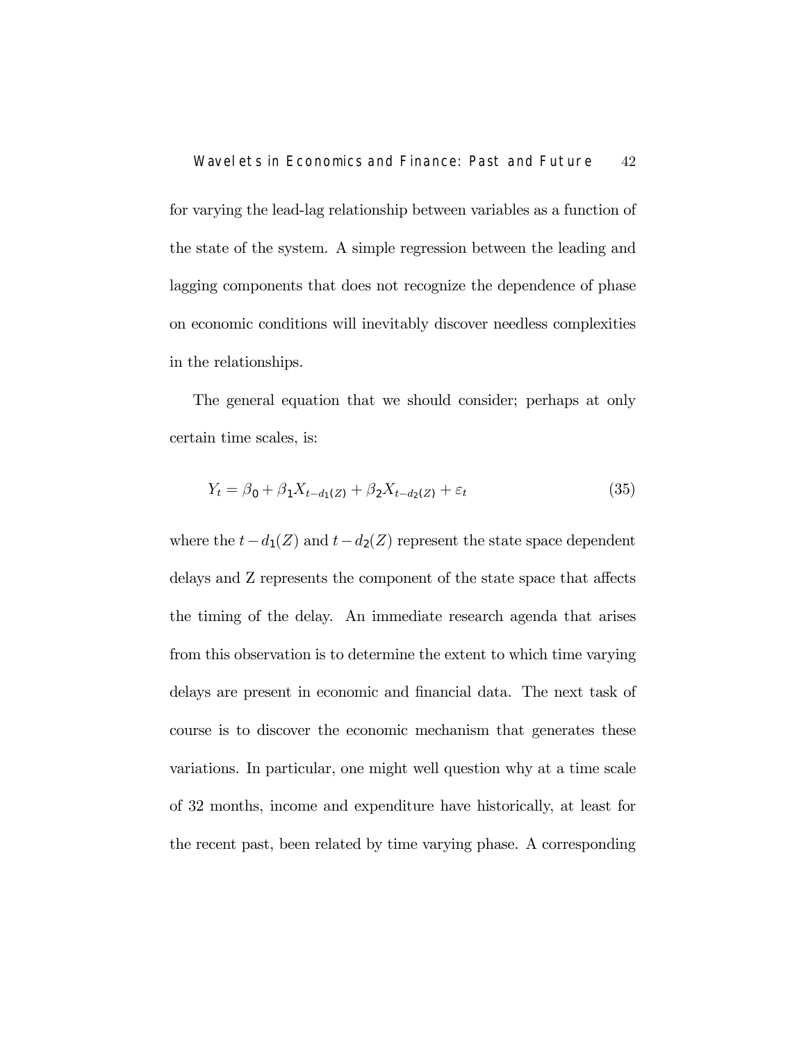for varying the lead-lag relationship between variables as a function of the state of the system. A simple regression between the leading and lagging components that does not recognize the dependence of phase on economic conditions will inevitably discover needless complexities in the relationships.

The general equation that we should consider; perhaps at only certain time scales, is:

$$Y_t = \beta_0 + \beta_1 X_{t-d_1(Z)} + \beta_2 X_{t-d_2(Z)} + \varepsilon_t \tag{35}$$

where the $t - d_1(Z)$ and $t - d_2(Z)$ represent the state space dependent delays and Z represents the component of the state space that affects the timing of the delay. An immediate research agenda that arises from this observation is to determine the extent to which time varying delays are present in economic and financial data. The next task of course is to discover the economic mechanism that generates these variations. In particular, one might well question why at a time scale of 32 months, income and expenditure have historically, at least for the recent past, been related by time varying phase. A corresponding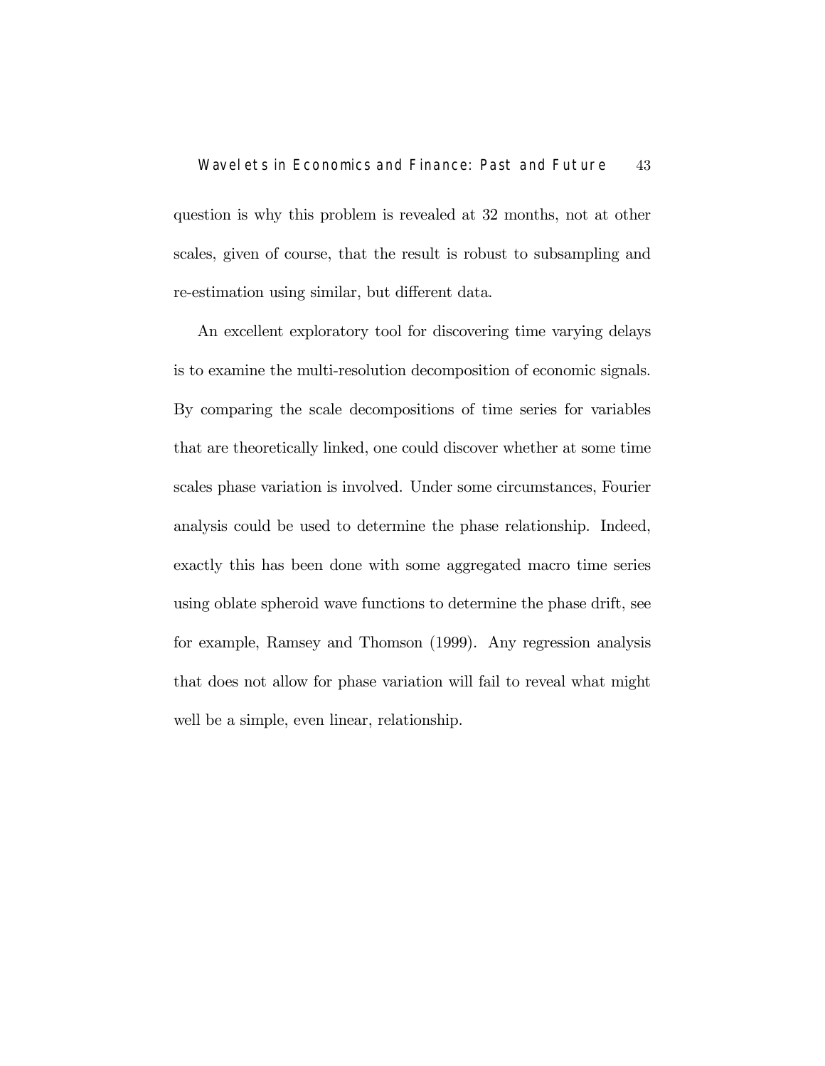question is why this problem is revealed at 32 months, not at other scales, given of course, that the result is robust to subsampling and re-estimation using similar, but different data.

An excellent exploratory tool for discovering time varying delays is to examine the multi-resolution decomposition of economic signals. By comparing the scale decompositions of time series for variables that are theoretically linked, one could discover whether at some time scales phase variation is involved. Under some circumstances, Fourier analysis could be used to determine the phase relationship. Indeed, exactly this has been done with some aggregated macro time series using oblate spheroid wave functions to determine the phase drift, see for example, Ramsey and Thomson (1999). Any regression analysis that does not allow for phase variation will fail to reveal what might well be a simple, even linear, relationship.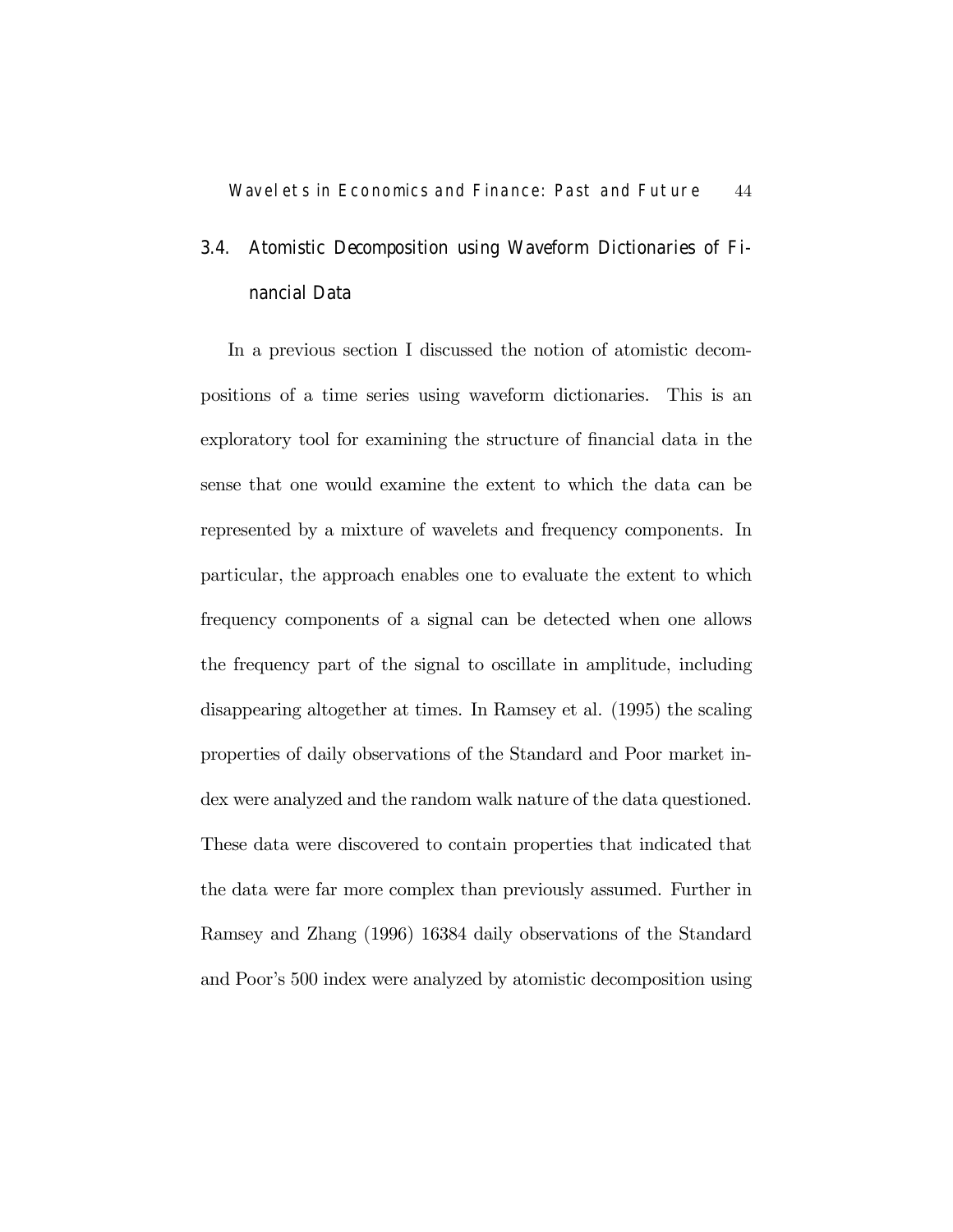### 3.4. Atomistic Decomposition using Waveform Dictionaries of Financial Data

In a previous section I discussed the notion of atomistic decompositions of a time series using waveform dictionaries. This is an exploratory tool for examining the structure of financial data in the sense that one would examine the extent to which the data can be represented by a mixture of wavelets and frequency components. In particular, the approach enables one to evaluate the extent to which frequency components of a signal can be detected when one allows the frequency part of the signal to oscillate in amplitude, including disappearing altogether at times. In Ramsey et al. (1995) the scaling properties of daily observations of the Standard and Poor market index were analyzed and the random walk nature of the data questioned. These data were discovered to contain properties that indicated that the data were far more complex than previously assumed. Further in Ramsey and Zhang (1996) 16384 daily observations of the Standard and Poor's 500 index were analyzed by atomistic decomposition using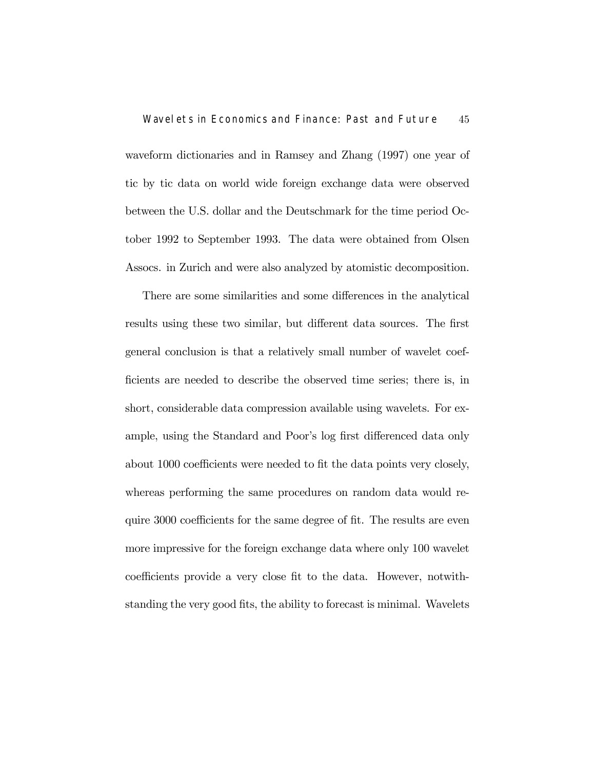waveform dictionaries and in Ramsey and Zhang (1997) one year of tic by tic data on world wide foreign exchange data were observed between the U.S. dollar and the Deutschmark for the time period October 1992 to September 1993. The data were obtained from Olsen Assocs. in Zurich and were also analyzed by atomistic decomposition.

There are some similarities and some differences in the analytical results using these two similar, but different data sources. The first general conclusion is that a relatively small number of wavelet coefficients are needed to describe the observed time series; there is, in short, considerable data compression available using wavelets. For example, using the Standard and Poor's log first differenced data only about 1000 coefficients were needed to fit the data points very closely, whereas performing the same procedures on random data would require 3000 coefficients for the same degree of fit. The results are even more impressive for the foreign exchange data where only 100 wavelet coefficients provide a very close fit to the data. However, notwithstanding the very good fits, the ability to forecast is minimal. Wavelets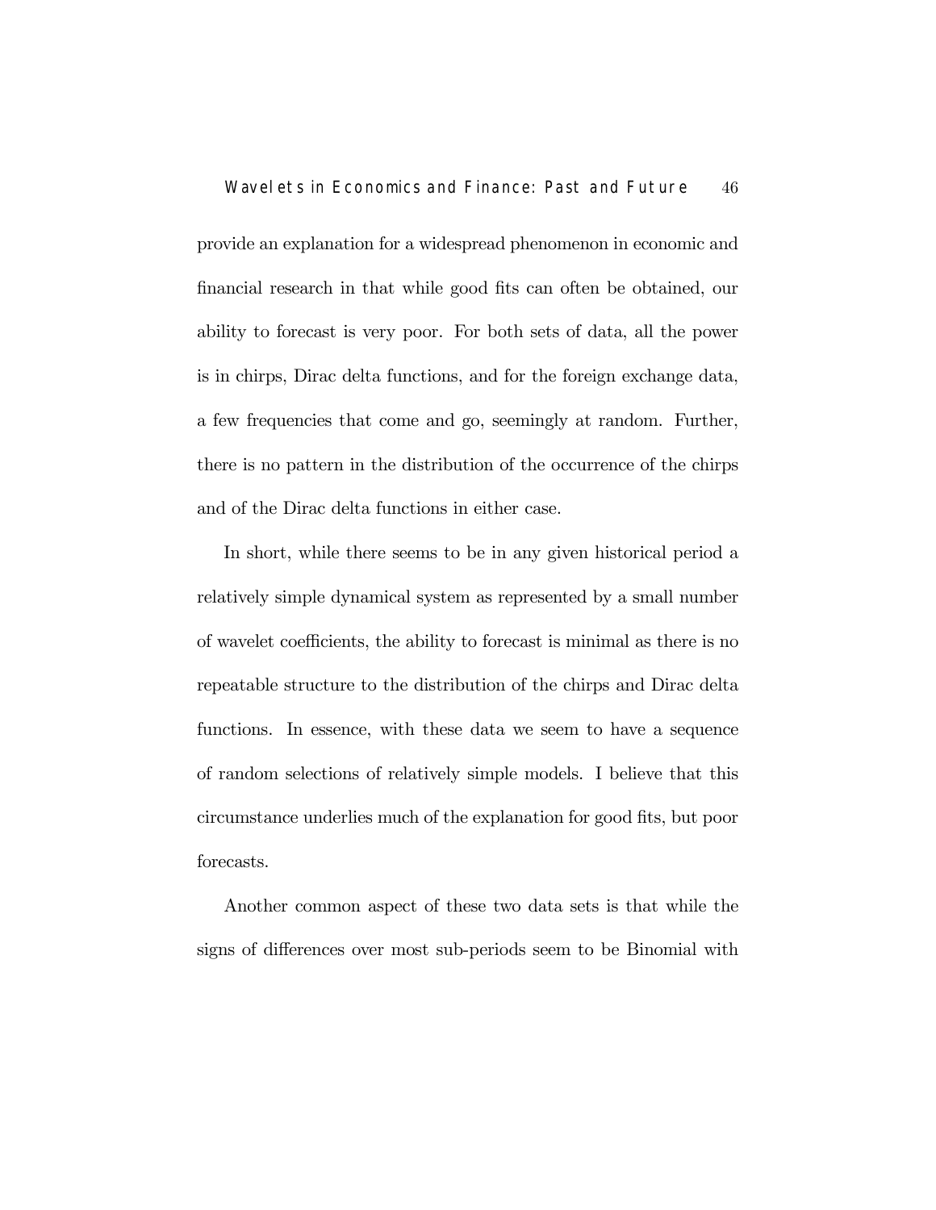provide an explanation for a widespread phenomenon in economic and financial research in that while good fits can often be obtained, our ability to forecast is very poor. For both sets of data, all the power is in chirps, Dirac delta functions, and for the foreign exchange data, a few frequencies that come and go, seemingly at random. Further, there is no pattern in the distribution of the occurrence of the chirps and of the Dirac delta functions in either case.

In short, while there seems to be in any given historical period a relatively simple dynamical system as represented by a small number of wavelet coefficients, the ability to forecast is minimal as there is no repeatable structure to the distribution of the chirps and Dirac delta functions. In essence, with these data we seem to have a sequence of random selections of relatively simple models. I believe that this circumstance underlies much of the explanation for good fits, but poor forecasts.

Another common aspect of these two data sets is that while the signs of differences over most sub-periods seem to be Binomial with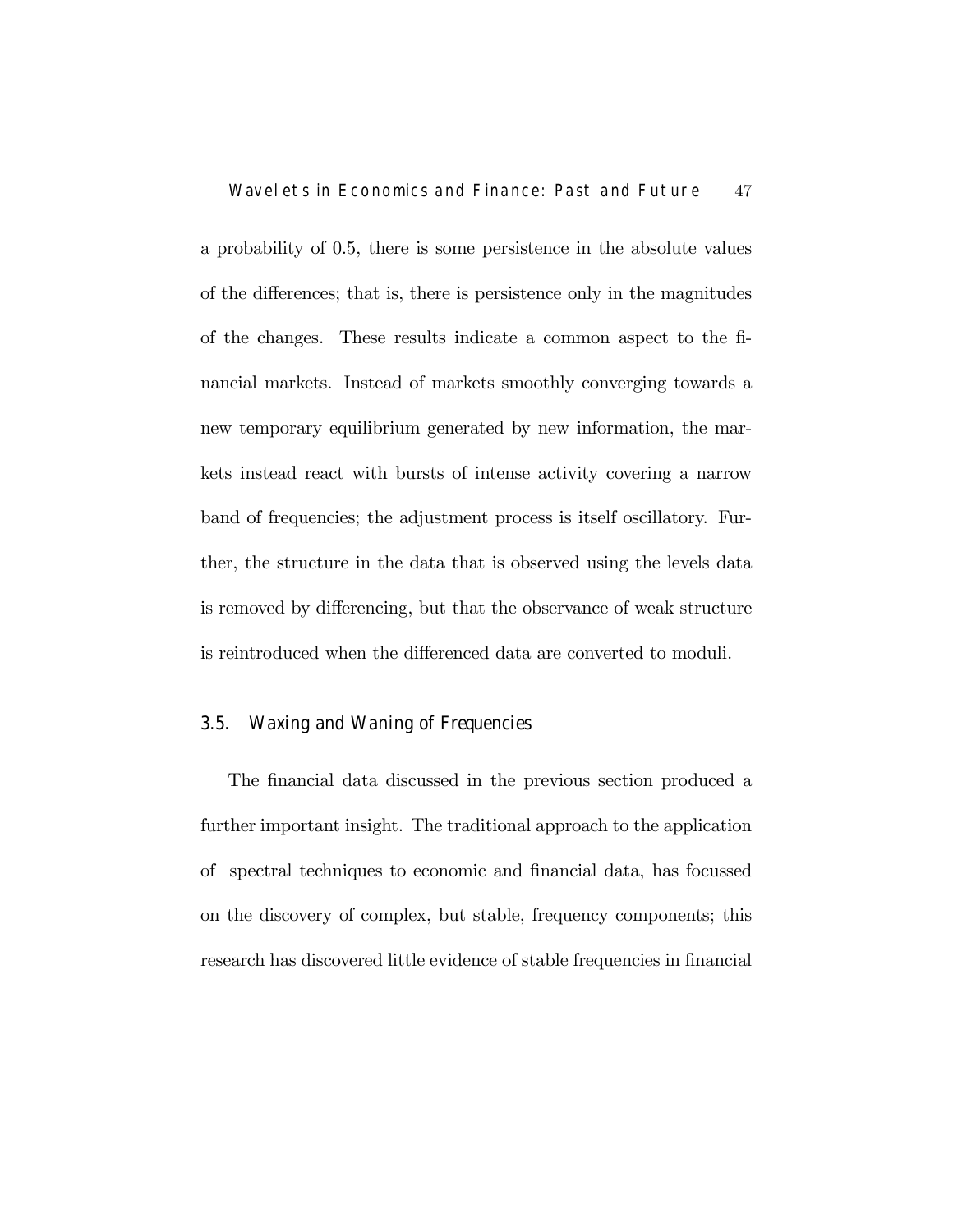a probability of 0.5, there is some persistence in the absolute values of the differences; that is, there is persistence only in the magnitudes of the changes. These results indicate a common aspect to the financial markets. Instead of markets smoothly converging towards a new temporary equilibrium generated by new information, the markets instead react with bursts of intense activity covering a narrow band of frequencies; the adjustment process is itself oscillatory. Further, the structure in the data that is observed using the levels data is removed by differencing, but that the observance of weak structure is reintroduced when the differenced data are converted to moduli.

### 3.5. Waxing and Waning of Frequencies

The financial data discussed in the previous section produced a further important insight. The traditional approach to the application of spectral techniques to economic and financial data, has focussed on the discovery of complex, but stable, frequency components; this research has discovered little evidence of stable frequencies in financial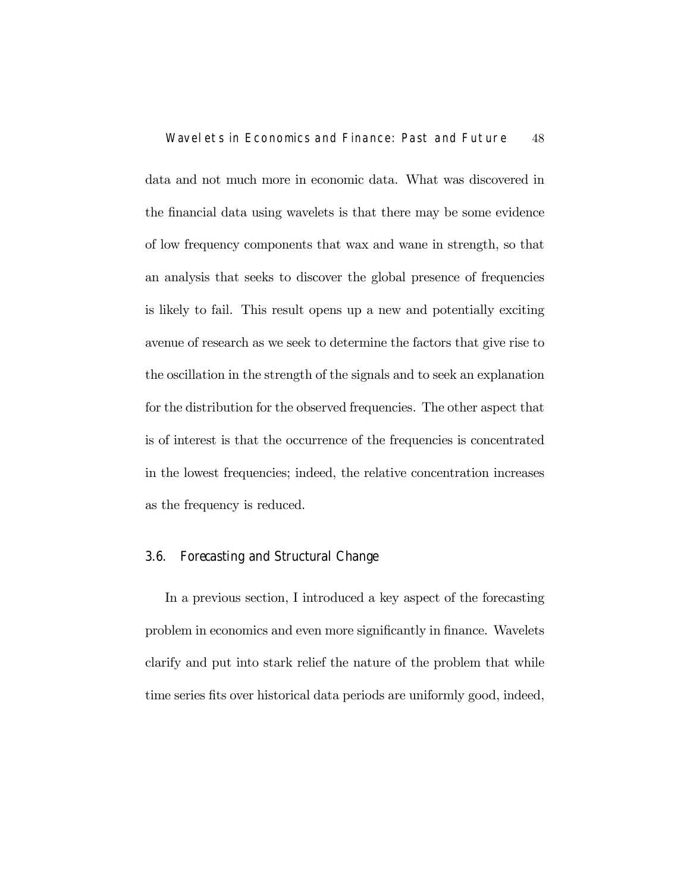data and not much more in economic data. What was discovered in the financial data using wavelets is that there may be some evidence of low frequency components that wax and wane in strength, so that an analysis that seeks to discover the global presence of frequencies is likely to fail. This result opens up a new and potentially exciting avenue of research as we seek to determine the factors that give rise to the oscillation in the strength of the signals and to seek an explanation for the distribution for the observed frequencies. The other aspect that is of interest is that the occurrence of the frequencies is concentrated in the lowest frequencies; indeed, the relative concentration increases as the frequency is reduced.

### 3.6. Forecasting and Structural Change

In a previous section, I introduced a key aspect of the forecasting problem in economics and even more significantly in finance. Wavelets clarify and put into stark relief the nature of the problem that while time series fits over historical data periods are uniformly good, indeed,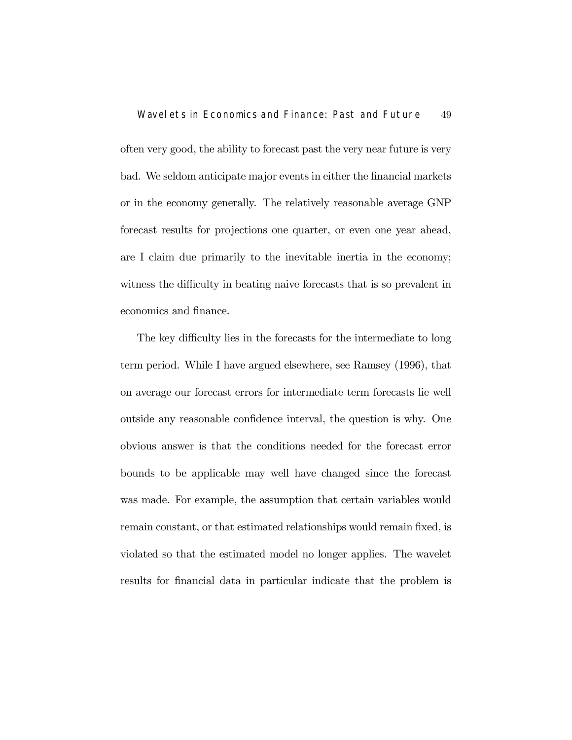often very good, the ability to forecast past the very near future is very bad. We seldom anticipate major events in either the financial markets or in the economy generally. The relatively reasonable average GNP forecast results for projections one quarter, or even one year ahead, are I claim due primarily to the inevitable inertia in the economy; witness the difficulty in beating naive forecasts that is so prevalent in economics and finance.

The key difficulty lies in the forecasts for the intermediate to long term period. While I have argued elsewhere, see Ramsey (1996), that on average our forecast errors for intermediate term forecasts lie well outside any reasonable confidence interval, the question is why. One obvious answer is that the conditions needed for the forecast error bounds to be applicable may well have changed since the forecast was made. For example, the assumption that certain variables would remain constant, or that estimated relationships would remain fixed, is violated so that the estimated model no longer applies. The wavelet results for financial data in particular indicate that the problem is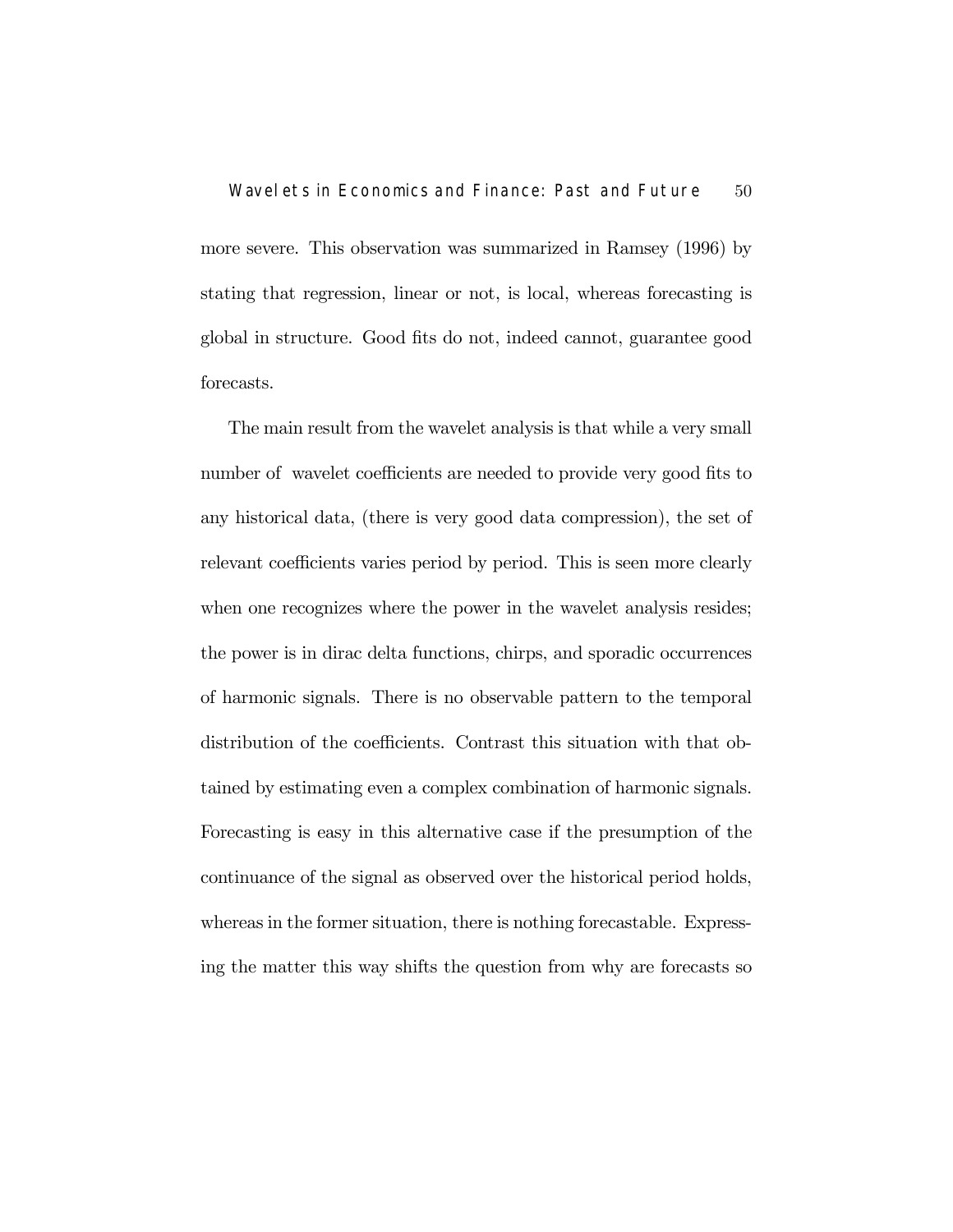more severe. This observation was summarized in Ramsey (1996) by stating that regression, linear or not, is local, whereas forecasting is global in structure. Good fits do not, indeed cannot, guarantee good forecasts.

The main result from the wavelet analysis is that while a very small number of wavelet coefficients are needed to provide very good fits to any historical data, (there is very good data compression), the set of relevant coefficients varies period by period. This is seen more clearly when one recognizes where the power in the wavelet analysis resides; the power is in dirac delta functions, chirps, and sporadic occurrences of harmonic signals. There is no observable pattern to the temporal distribution of the coefficients. Contrast this situation with that obtained by estimating even a complex combination of harmonic signals. Forecasting is easy in this alternative case if the presumption of the continuance of the signal as observed over the historical period holds, whereas in the former situation, there is nothing forecastable. Expressing the matter this way shifts the question from why are forecasts so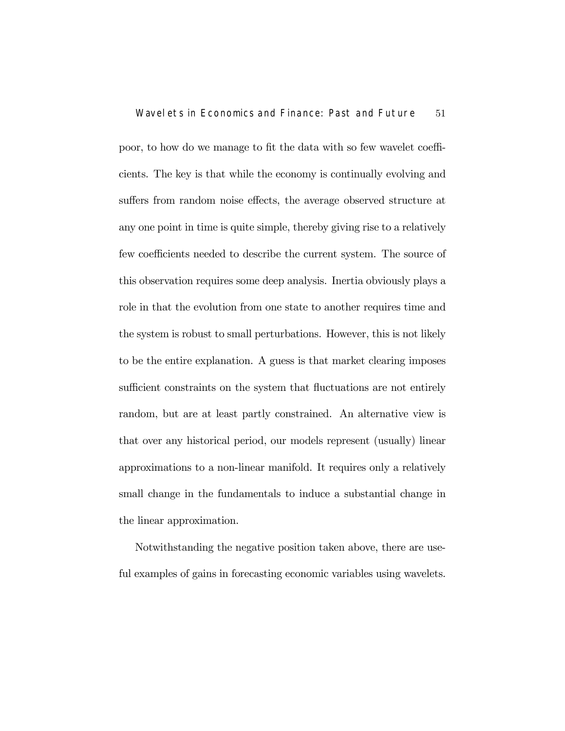poor, to how do we manage to fit the data with so few wavelet coefficients. The key is that while the economy is continually evolving and suffers from random noise effects, the average observed structure at any one point in time is quite simple, thereby giving rise to a relatively few coefficients needed to describe the current system. The source of this observation requires some deep analysis. Inertia obviously plays a role in that the evolution from one state to another requires time and the system is robust to small perturbations. However, this is not likely to be the entire explanation. A guess is that market clearing imposes sufficient constraints on the system that fluctuations are not entirely random, but are at least partly constrained. An alternative view is that over any historical period, our models represent (usually) linear approximations to a non-linear manifold. It requires only a relatively small change in the fundamentals to induce a substantial change in the linear approximation.

Notwithstanding the negative position taken above, there are useful examples of gains in forecasting economic variables using wavelets.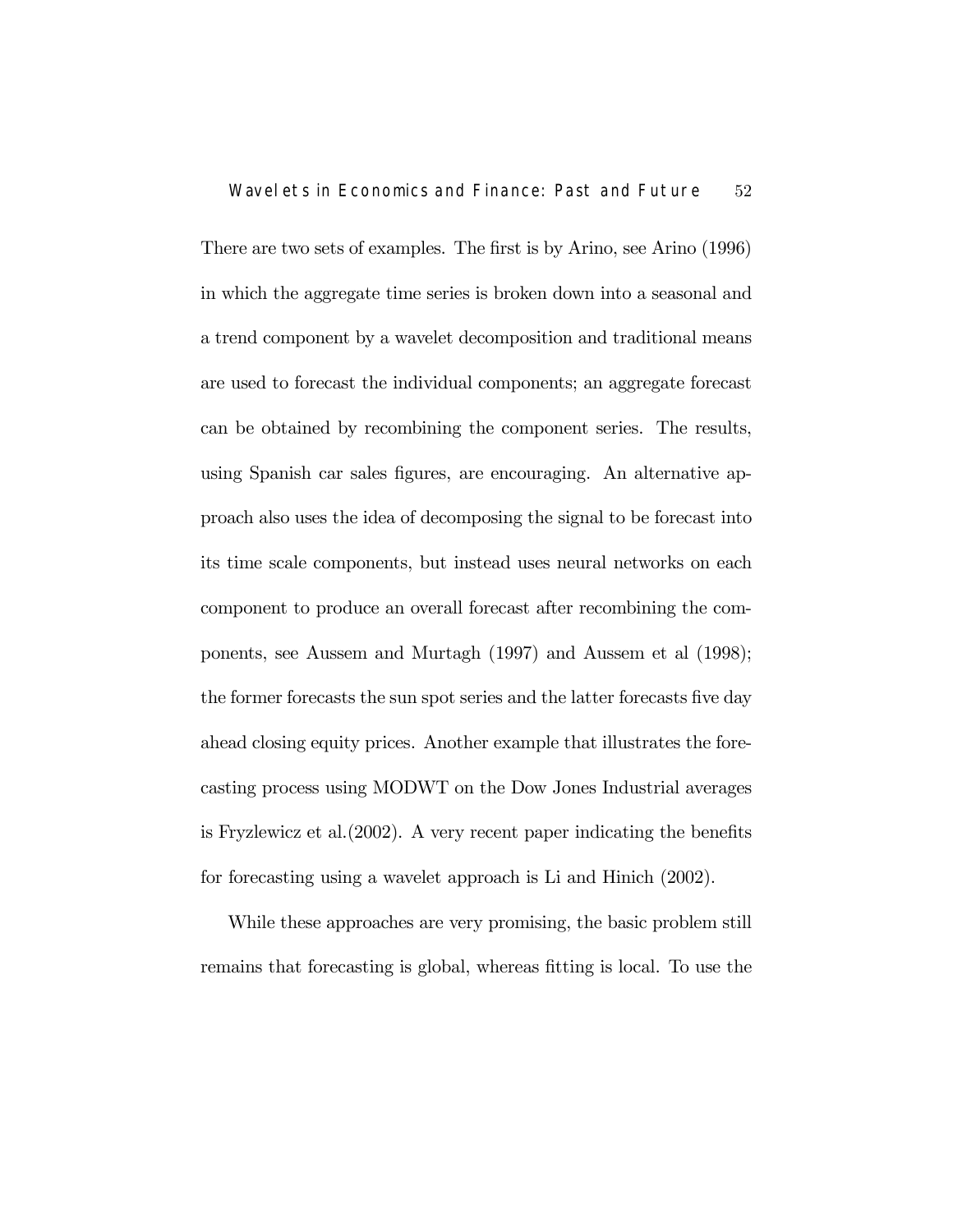There are two sets of examples. The first is by Arino, see Arino (1996) in which the aggregate time series is broken down into a seasonal and a trend component by a wavelet decomposition and traditional means are used to forecast the individual components; an aggregate forecast can be obtained by recombining the component series. The results, using Spanish car sales figures, are encouraging. An alternative approach also uses the idea of decomposing the signal to be forecast into its time scale components, but instead uses neural networks on each component to produce an overall forecast after recombining the components, see Aussem and Murtagh (1997) and Aussem et al (1998); the former forecasts the sun spot series and the latter forecasts five day ahead closing equity prices. Another example that illustrates the forecasting process using MODWT on the Dow Jones Industrial averages is Fryzlewicz et al.(2002). A very recent paper indicating the benefits for forecasting using a wavelet approach is Li and Hinich (2002).

While these approaches are very promising, the basic problem still remains that forecasting is global, whereas fitting is local. To use the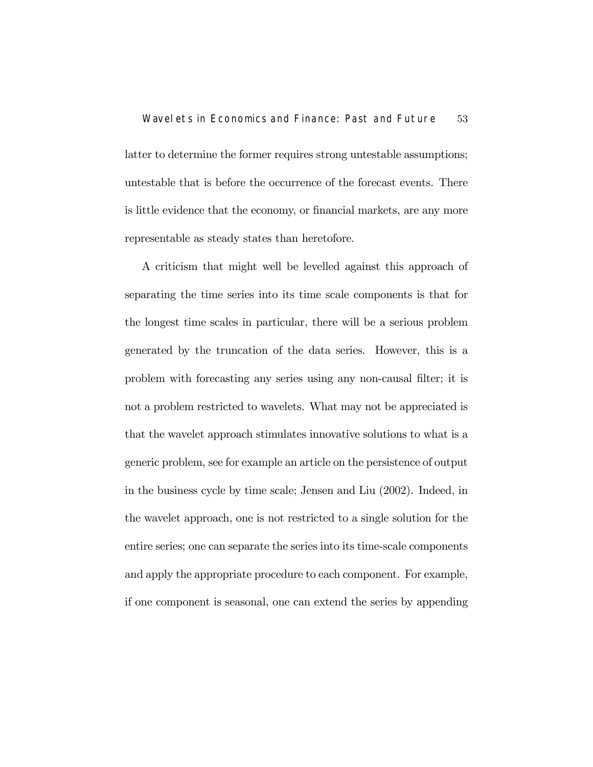latter to determine the former requires strong untestable assumptions; untestable that is before the occurrence of the forecast events. There is little evidence that the economy, or financial markets, are any more representable as steady states than heretofore.

A criticism that might well be levelled against this approach of separating the time series into its time scale components is that for the longest time scales in particular, there will be a serious problem generated by the truncation of the data series. However, this is a problem with forecasting any series using any non-causal filter; it is not a problem restricted to wavelets. What may not be appreciated is that the wavelet approach stimulates innovative solutions to what is a generic problem, see for example an article on the persistence of output in the business cycle by time scale; Jensen and Liu (2002). Indeed, in the wavelet approach, one is not restricted to a single solution for the entire series; one can separate the series into its time-scale components and apply the appropriate procedure to each component. For example, if one component is seasonal, one can extend the series by appending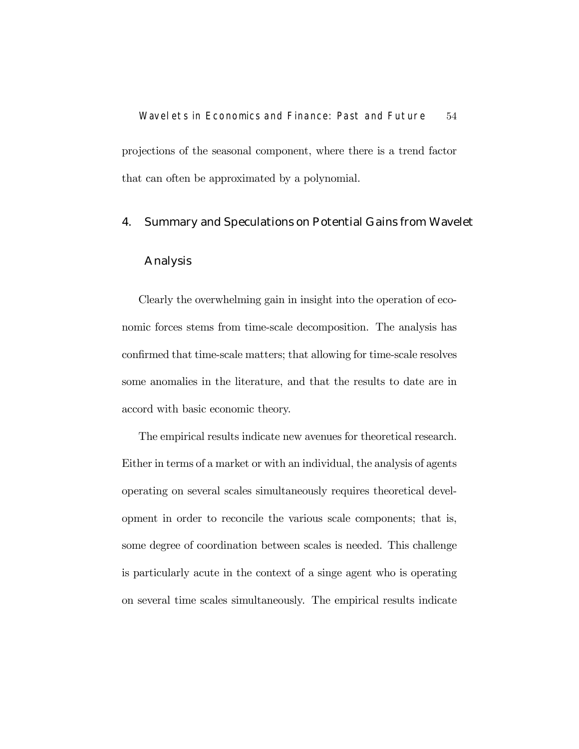projections of the seasonal component, where there is a trend factor that can often be approximated by a polynomial.

## 4. Summary and Speculations on Potential Gains from Wavelet Analysis

Clearly the overwhelming gain in insight into the operation of economic forces stems from time-scale decomposition. The analysis has confirmed that time-scale matters; that allowing for time-scale resolves some anomalies in the literature, and that the results to date are in accord with basic economic theory.

The empirical results indicate new avenues for theoretical research. Either in terms of a market or with an individual, the analysis of agents operating on several scales simultaneously requires theoretical development in order to reconcile the various scale components; that is, some degree of coordination between scales is needed. This challenge is particularly acute in the context of a singe agent who is operating on several time scales simultaneously. The empirical results indicate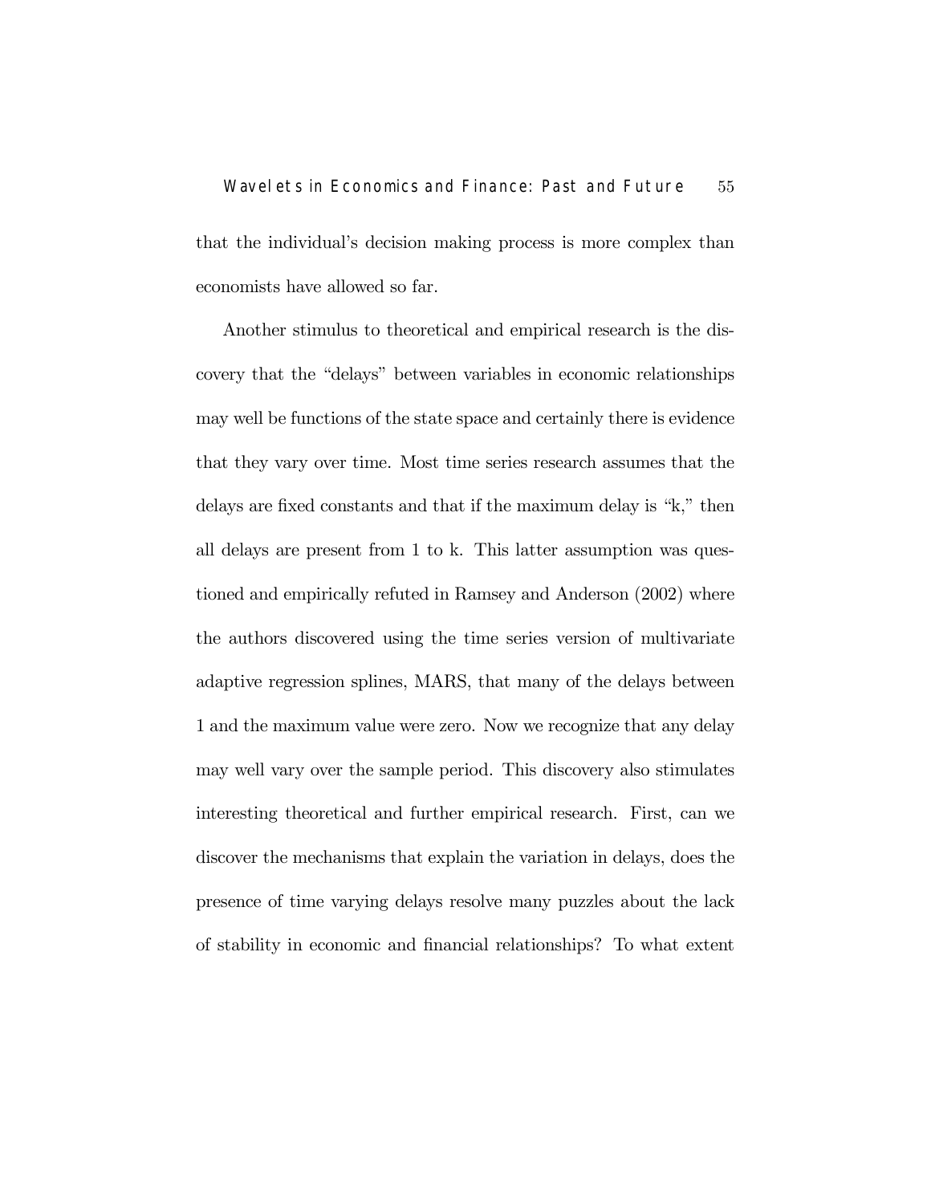that the individual's decision making process is more complex than economists have allowed so far.

Another stimulus to theoretical and empirical research is the discovery that the "delays" between variables in economic relationships may well be functions of the state space and certainly there is evidence that they vary over time. Most time series research assumes that the delays are fixed constants and that if the maximum delay is "k," then all delays are present from 1 to k. This latter assumption was questioned and empirically refuted in Ramsey and Anderson (2002) where the authors discovered using the time series version of multivariate adaptive regression splines, MARS, that many of the delays between 1 and the maximum value were zero. Now we recognize that any delay may well vary over the sample period. This discovery also stimulates interesting theoretical and further empirical research. First, can we discover the mechanisms that explain the variation in delays, does the presence of time varying delays resolve many puzzles about the lack of stability in economic and financial relationships? To what extent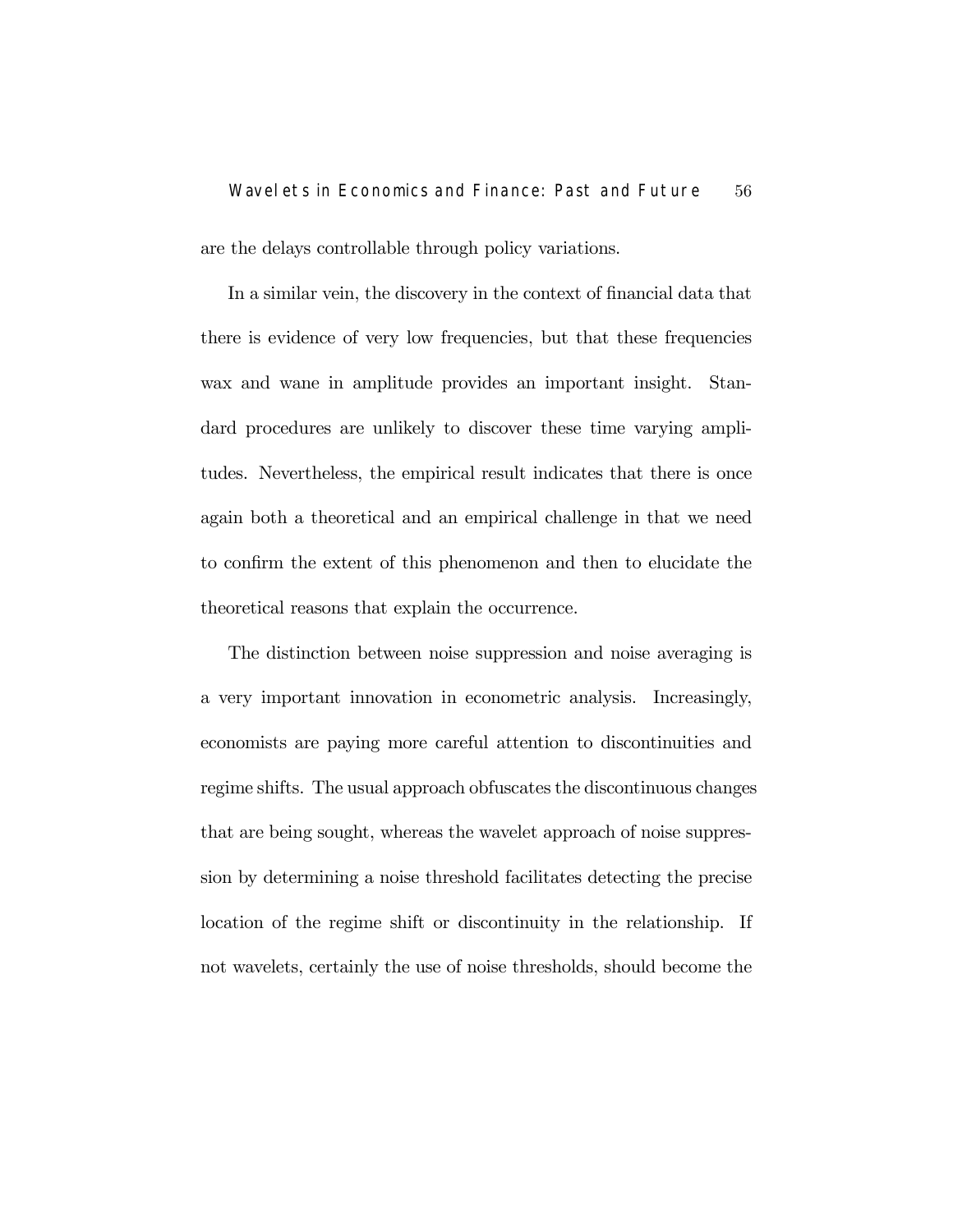are the delays controllable through policy variations.

In a similar vein, the discovery in the context of financial data that there is evidence of very low frequencies, but that these frequencies wax and wane in amplitude provides an important insight. Standard procedures are unlikely to discover these time varying amplitudes. Nevertheless, the empirical result indicates that there is once again both a theoretical and an empirical challenge in that we need to confirm the extent of this phenomenon and then to elucidate the theoretical reasons that explain the occurrence.

The distinction between noise suppression and noise averaging is a very important innovation in econometric analysis. Increasingly, economists are paying more careful attention to discontinuities and regime shifts. The usual approach obfuscates the discontinuous changes that are being sought, whereas the wavelet approach of noise suppression by determining a noise threshold facilitates detecting the precise location of the regime shift or discontinuity in the relationship. If not wavelets, certainly the use of noise thresholds, should become the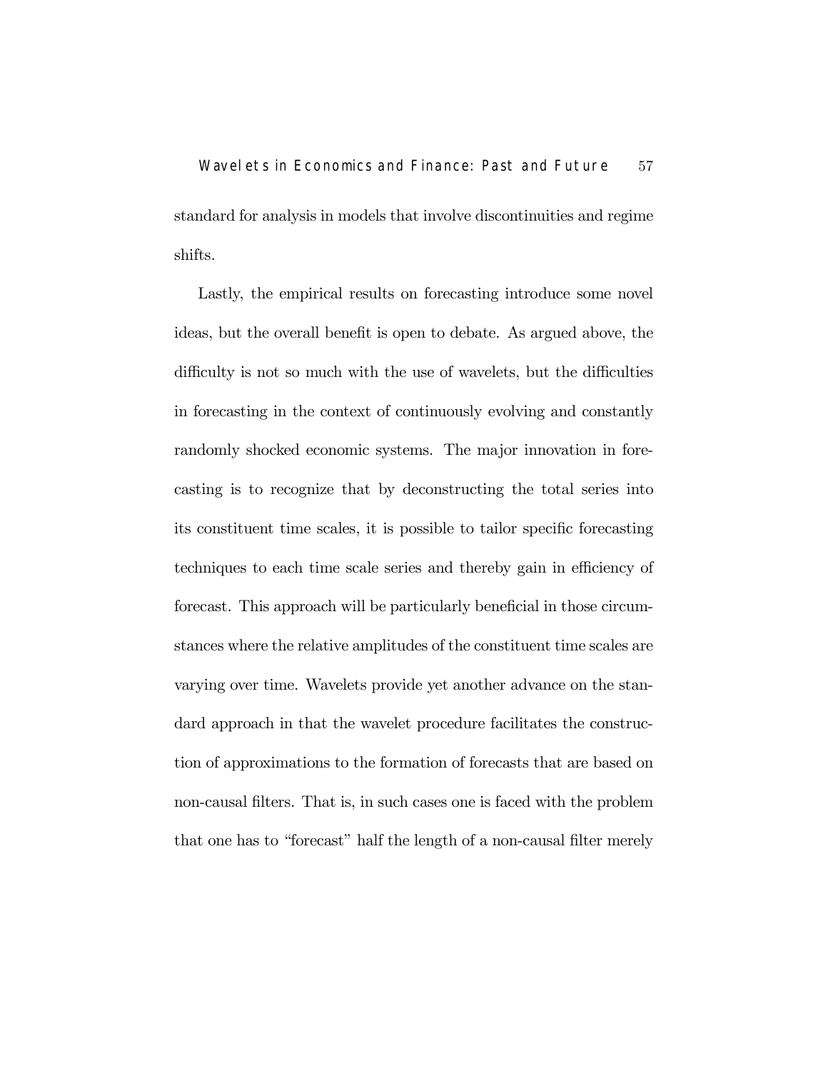standard for analysis in models that involve discontinuities and regime shifts.

Lastly, the empirical results on forecasting introduce some novel ideas, but the overall benefit is open to debate. As argued above, the difficulty is not so much with the use of wavelets, but the difficulties in forecasting in the context of continuously evolving and constantly randomly shocked economic systems. The major innovation in forecasting is to recognize that by deconstructing the total series into its constituent time scales, it is possible to tailor specific forecasting techniques to each time scale series and thereby gain in efficiency of forecast. This approach will be particularly beneficial in those circumstances where the relative amplitudes of the constituent time scales are varying over time. Wavelets provide yet another advance on the standard approach in that the wavelet procedure facilitates the construction of approximations to the formation of forecasts that are based on non-causal filters. That is, in such cases one is faced with the problem that one has to "forecast" half the length of a non-causal filter merely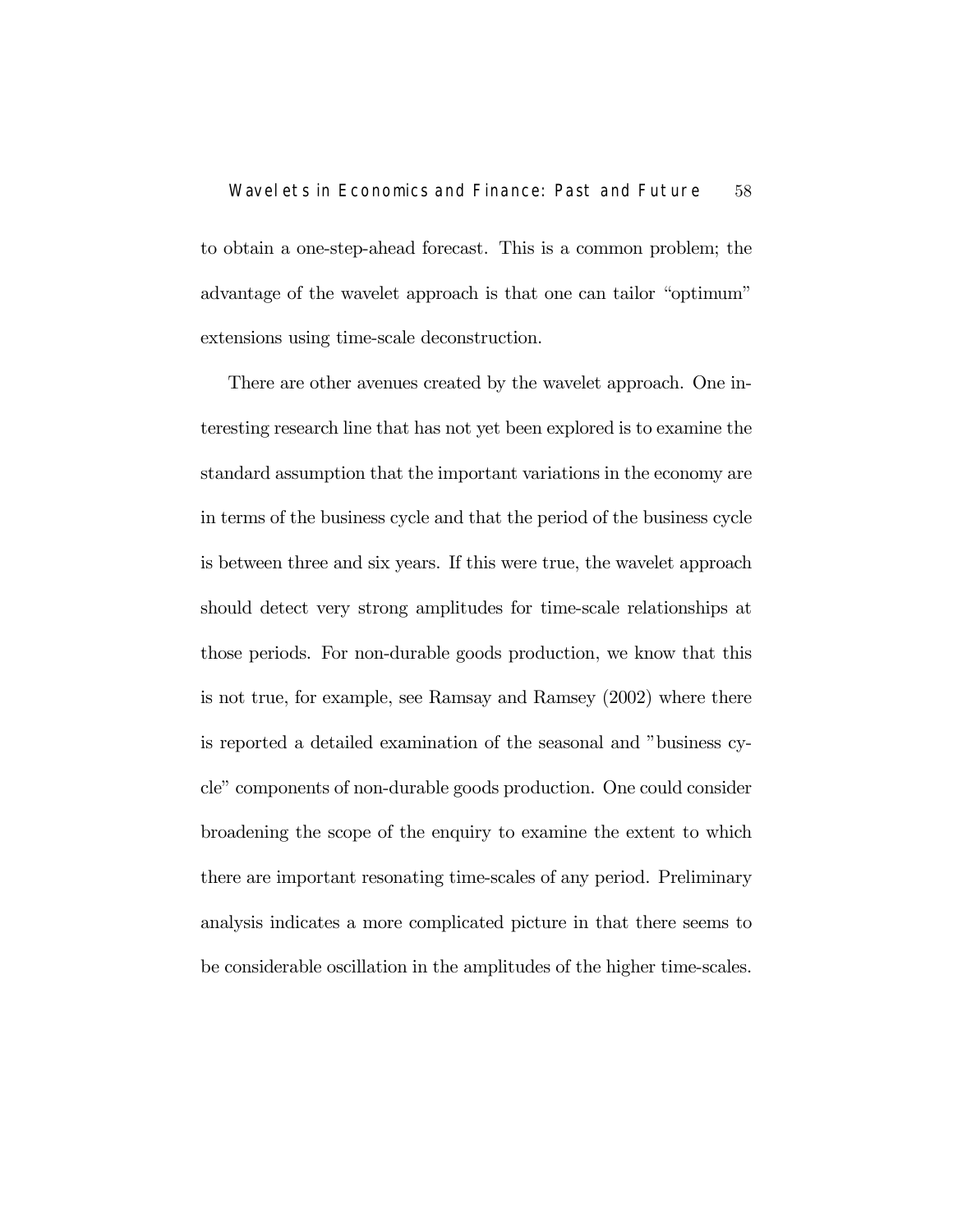to obtain a one-step-ahead forecast. This is a common problem; the advantage of the wavelet approach is that one can tailor "optimum" extensions using time-scale deconstruction.

There are other avenues created by the wavelet approach. One interesting research line that has not yet been explored is to examine the standard assumption that the important variations in the economy are in terms of the business cycle and that the period of the business cycle is between three and six years. If this were true, the wavelet approach should detect very strong amplitudes for time-scale relationships at those periods. For non-durable goods production, we know that this is not true, for example, see Ramsay and Ramsey (2002) where there is reported a detailed examination of the seasonal and "business cycle" components of non-durable goods production. One could consider broadening the scope of the enquiry to examine the extent to which there are important resonating time-scales of any period. Preliminary analysis indicates a more complicated picture in that there seems to be considerable oscillation in the amplitudes of the higher time-scales.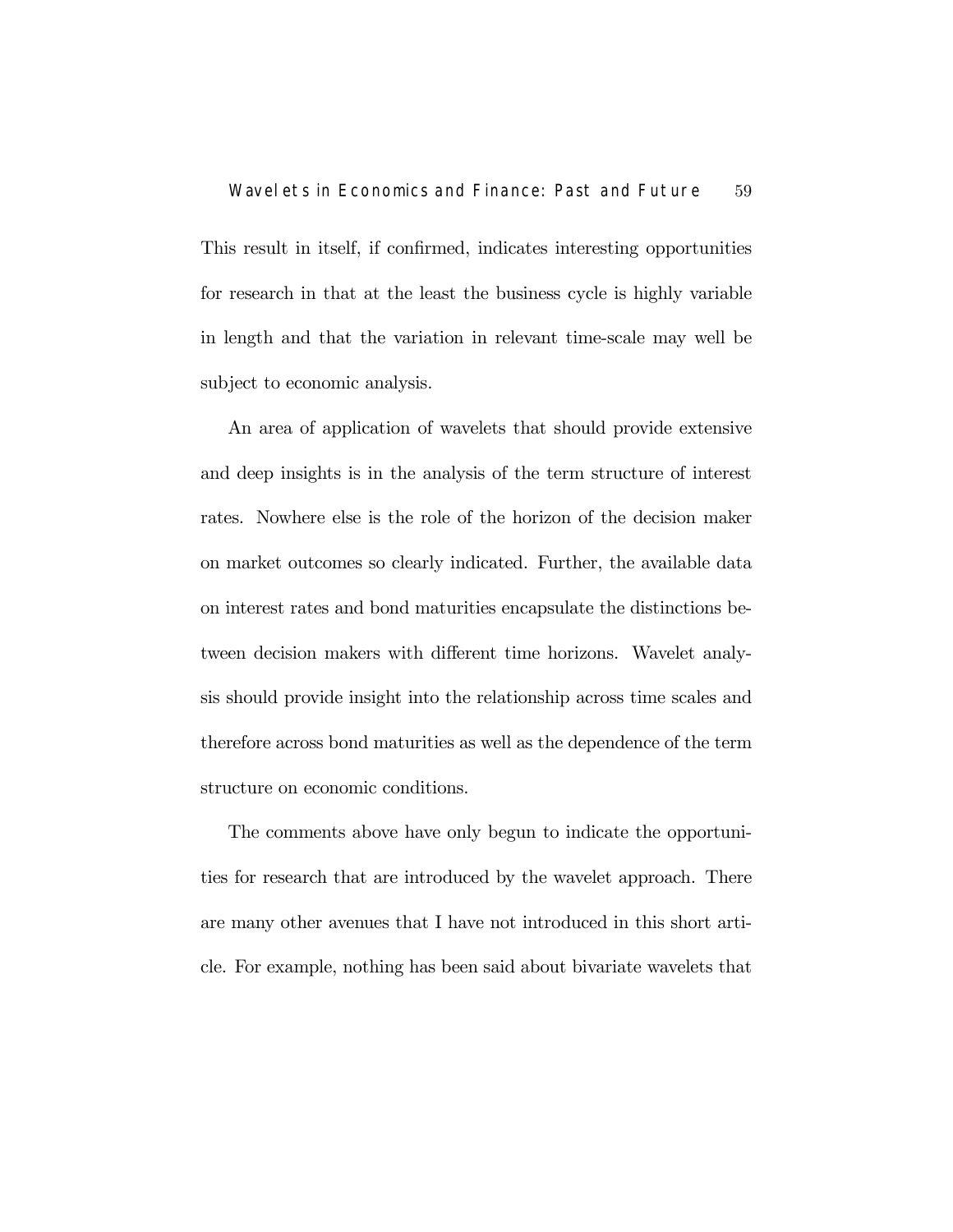This result in itself, if confirmed, indicates interesting opportunities for research in that at the least the business cycle is highly variable in length and that the variation in relevant time-scale may well be subject to economic analysis.

An area of application of wavelets that should provide extensive and deep insights is in the analysis of the term structure of interest rates. Nowhere else is the role of the horizon of the decision maker on market outcomes so clearly indicated. Further, the available data on interest rates and bond maturities encapsulate the distinctions between decision makers with different time horizons. Wavelet analysis should provide insight into the relationship across time scales and therefore across bond maturities as well as the dependence of the term structure on economic conditions.

The comments above have only begun to indicate the opportunities for research that are introduced by the wavelet approach. There are many other avenues that I have not introduced in this short article. For example, nothing has been said about bivariate wavelets that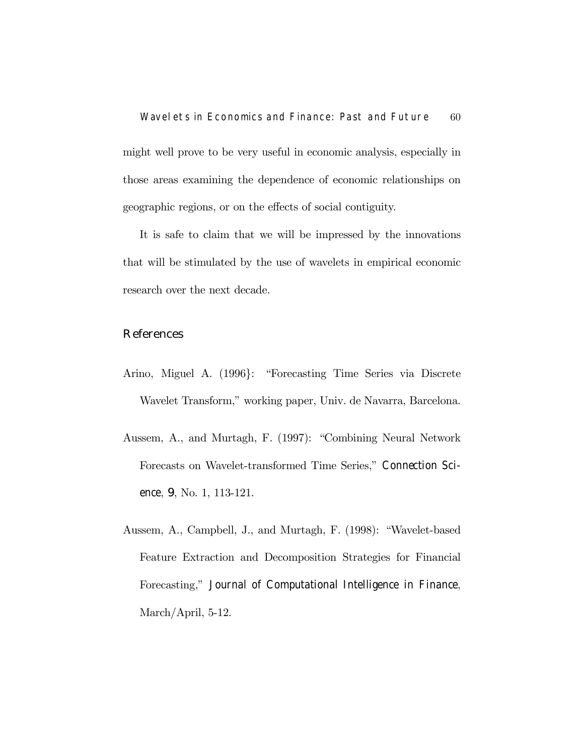might well prove to be very useful in economic analysis, especially in those areas examining the dependence of economic relationships on geographic regions, or on the effects of social contiguity.

It is safe to claim that we will be impressed by the innovations that will be stimulated by the use of wavelets in empirical economic research over the next decade.

## References

Arino, Miguel A. (1996}: "Forecasting Time Series via Discrete Wavelet Transform," working paper, Univ. de Navarra, Barcelona.

Aussem, A., and Murtagh, F. (1997): "Combining Neural Network Forecasts on Wavelet-transformed Time Series," *Connection Science*, **9**, No. 1, 113-121.

Aussem, A., Campbell, J., and Murtagh, F. (1998): "Wavelet-based Feature Extraction and Decomposition Strategies for Financial Forecasting," *Journal of Computational Intelligence in Finance*, March/April, 5-12.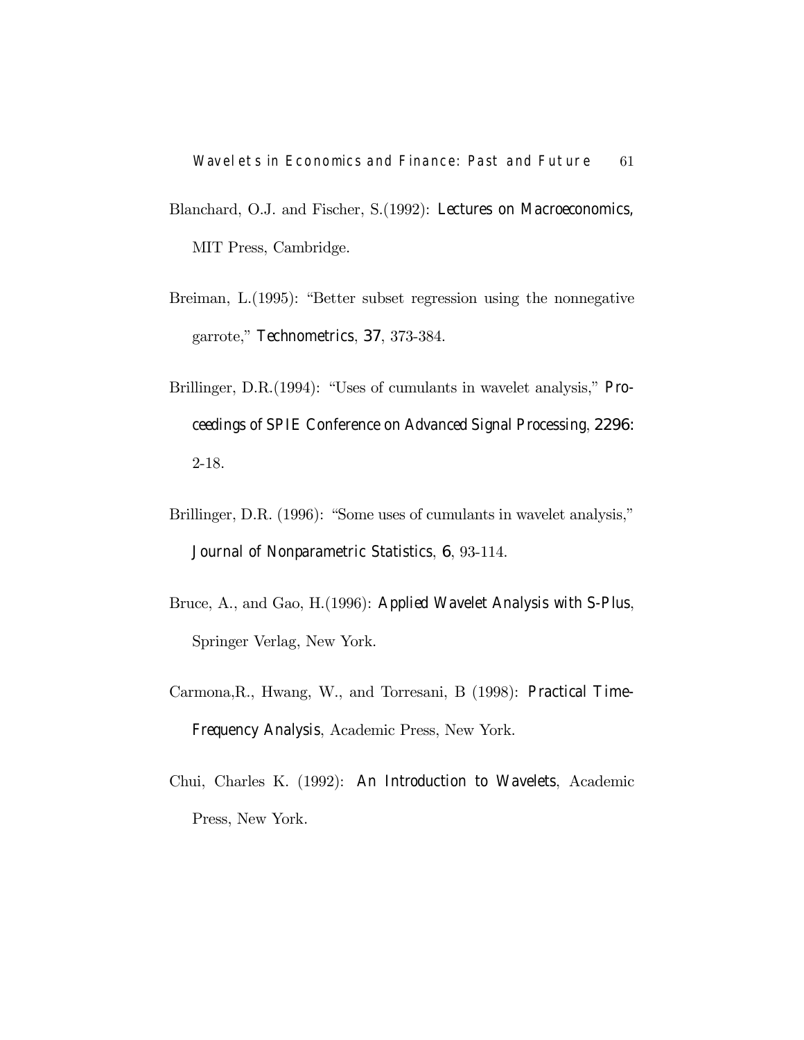Blanchard, O.J. and Fischer, S.(1992): *Lectures on Macroeconomics,* MIT Press, Cambridge.

Breiman, L.(1995): "Better subset regression using the nonnegative garrote," *Technometrics*, **37**, 373-384.

Brillinger, D.R.(1994): "Uses of cumulants in wavelet analysis," *Proceedings of SPIE Conference on Advanced Signal Processing*, **2296:** 2-18.

Brillinger, D.R. (1996): "Some uses of cumulants in wavelet analysis," *Journal of Nonparametric Statistics*, **6**, 93-114.

Bruce, A., and Gao, H.(1996): *Applied Wavelet Analysis with S-Plus*, Springer Verlag, New York.

Carmona,R., Hwang, W., and Torresani, B (1998): *Practical Time-Frequency Analysis*, Academic Press, New York.

Chui, Charles K. (1992): *An Introduction to Wavelets*, Academic Press, New York.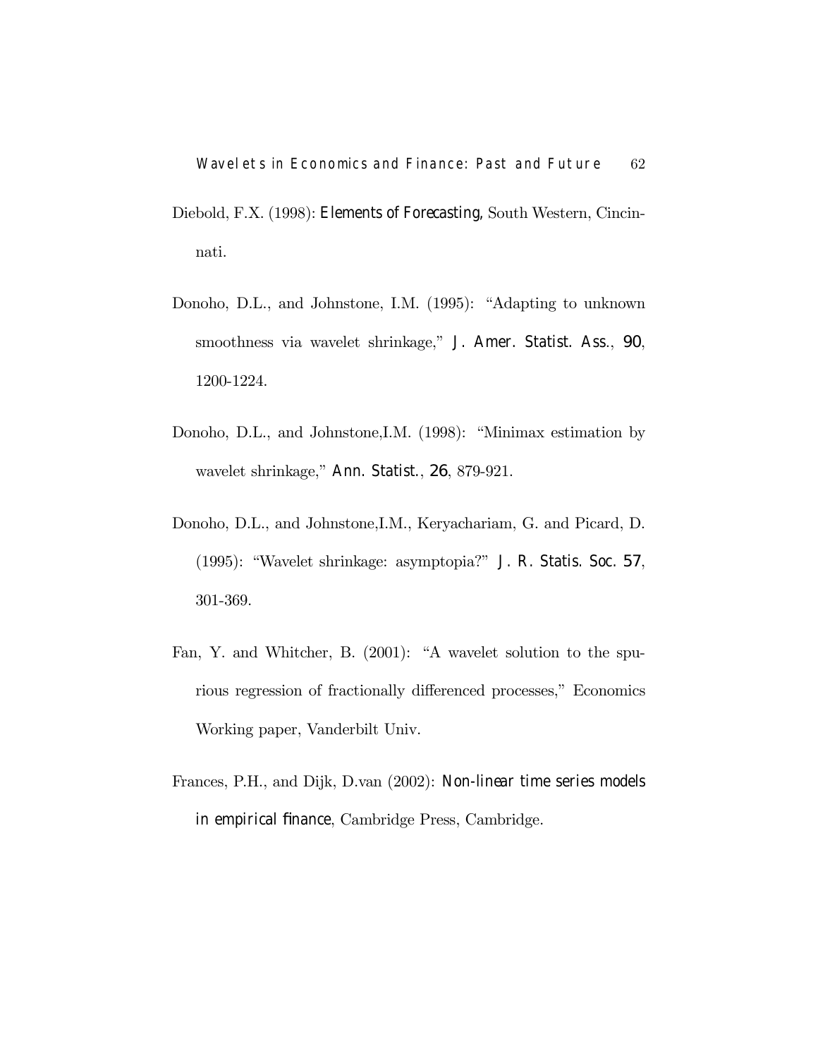Diebold, F.X. (1998): *Elements of Forecasting*, South Western, Cincinnati.

Donoho, D.L., and Johnstone, I.M. (1995): "Adapting to unknown smoothness via wavelet shrinkage," *J. Amer. Statist. Ass.*, **90**, 1200-1224.

Donoho, D.L., and Johnstone,I.M. (1998): "Minimax estimation by wavelet shrinkage," *Ann. Statist.*, **26**, 879-921.

Donoho, D.L., and Johnstone,I.M., Keryachariam, G. and Picard, D. (1995): "Wavelet shrinkage: asymptopia?" *J. R. Statis. Soc.* **57**, 301-369.

Fan, Y. and Whitcher, B. (2001): "A wavelet solution to the spurious regression of fractionally differenced processes," Economics Working paper, Vanderbilt Univ.

Frances, P.H., and Dijk, D.van (2002): *Non-linear time series models in empirical finance*, Cambridge Press, Cambridge.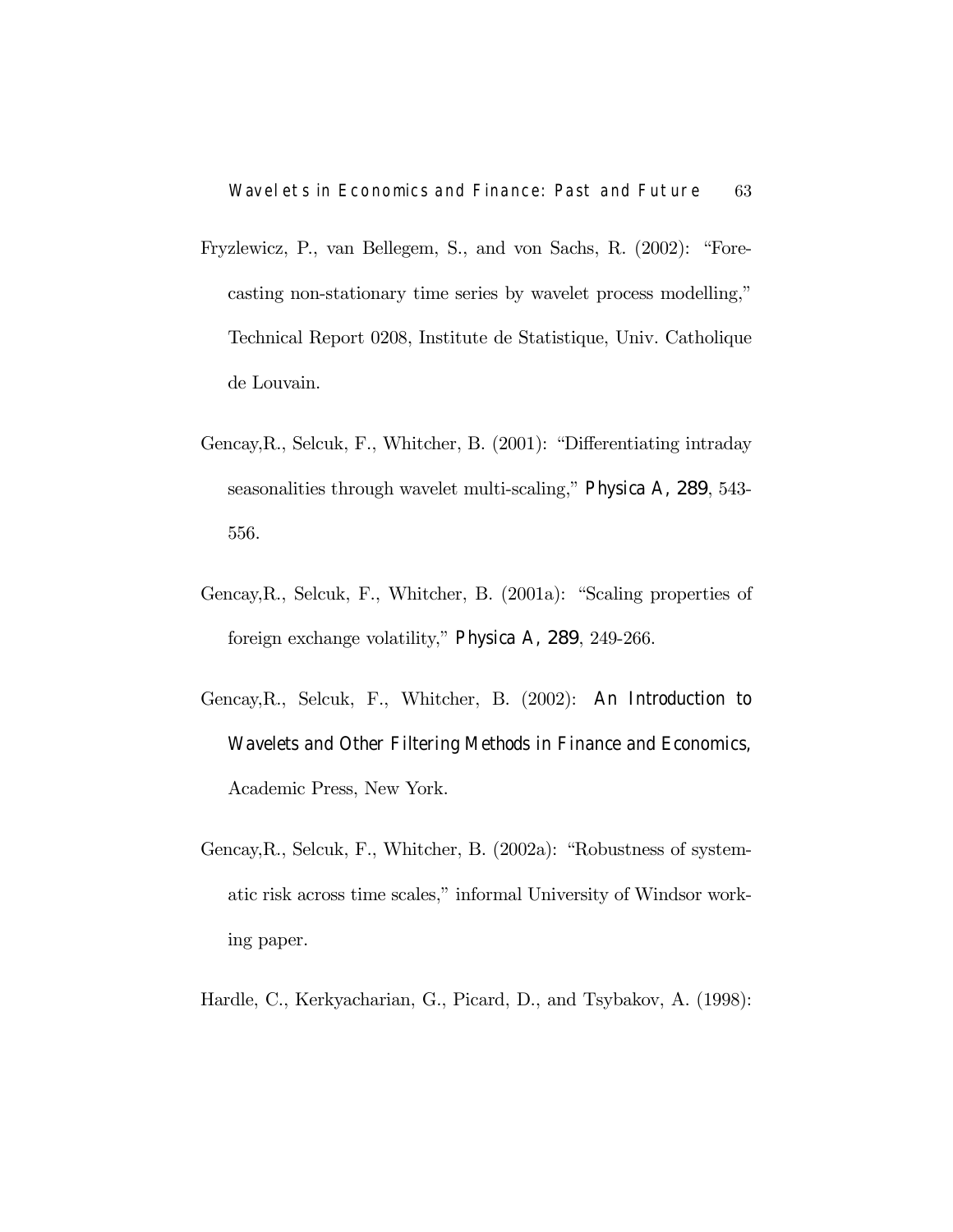Fryzlewicz, P., van Bellegem, S., and von Sachs, R. (2002): "Forecasting non-stationary time series by wavelet process modelling," Technical Report 0208, Institute de Statistique, Univ. Catholique de Louvain.

Gencay,R., Selcuk, F., Whitcher, B. (2001): "Differentiating intraday seasonalities through wavelet multi-scaling," *Physica A*, **289**, 543-556.

Gencay,R., Selcuk, F., Whitcher, B. (2001a): "Scaling properties of foreign exchange volatility," *Physica A*, **289**, 249-266.

Gencay,R., Selcuk, F., Whitcher, B. (2002): *An Introduction to Wavelets and Other Filtering Methods in Finance and Economics,* Academic Press, New York.

Gencay,R., Selcuk, F., Whitcher, B. (2002a): "Robustness of systematic risk across time scales," informal University of Windsor working paper.

Hardle, C., Kerkyacharian, G., Picard, D., and Tsybakov, A. (1998):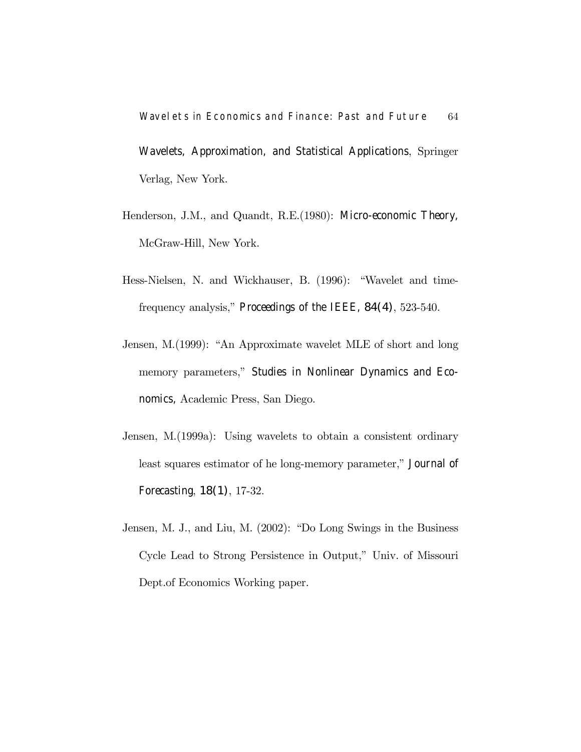*Wavelets, Approximation, and Statistical Applications*, Springer Verlag, New York.

Henderson, J.M., and Quandt, R.E.(1980): *Micro-economic Theory,* McGraw-Hill, New York.

Hess-Nielsen, N. and Wickhauser, B. (1996): "Wavelet and time-frequency analysis," *Proceedings of the IEEE, 84(4)*, 523-540.

Jensen, M.(1999): "An Approximate wavelet MLE of short and long memory parameters," *Studies in Nonlinear Dynamics and Economics,* Academic Press, San Diego.

Jensen, M.(1999a): Using wavelets to obtain a consistent ordinary least squares estimator of he long-memory parameter," *Journal of Forecasting*, *18(1)*, 17-32.

Jensen, M. J., and Liu, M. (2002): "Do Long Swings in the Business Cycle Lead to Strong Persistence in Output," Univ. of Missouri Dept.of Economics Working paper.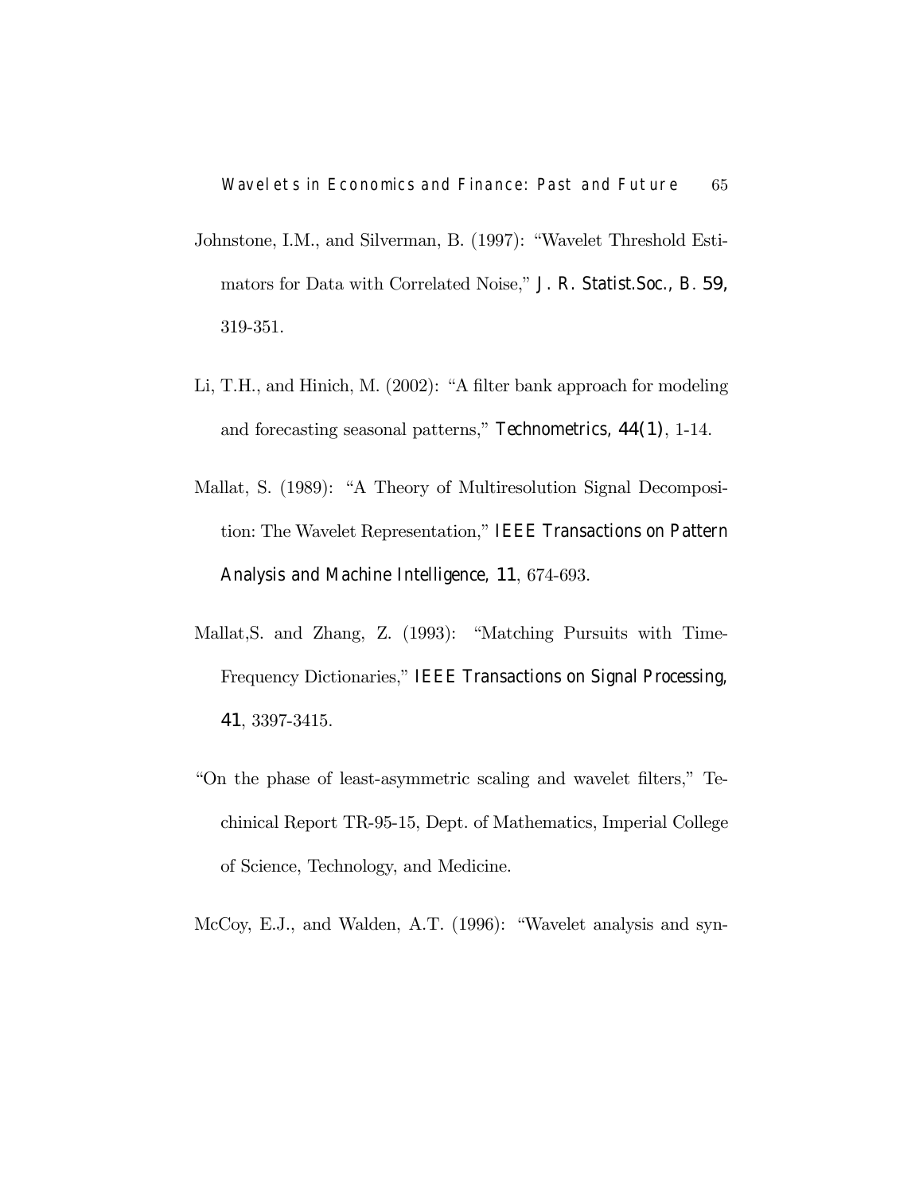Johnstone, I.M., and Silverman, B. (1997): "Wavelet Threshold Estimators for Data with Correlated Noise," *J. R. Statist.Soc., B.* **59**, 319-351.

Li, T.H., and Hinich, M. (2002): "A filter bank approach for modeling and forecasting seasonal patterns," *Technometrics*, **44(1)**, 1-14.

Mallat, S. (1989): "A Theory of Multiresolution Signal Decomposition: The Wavelet Representation," *IEEE Transactions on Pattern Analysis and Machine Intelligence*, **11**, 674-693.

Mallat,S. and Zhang, Z. (1993): "Matching Pursuits with Time-Frequency Dictionaries," *IEEE Transactions on Signal Processing*, **41**, 3397-3415.

"On the phase of least-asymmetric scaling and wavelet filters," Techinical Report TR-95-15, Dept. of Mathematics, Imperial College of Science, Technology, and Medicine.

McCoy, E.J., and Walden, A.T. (1996): "Wavelet analysis and syn-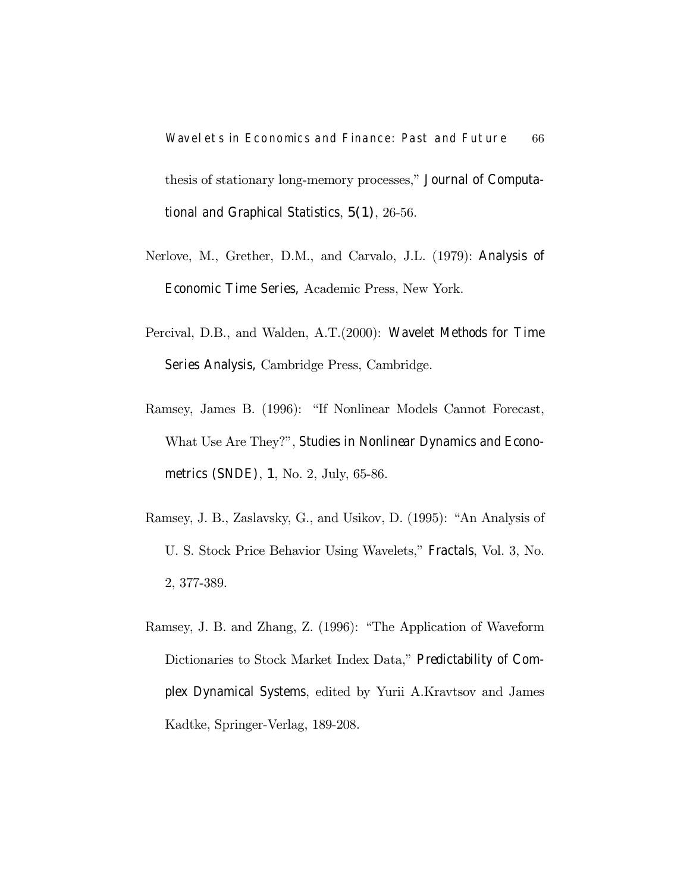thesis of stationary long-memory processes," *Journal of Computational and Graphical Statistics*, **5(1)**, 26-56.

Nerlove, M., Grether, D.M., and Carvalo, J.L. (1979): *Analysis of Economic Time Series,* Academic Press, New York.

Percival, D.B., and Walden, A.T.(2000): *Wavelet Methods for Time Series Analysis,* Cambridge Press, Cambridge.

Ramsey, James B. (1996): "If Nonlinear Models Cannot Forecast, What Use Are They?", *Studies in Nonlinear Dynamics and Econometrics (SNDE)*, **1**, No. 2, July, 65-86.

Ramsey, J. B., Zaslavsky, G., and Usikov, D. (1995): "An Analysis of U. S. Stock Price Behavior Using Wavelets," *Fractals*, Vol. 3, No. 2, 377-389.

Ramsey, J. B. and Zhang, Z. (1996): "The Application of Waveform Dictionaries to Stock Market Index Data," *Predictability of Complex Dynamical Systems*, edited by Yurii A.Kravtsov and James Kadtke, Springer-Verlag, 189-208.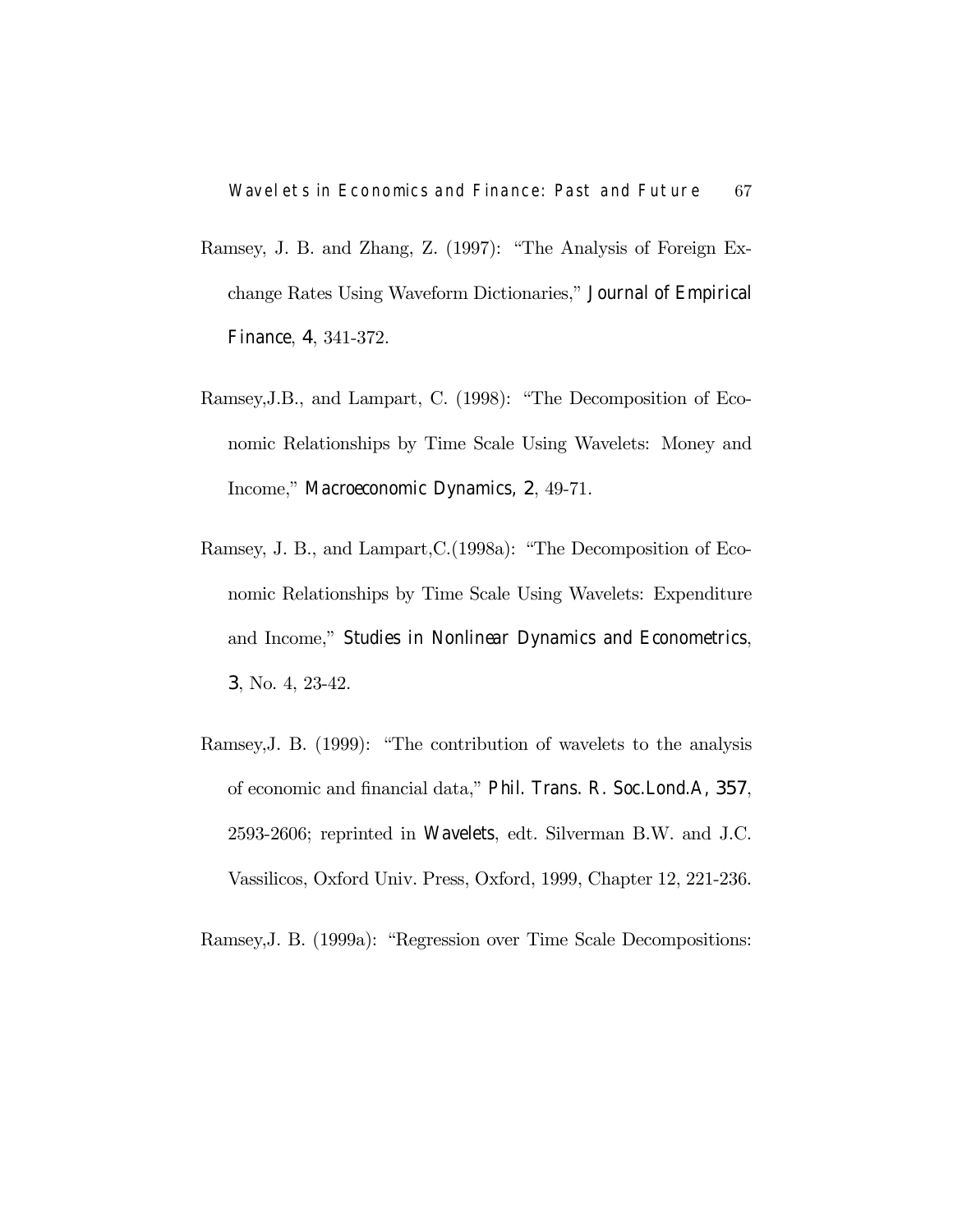Ramsey, J. B. and Zhang, Z. (1997): "The Analysis of Foreign Exchange Rates Using Waveform Dictionaries," *Journal of Empirical Finance*, **4**, 341-372.

Ramsey,J.B., and Lampart, C. (1998): "The Decomposition of Economic Relationships by Time Scale Using Wavelets: Money and Income," *Macroeconomic Dynamics*, **2**, 49-71.

Ramsey, J. B., and Lampart,C.(1998a): "The Decomposition of Economic Relationships by Time Scale Using Wavelets: Expenditure and Income," *Studies in Nonlinear Dynamics and Econometrics*, **3**, No. 4, 23-42.

Ramsey,J. B. (1999): "The contribution of wavelets to the analysis of economic and financial data," *Phil. Trans. R. Soc.Lond.A*, **357**, 2593-2606; reprinted in *Wavelets*, edt. Silverman B.W. and J.C. Vassilicos, Oxford Univ. Press, Oxford, 1999, Chapter 12, 221-236.

Ramsey,J. B. (1999a): "Regression over Time Scale Decompositions: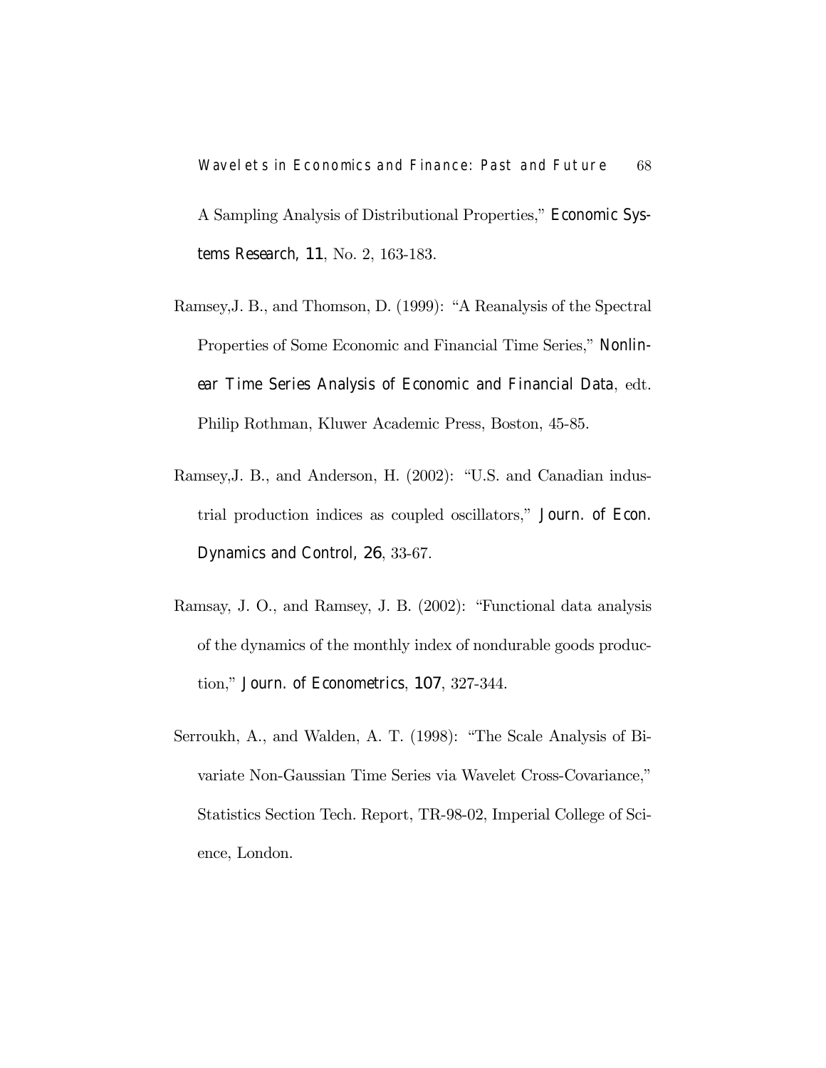A Sampling Analysis of Distributional Properties," *Economic Systems Research*, **11**, No. 2, 163-183.

Ramsey,J. B., and Thomson, D. (1999): "A Reanalysis of the Spectral Properties of Some Economic and Financial Time Series," *Nonlinear Time Series Analysis of Economic and Financial Data*, edt. Philip Rothman, Kluwer Academic Press, Boston, 45-85.

Ramsey,J. B., and Anderson, H. (2002): "U.S. and Canadian industrial production indices as coupled oscillators," *Journ. of Econ. Dynamics and Control*, **26**, 33-67.

Ramsay, J. O., and Ramsey, J. B. (2002): "Functional data analysis of the dynamics of the monthly index of nondurable goods production," *Journ. of Econometrics*, **107**, 327-344.

Serroukh, A., and Walden, A. T. (1998): "The Scale Analysis of Bivariate Non-Gaussian Time Series via Wavelet Cross-Covariance," Statistics Section Tech. Report, TR-98-02, Imperial College of Science, London.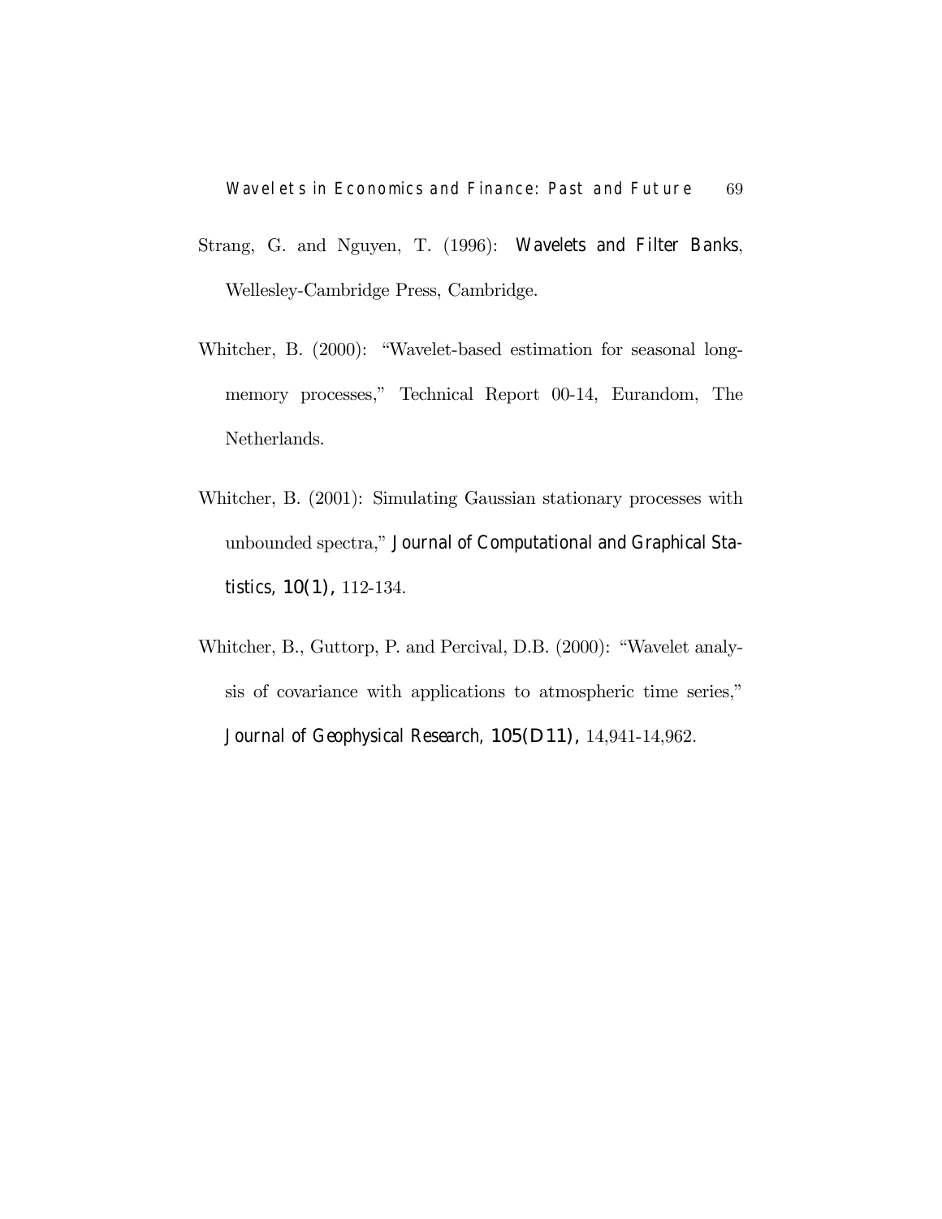Strang, G. and Nguyen, T. (1996): *Wavelets and Filter Banks*, Wellesley-Cambridge Press, Cambridge.

Whitcher, B. (2000): "Wavelet-based estimation for seasonal long-memory processes," Technical Report 00-14, Eurandom, The Netherlands.

Whitcher, B. (2001): Simulating Gaussian stationary processes with unbounded spectra," *Journal of Computational and Graphical Statistics*, **10(1)**, 112-134.

Whitcher, B., Guttorp, P. and Percival, D.B. (2000): "Wavelet analysis of covariance with applications to atmospheric time series," *Journal of Geophysical Research*, **105(D11)**, 14,941-14,962.